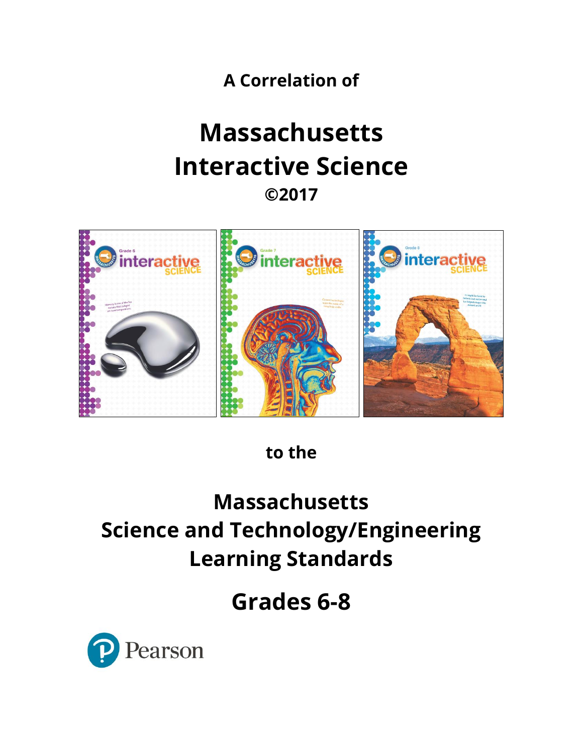A Correlation of

# Massachusetts Interactive Science

©2017

to the

# Massachusetts Science and Technology/Engineering Learning Standards

## Grades 6-8

Pearson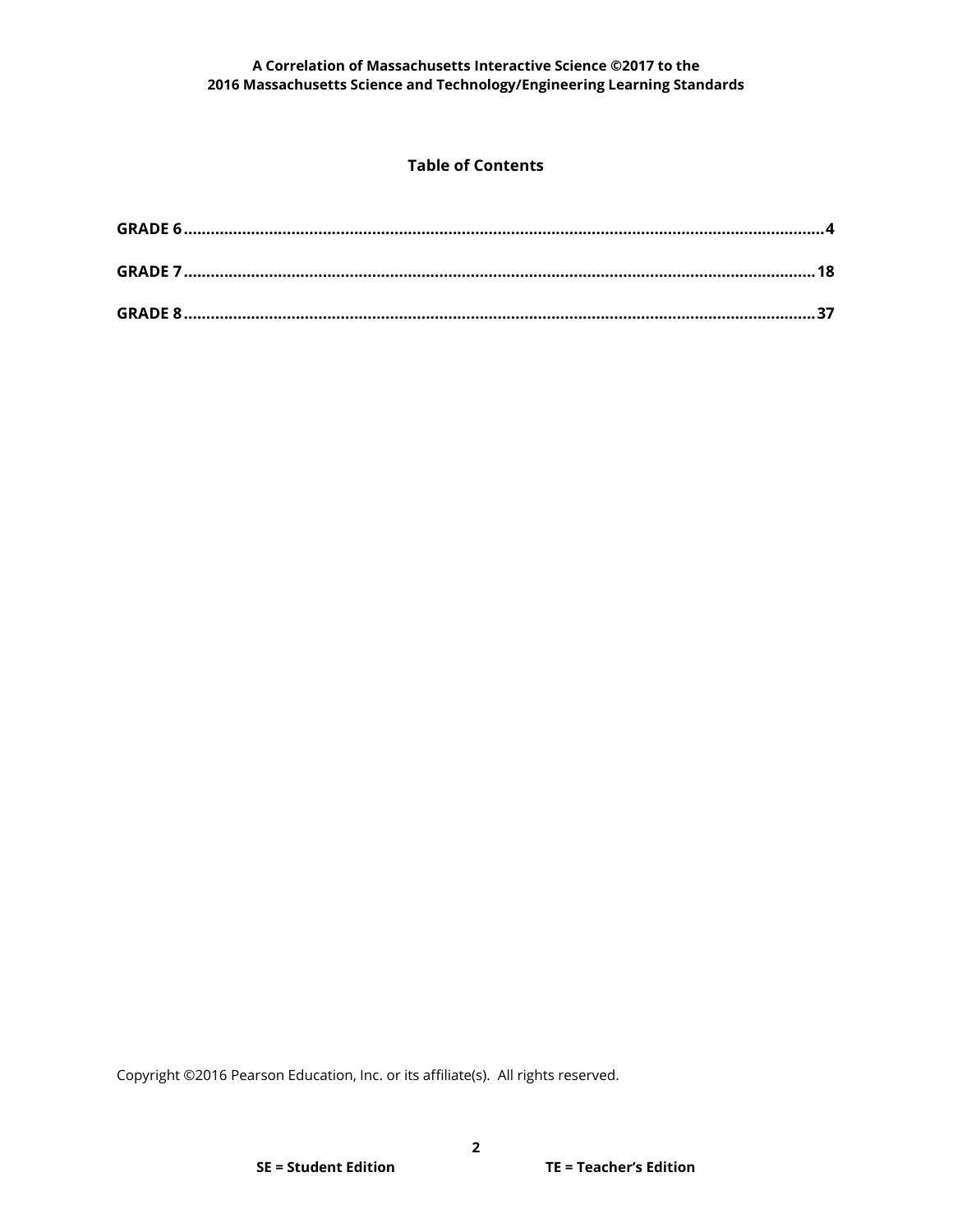## Table of Contents

**GRADE 6** .......................................................................................................... **4**

**GRADE 7** .......................................................................................................... **18**

**GRADE 8** .......................................................................................................... **37**

Copyright ©2016 Pearson Education, Inc. or its affiliate(s). All rights reserved.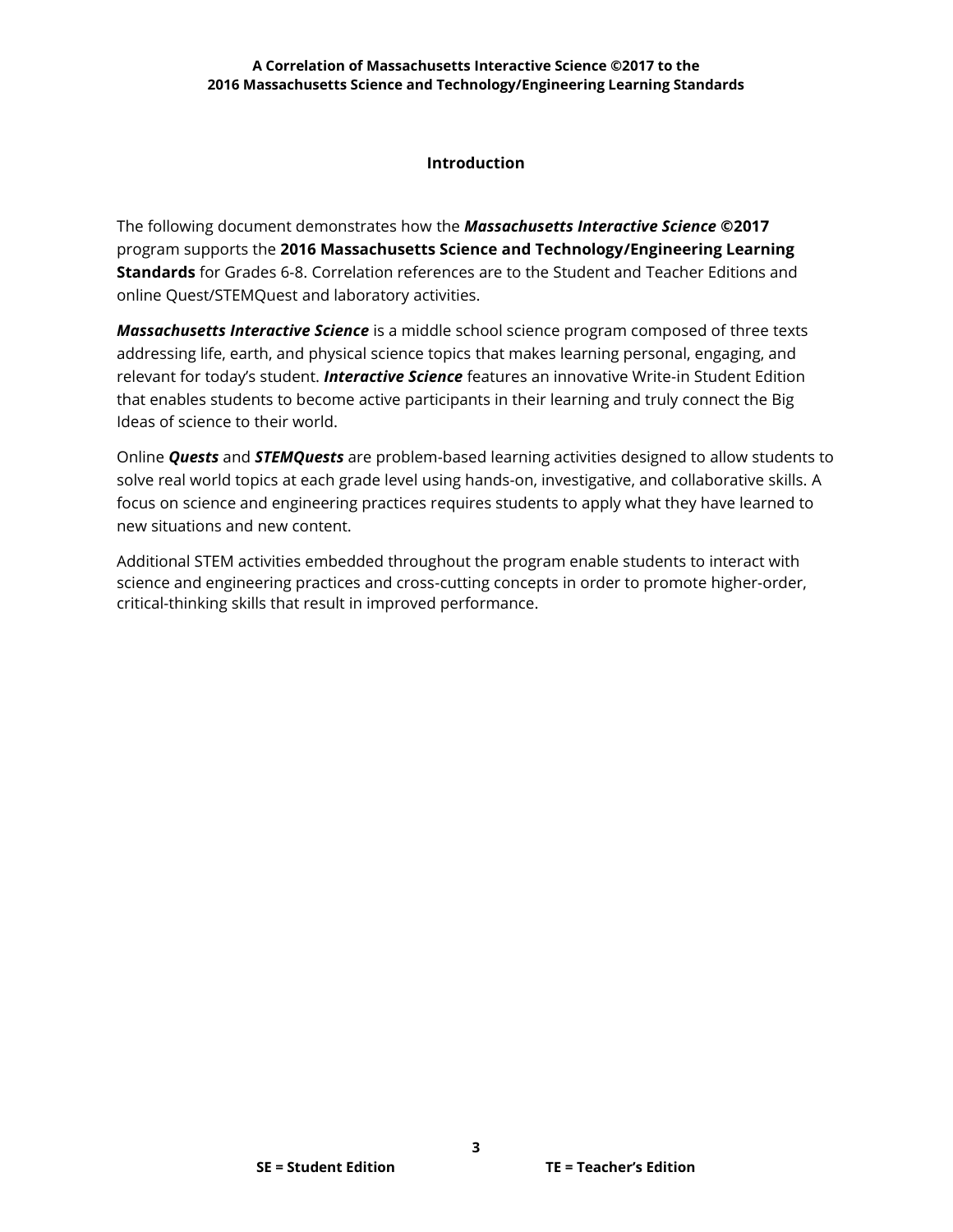## Introduction

The following document demonstrates how the ***Massachusetts Interactive Science* ©2017** program supports the **2016 Massachusetts Science and Technology/Engineering Learning Standards** for Grades 6-8. Correlation references are to the Student and Teacher Editions and online Quest/STEMQuest and laboratory activities.

***Massachusetts Interactive Science*** is a middle school science program composed of three texts addressing life, earth, and physical science topics that makes learning personal, engaging, and relevant for today's student. ***Interactive Science*** features an innovative Write-in Student Edition that enables students to become active participants in their learning and truly connect the Big Ideas of science to their world.

Online ***Quests*** and ***STEMQuests*** are problem-based learning activities designed to allow students to solve real world topics at each grade level using hands-on, investigative, and collaborative skills. A focus on science and engineering practices requires students to apply what they have learned to new situations and new content.

Additional STEM activities embedded throughout the program enable students to interact with science and engineering practices and cross-cutting concepts in order to promote higher-order, critical-thinking skills that result in improved performance.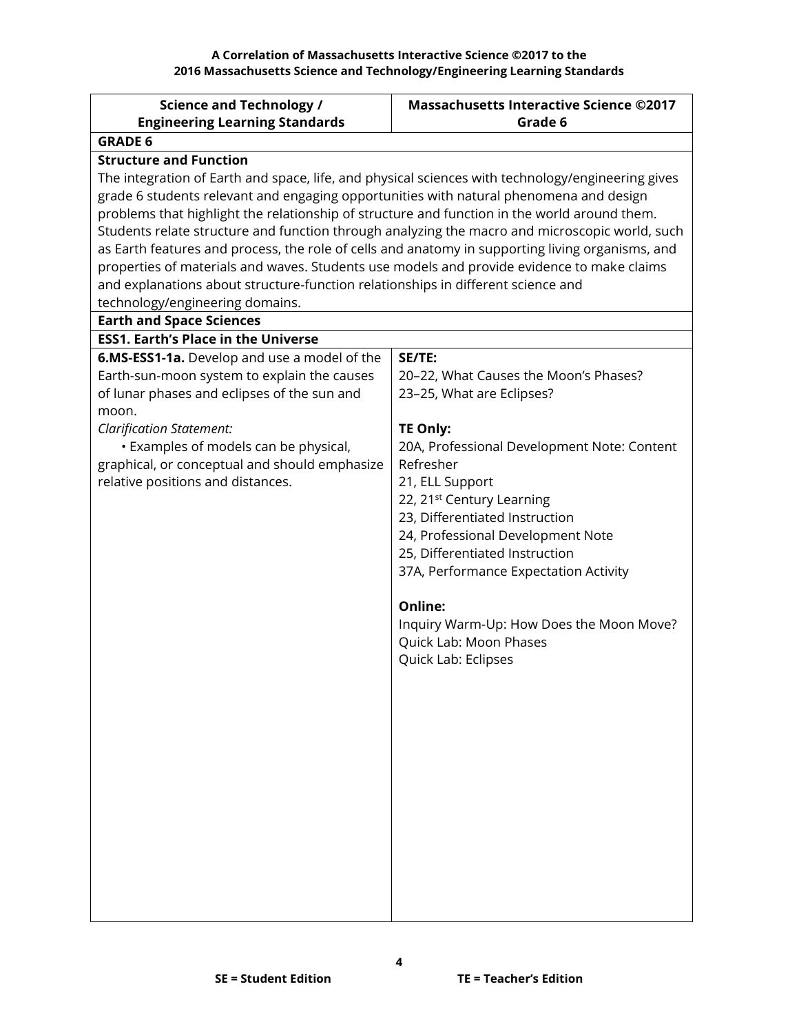**A Correlation of Massachusetts Interactive Science ©2017 to the 2016 Massachusetts Science and Technology/Engineering Learning Standards**

| Science and Technology / Engineering Learning Standards | Massachusetts Interactive Science ©2017 Grade 6 |
| --- | --- |
| **GRADE 6** | |
| **Structure and Function**<br>The integration of Earth and space, life, and physical sciences with technology/engineering gives grade 6 students relevant and engaging opportunities with natural phenomena and design problems that highlight the relationship of structure and function in the world around them. Students relate structure and function through analyzing the macro and microscopic world, such as Earth features and process, the role of cells and anatomy in supporting living organisms, and properties of materials and waves. Students use models and provide evidence to make claims and explanations about structure-function relationships in different science and technology/engineering domains. | |
| **Earth and Space Sciences** | |
| **ESS1. Earth's Place in the Universe** | |
| **6.MS-ESS1-1a.** Develop and use a model of the Earth-sun-moon system to explain the causes of lunar phases and eclipses of the sun and moon.<br>*Clarification Statement:*<br>• Examples of models can be physical, graphical, or conceptual and should emphasize relative positions and distances. | **SE/TE:**<br>20–22, What Causes the Moon's Phases?<br>23–25, What are Eclipses?<br><br>**TE Only:**<br>20A, Professional Development Note: Content Refresher<br>21, ELL Support<br>22, 21st Century Learning<br>23, Differentiated Instruction<br>24, Professional Development Note<br>25, Differentiated Instruction<br>37A, Performance Expectation Activity<br><br>**Online:**<br>Inquiry Warm-Up: How Does the Moon Move?<br>Quick Lab: Moon Phases<br>Quick Lab: Eclipses |

SE = Student Edition TE = Teacher's Edition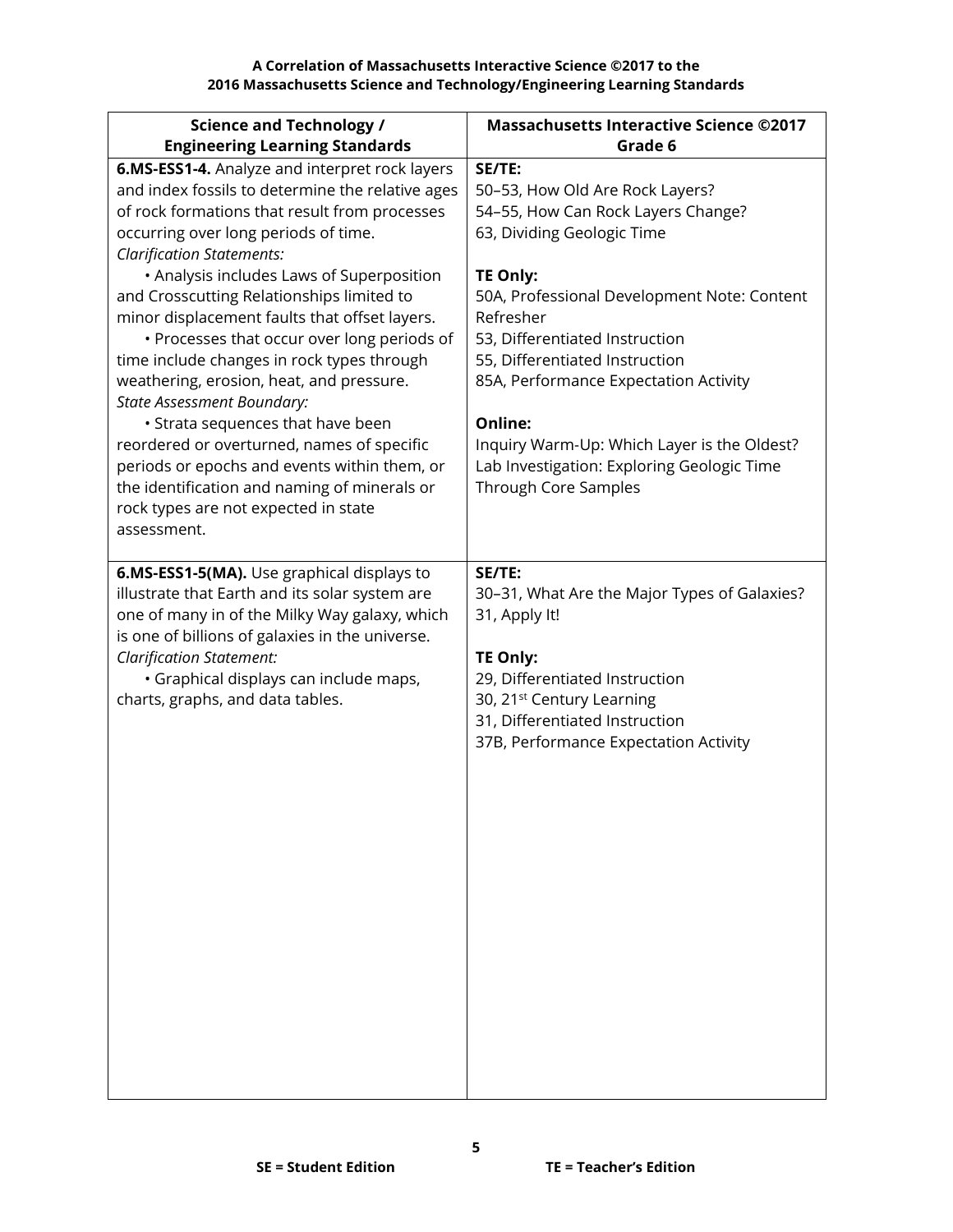| Science and Technology / Engineering Learning Standards | Massachusetts Interactive Science ©2017 Grade 6 |
|---|---|
| **6.MS-ESS1-4.** Analyze and interpret rock layers and index fossils to determine the relative ages of rock formations that result from processes occurring over long periods of time.<br>*Clarification Statements:*<br>• Analysis includes Laws of Superposition and Crosscutting Relationships limited to minor displacement faults that offset layers.<br>• Processes that occur over long periods of time include changes in rock types through weathering, erosion, heat, and pressure.<br>*State Assessment Boundary:*<br>• Strata sequences that have been reordered or overturned, names of specific periods or epochs and events within them, or the identification and naming of minerals or rock types are not expected in state assessment. | **SE/TE:**<br>50–53, How Old Are Rock Layers?<br>54–55, How Can Rock Layers Change?<br>63, Dividing Geologic Time<br><br>**TE Only:**<br>50A, Professional Development Note: Content Refresher<br>53, Differentiated Instruction<br>55, Differentiated Instruction<br>85A, Performance Expectation Activity<br><br>**Online:**<br>Inquiry Warm-Up: Which Layer is the Oldest?<br>Lab Investigation: Exploring Geologic Time Through Core Samples |
| **6.MS-ESS1-5(MA).** Use graphical displays to illustrate that Earth and its solar system are one of many in of the Milky Way galaxy, which is one of billions of galaxies in the universe.<br>*Clarification Statement:*<br>• Graphical displays can include maps, charts, graphs, and data tables. | **SE/TE:**<br>30–31, What Are the Major Types of Galaxies?<br>31, Apply It!<br><br>**TE Only:**<br>29, Differentiated Instruction<br>30, 21st Century Learning<br>31, Differentiated Instruction<br>37B, Performance Expectation Activity |

**SE = Student Edition** **TE = Teacher's Edition**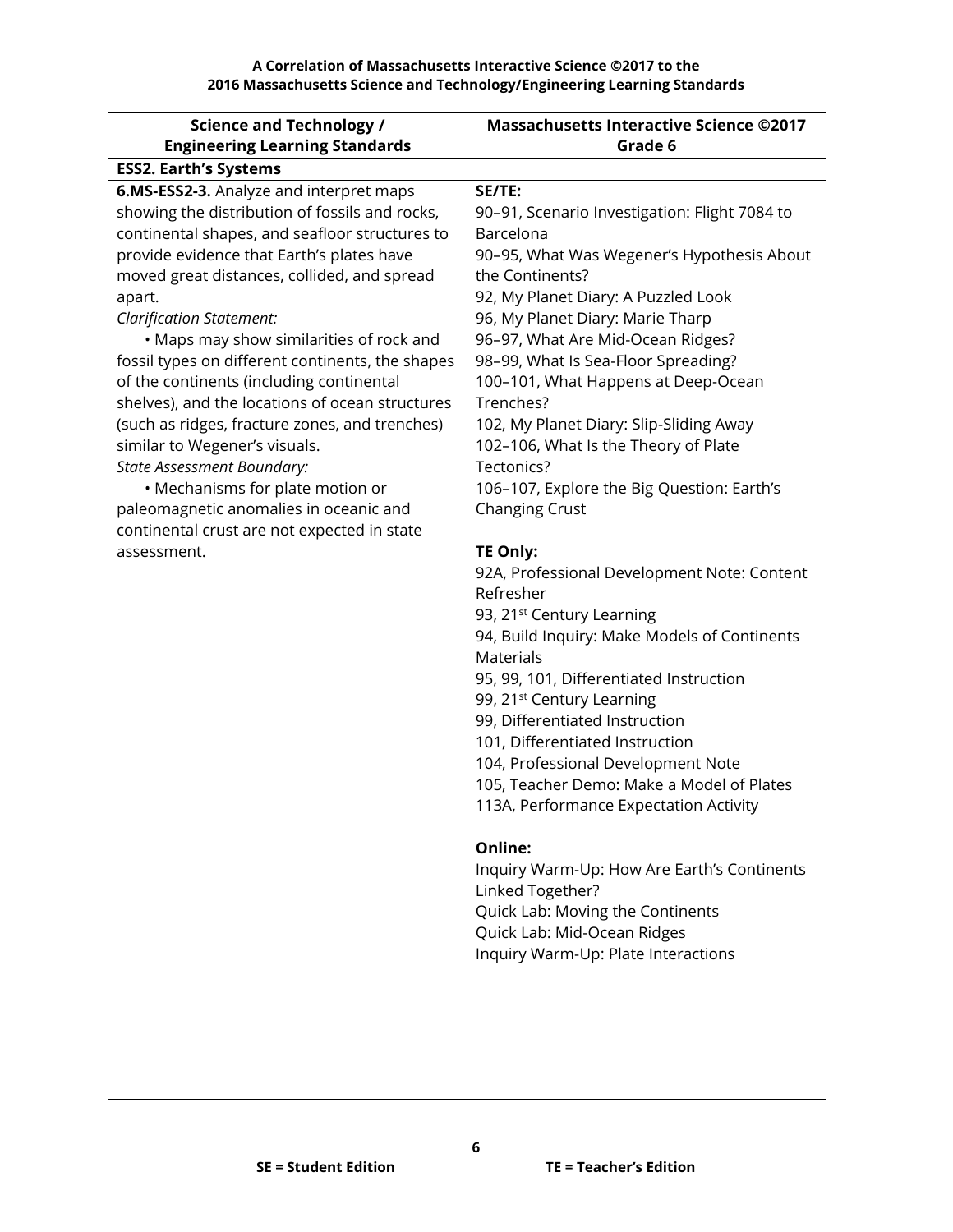**A Correlation of Massachusetts Interactive Science ©2017 to the 2016 Massachusetts Science and Technology/Engineering Learning Standards**

| Science and Technology / Engineering Learning Standards | Massachusetts Interactive Science ©2017 Grade 6 |
|---|---|
| **ESS2. Earth's Systems** | |
| **6.MS-ESS2-3.** Analyze and interpret maps showing the distribution of fossils and rocks, continental shapes, and seafloor structures to provide evidence that Earth's plates have moved great distances, collided, and spread apart.<br>*Clarification Statement:*<br>• Maps may show similarities of rock and fossil types on different continents, the shapes of the continents (including continental shelves), and the locations of ocean structures (such as ridges, fracture zones, and trenches) similar to Wegener's visuals.<br>*State Assessment Boundary:*<br>• Mechanisms for plate motion or paleomagnetic anomalies in oceanic and continental crust are not expected in state assessment. | **SE/TE:**<br>90–91, Scenario Investigation: Flight 7084 to Barcelona<br>90–95, What Was Wegener's Hypothesis About the Continents?<br>92, My Planet Diary: A Puzzled Look<br>96, My Planet Diary: Marie Tharp<br>96–97, What Are Mid-Ocean Ridges?<br>98–99, What Is Sea-Floor Spreading?<br>100–101, What Happens at Deep-Ocean Trenches?<br>102, My Planet Diary: Slip-Sliding Away<br>102–106, What Is the Theory of Plate Tectonics?<br>106–107, Explore the Big Question: Earth's Changing Crust<br><br>**TE Only:**<br>92A, Professional Development Note: Content Refresher<br>93, 21st Century Learning<br>94, Build Inquiry: Make Models of Continents Materials<br>95, 99, 101, Differentiated Instruction<br>99, 21st Century Learning<br>99, Differentiated Instruction<br>101, Differentiated Instruction<br>104, Professional Development Note<br>105, Teacher Demo: Make a Model of Plates<br>113A, Performance Expectation Activity<br><br>**Online:**<br>Inquiry Warm-Up: How Are Earth's Continents Linked Together?<br>Quick Lab: Moving the Continents<br>Quick Lab: Mid-Ocean Ridges<br>Inquiry Warm-Up: Plate Interactions |

**SE = Student Edition** **TE = Teacher's Edition**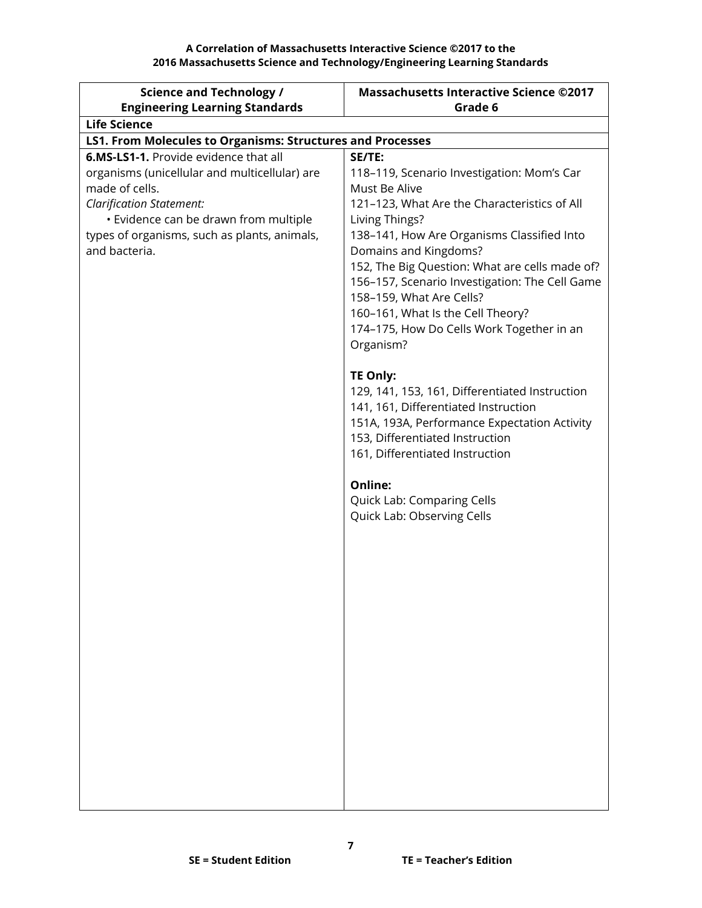**A Correlation of Massachusetts Interactive Science ©2017 to the**
**2016 Massachusetts Science and Technology/Engineering Learning Standards**

| Science and Technology / Engineering Learning Standards | Massachusetts Interactive Science ©2017 Grade 6 |
|---|---|
| **Life Science** | |
| **LS1. From Molecules to Organisms: Structures and Processes** | |
| **6.MS-LS1-1.** Provide evidence that all organisms (unicellular and multicellular) are made of cells.<br>*Clarification Statement:*<br>• Evidence can be drawn from multiple types of organisms, such as plants, animals, and bacteria. | **SE/TE:**<br>118–119, Scenario Investigation: Mom's Car Must Be Alive<br>121–123, What Are the Characteristics of All Living Things?<br>138–141, How Are Organisms Classified Into Domains and Kingdoms?<br>152, The Big Question: What are cells made of?<br>156–157, Scenario Investigation: The Cell Game<br>158–159, What Are Cells?<br>160–161, What Is the Cell Theory?<br>174–175, How Do Cells Work Together in an Organism?<br><br>**TE Only:**<br>129, 141, 153, 161, Differentiated Instruction<br>141, 161, Differentiated Instruction<br>151A, 193A, Performance Expectation Activity<br>153, Differentiated Instruction<br>161, Differentiated Instruction<br><br>**Online:**<br>Quick Lab: Comparing Cells<br>Quick Lab: Observing Cells |

SE = Student Edition TE = Teacher's Edition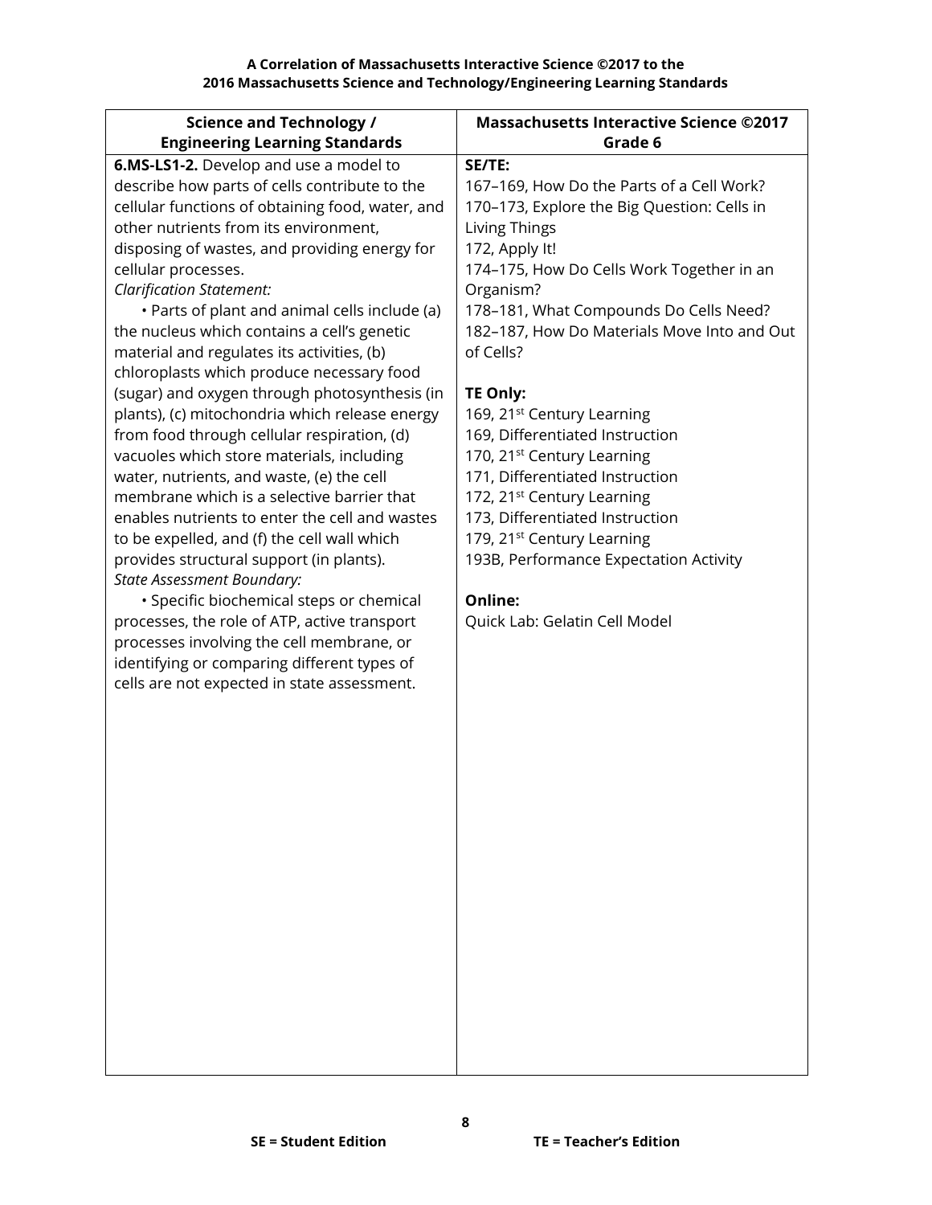**A Correlation of Massachusetts Interactive Science ©2017 to the 2016 Massachusetts Science and Technology/Engineering Learning Standards**

| Science and Technology / Engineering Learning Standards | Massachusetts Interactive Science ©2017 Grade 6 |
|---|---|
| **6.MS-LS1-2.** Develop and use a model to describe how parts of cells contribute to the cellular functions of obtaining food, water, and other nutrients from its environment, disposing of wastes, and providing energy for cellular processes.<br>*Clarification Statement:*<br>• Parts of plant and animal cells include (a) the nucleus which contains a cell's genetic material and regulates its activities, (b) chloroplasts which produce necessary food (sugar) and oxygen through photosynthesis (in plants), (c) mitochondria which release energy from food through cellular respiration, (d) vacuoles which store materials, including water, nutrients, and waste, (e) the cell membrane which is a selective barrier that enables nutrients to enter the cell and wastes to be expelled, and (f) the cell wall which provides structural support (in plants).<br>*State Assessment Boundary:*<br>• Specific biochemical steps or chemical processes, the role of ATP, active transport processes involving the cell membrane, or identifying or comparing different types of cells are not expected in state assessment. | **SE/TE:**<br>167–169, How Do the Parts of a Cell Work?<br>170–173, Explore the Big Question: Cells in Living Things<br>172, Apply It!<br>174–175, How Do Cells Work Together in an Organism?<br>178–181, What Compounds Do Cells Need?<br>182–187, How Do Materials Move Into and Out of Cells?<br><br>**TE Only:**<br>169, 21st Century Learning<br>169, Differentiated Instruction<br>170, 21st Century Learning<br>171, Differentiated Instruction<br>172, 21st Century Learning<br>173, Differentiated Instruction<br>179, 21st Century Learning<br>193B, Performance Expectation Activity<br><br>**Online:**<br>Quick Lab: Gelatin Cell Model |

**SE = Student Edition** **TE = Teacher's Edition**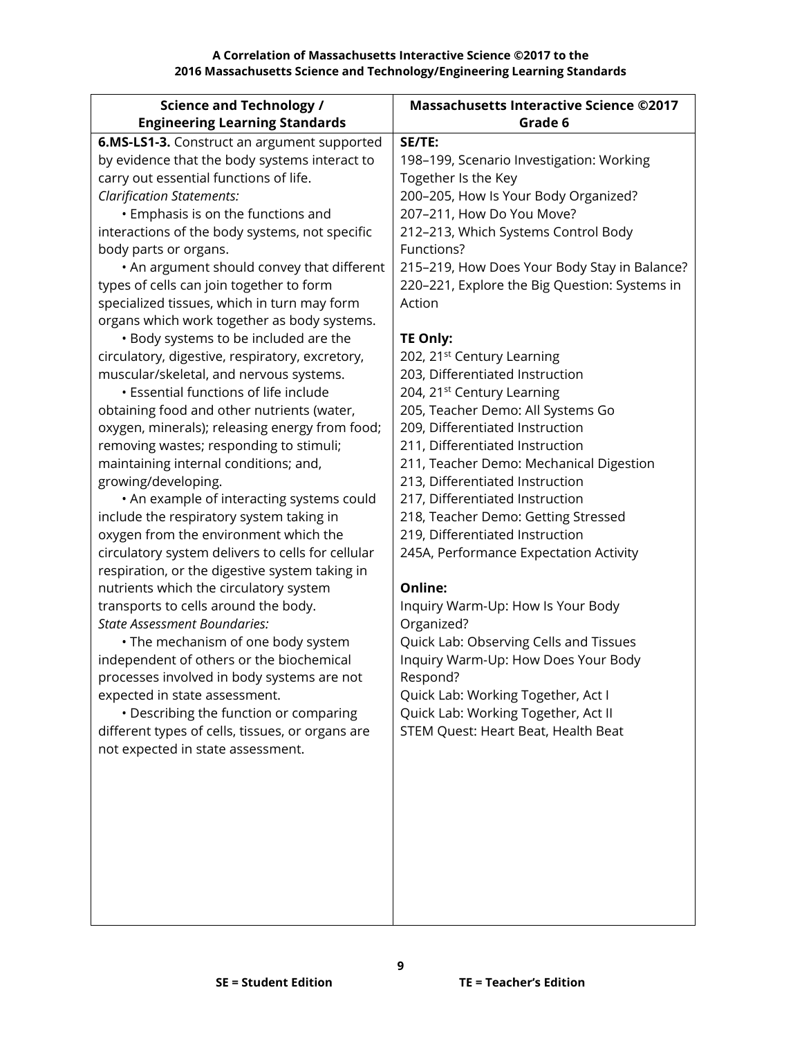**A Correlation of Massachusetts Interactive Science ©2017 to the 2016 Massachusetts Science and Technology/Engineering Learning Standards**

| Science and Technology / Engineering Learning Standards | Massachusetts Interactive Science ©2017 Grade 6 |
|---|---|
| **6.MS-LS1-3.** Construct an argument supported by evidence that the body systems interact to carry out essential functions of life.<br>*Clarification Statements:*<br>• Emphasis is on the functions and interactions of the body systems, not specific body parts or organs.<br>• An argument should convey that different types of cells can join together to form specialized tissues, which in turn may form organs which work together as body systems.<br>• Body systems to be included are the circulatory, digestive, respiratory, excretory, muscular/skeletal, and nervous systems.<br>• Essential functions of life include obtaining food and other nutrients (water, oxygen, minerals); releasing energy from food; removing wastes; responding to stimuli; maintaining internal conditions; and, growing/developing.<br>• An example of interacting systems could include the respiratory system taking in oxygen from the environment which the circulatory system delivers to cells for cellular respiration, or the digestive system taking in nutrients which the circulatory system transports to cells around the body.<br>*State Assessment Boundaries:*<br>• The mechanism of one body system independent of others or the biochemical processes involved in body systems are not expected in state assessment.<br>• Describing the function or comparing different types of cells, tissues, or organs are not expected in state assessment. | **SE/TE:**<br>198–199, Scenario Investigation: Working Together Is the Key<br>200–205, How Is Your Body Organized?<br>207–211, How Do You Move?<br>212–213, Which Systems Control Body Functions?<br>215–219, How Does Your Body Stay in Balance?<br>220–221, Explore the Big Question: Systems in Action<br><br>**TE Only:**<br>202, 21st Century Learning<br>203, Differentiated Instruction<br>204, 21st Century Learning<br>205, Teacher Demo: All Systems Go<br>209, Differentiated Instruction<br>211, Differentiated Instruction<br>211, Teacher Demo: Mechanical Digestion<br>213, Differentiated Instruction<br>217, Differentiated Instruction<br>218, Teacher Demo: Getting Stressed<br>219, Differentiated Instruction<br>245A, Performance Expectation Activity<br><br>**Online:**<br>Inquiry Warm-Up: How Is Your Body Organized?<br>Quick Lab: Observing Cells and Tissues<br>Inquiry Warm-Up: How Does Your Body Respond?<br>Quick Lab: Working Together, Act I<br>Quick Lab: Working Together, Act II<br>STEM Quest: Heart Beat, Health Beat |

**SE = Student Edition** **TE = Teacher's Edition**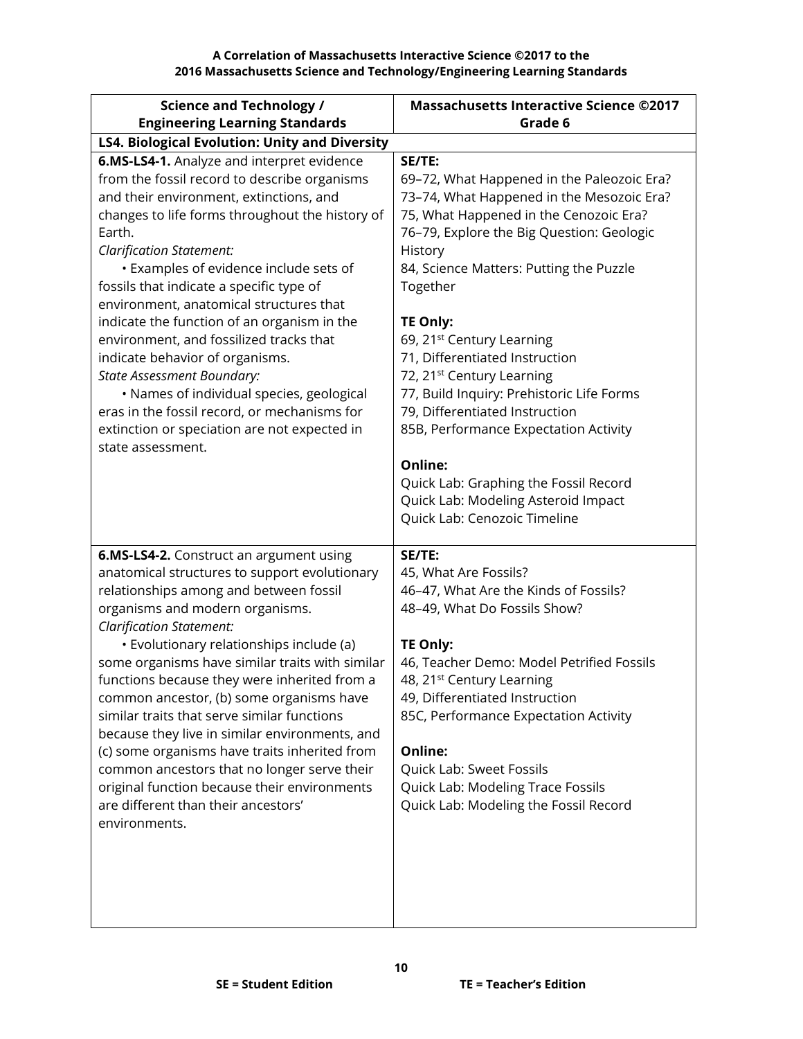**A Correlation of Massachusetts Interactive Science ©2017 to the 2016 Massachusetts Science and Technology/Engineering Learning Standards**

| Science and Technology / Engineering Learning Standards | Massachusetts Interactive Science ©2017 Grade 6 |
|---|---|
| **LS4. Biological Evolution: Unity and Diversity** | |
| **6.MS-LS4-1.** Analyze and interpret evidence from the fossil record to describe organisms and their environment, extinctions, and changes to life forms throughout the history of Earth.<br>*Clarification Statement:*<br>• Examples of evidence include sets of fossils that indicate a specific type of environment, anatomical structures that indicate the function of an organism in the environment, and fossilized tracks that indicate behavior of organisms.<br>*State Assessment Boundary:*<br>• Names of individual species, geological eras in the fossil record, or mechanisms for extinction or speciation are not expected in state assessment. | **SE/TE:**<br>69–72, What Happened in the Paleozoic Era?<br>73–74, What Happened in the Mesozoic Era?<br>75, What Happened in the Cenozoic Era?<br>76–79, Explore the Big Question: Geologic History<br>84, Science Matters: Putting the Puzzle Together<br><br>**TE Only:**<br>69, 21st Century Learning<br>71, Differentiated Instruction<br>72, 21st Century Learning<br>77, Build Inquiry: Prehistoric Life Forms<br>79, Differentiated Instruction<br>85B, Performance Expectation Activity<br><br>**Online:**<br>Quick Lab: Graphing the Fossil Record<br>Quick Lab: Modeling Asteroid Impact<br>Quick Lab: Cenozoic Timeline |
| **6.MS-LS4-2.** Construct an argument using anatomical structures to support evolutionary relationships among and between fossil organisms and modern organisms.<br>*Clarification Statement:*<br>• Evolutionary relationships include (a) some organisms have similar traits with similar functions because they were inherited from a common ancestor, (b) some organisms have similar traits that serve similar functions because they live in similar environments, and (c) some organisms have traits inherited from common ancestors that no longer serve their original function because their environments are different than their ancestors' environments. | **SE/TE:**<br>45, What Are Fossils?<br>46–47, What Are the Kinds of Fossils?<br>48–49, What Do Fossils Show?<br><br>**TE Only:**<br>46, Teacher Demo: Model Petrified Fossils<br>48, 21st Century Learning<br>49, Differentiated Instruction<br>85C, Performance Expectation Activity<br><br>**Online:**<br>Quick Lab: Sweet Fossils<br>Quick Lab: Modeling Trace Fossils<br>Quick Lab: Modeling the Fossil Record |

SE = Student Edition TE = Teacher's Edition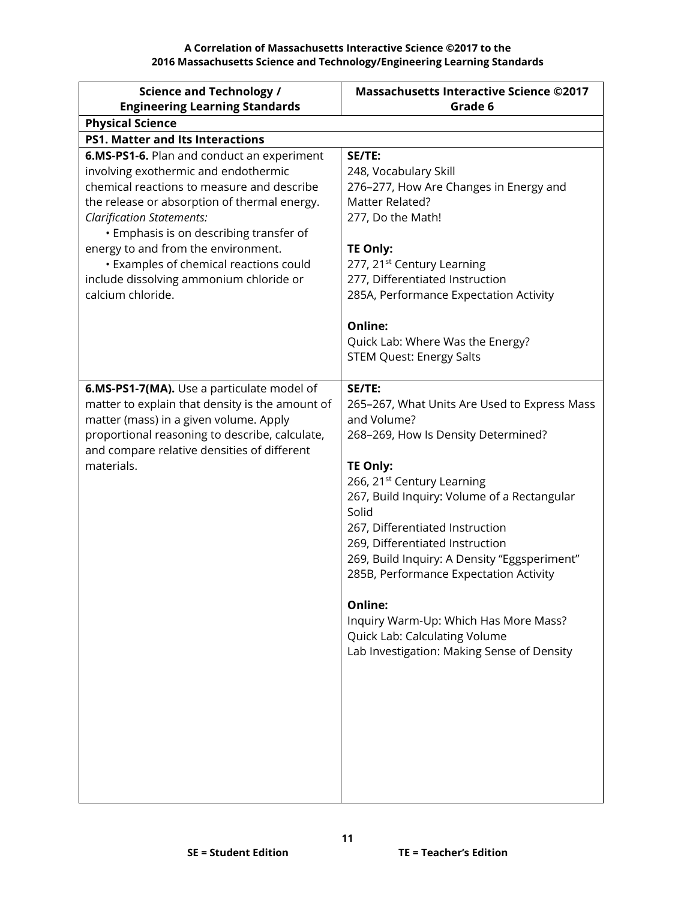**A Correlation of Massachusetts Interactive Science ©2017 to the 2016 Massachusetts Science and Technology/Engineering Learning Standards**

| Science and Technology / Engineering Learning Standards | Massachusetts Interactive Science ©2017 Grade 6 |
|---|---|
| **Physical Science** | |
| **PS1. Matter and Its Interactions** | |
| **6.MS-PS1-6.** Plan and conduct an experiment involving exothermic and endothermic chemical reactions to measure and describe the release or absorption of thermal energy.<br>*Clarification Statements:*<br>• Emphasis is on describing transfer of energy to and from the environment.<br>• Examples of chemical reactions could include dissolving ammonium chloride or calcium chloride. | **SE/TE:**<br>248, Vocabulary Skill<br>276–277, How Are Changes in Energy and Matter Related?<br>277, Do the Math!<br><br>**TE Only:**<br>277, 21st Century Learning<br>277, Differentiated Instruction<br>285A, Performance Expectation Activity<br><br>**Online:**<br>Quick Lab: Where Was the Energy?<br>STEM Quest: Energy Salts |
| **6.MS-PS1-7(MA).** Use a particulate model of matter to explain that density is the amount of matter (mass) in a given volume. Apply proportional reasoning to describe, calculate, and compare relative densities of different materials. | **SE/TE:**<br>265–267, What Units Are Used to Express Mass and Volume?<br>268–269, How Is Density Determined?<br><br>**TE Only:**<br>266, 21st Century Learning<br>267, Build Inquiry: Volume of a Rectangular Solid<br>267, Differentiated Instruction<br>269, Differentiated Instruction<br>269, Build Inquiry: A Density "Eggsperiment"<br>285B, Performance Expectation Activity<br><br>**Online:**<br>Inquiry Warm-Up: Which Has More Mass?<br>Quick Lab: Calculating Volume<br>Lab Investigation: Making Sense of Density |

**SE = Student Edition** **TE = Teacher's Edition**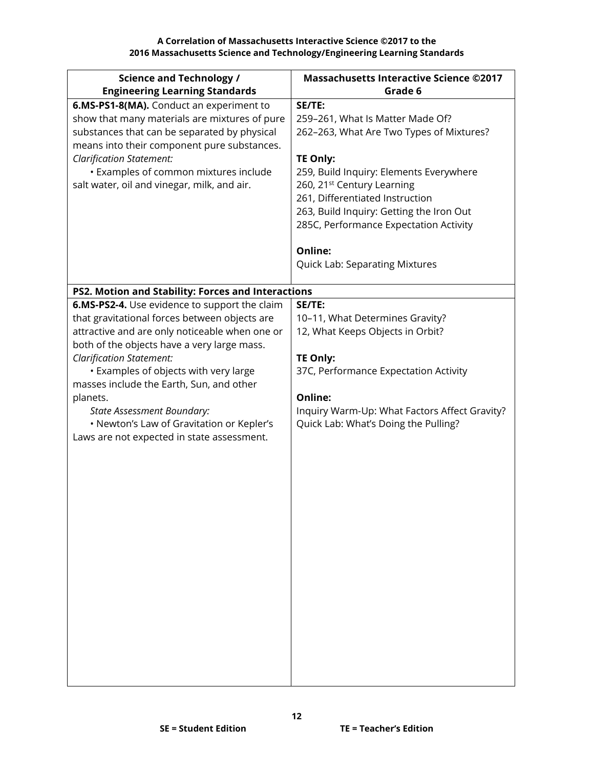| Science and Technology / Engineering Learning Standards | Massachusetts Interactive Science ©2017 Grade 6 |
|---|---|
| **6.MS-PS1-8(MA).** Conduct an experiment to show that many materials are mixtures of pure substances that can be separated by physical means into their component pure substances.<br>*Clarification Statement:*<br>• Examples of common mixtures include salt water, oil and vinegar, milk, and air. | **SE/TE:**<br>259–261, What Is Matter Made Of?<br>262–263, What Are Two Types of Mixtures?<br><br>**TE Only:**<br>259, Build Inquiry: Elements Everywhere<br>260, 21st Century Learning<br>261, Differentiated Instruction<br>263, Build Inquiry: Getting the Iron Out<br>285C, Performance Expectation Activity<br><br>**Online:**<br>Quick Lab: Separating Mixtures |
| **PS2. Motion and Stability: Forces and Interactions** | |
| **6.MS-PS2-4.** Use evidence to support the claim that gravitational forces between objects are attractive and are only noticeable when one or both of the objects have a very large mass.<br>*Clarification Statement:*<br>• Examples of objects with very large masses include the Earth, Sun, and other planets.<br>*State Assessment Boundary:*<br>• Newton's Law of Gravitation or Kepler's Laws are not expected in state assessment. | **SE/TE:**<br>10–11, What Determines Gravity?<br>12, What Keeps Objects in Orbit?<br><br>**TE Only:**<br>37C, Performance Expectation Activity<br><br>**Online:**<br>Inquiry Warm-Up: What Factors Affect Gravity?<br>Quick Lab: What's Doing the Pulling? |

**SE = Student Edition** **TE = Teacher's Edition**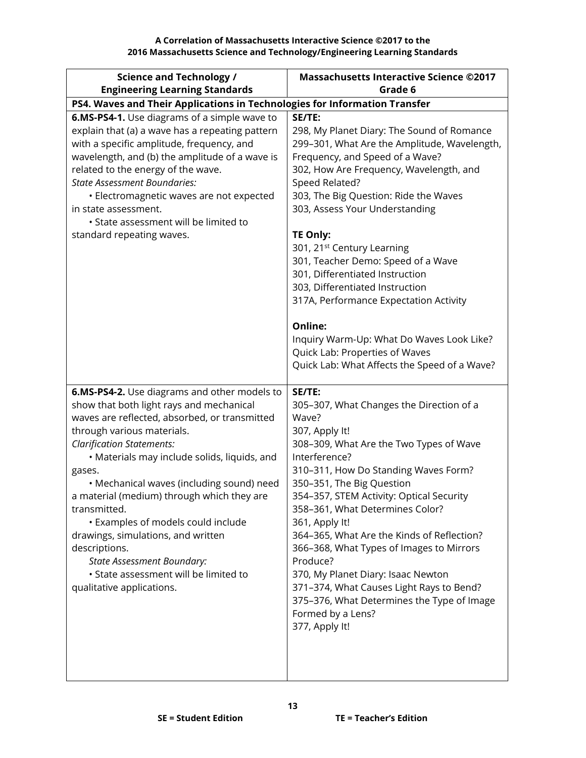**A Correlation of Massachusetts Interactive Science ©2017 to the**
**2016 Massachusetts Science and Technology/Engineering Learning Standards**

| Science and Technology / Engineering Learning Standards | Massachusetts Interactive Science ©2017 Grade 6 |
|---|---|
| **PS4. Waves and Their Applications in Technologies for Information Transfer** | |
| **6.MS-PS4-1.** Use diagrams of a simple wave to explain that (a) a wave has a repeating pattern with a specific amplitude, frequency, and wavelength, and (b) the amplitude of a wave is related to the energy of the wave.<br>*State Assessment Boundaries:*<br>• Electromagnetic waves are not expected in state assessment.<br>• State assessment will be limited to standard repeating waves. | **SE/TE:**<br>298, My Planet Diary: The Sound of Romance<br>299–301, What Are the Amplitude, Wavelength, Frequency, and Speed of a Wave?<br>302, How Are Frequency, Wavelength, and Speed Related?<br>303, The Big Question: Ride the Waves<br>303, Assess Your Understanding<br><br>**TE Only:**<br>301, 21st Century Learning<br>301, Teacher Demo: Speed of a Wave<br>301, Differentiated Instruction<br>303, Differentiated Instruction<br>317A, Performance Expectation Activity<br><br>**Online:**<br>Inquiry Warm-Up: What Do Waves Look Like?<br>Quick Lab: Properties of Waves<br>Quick Lab: What Affects the Speed of a Wave? |
| **6.MS-PS4-2.** Use diagrams and other models to show that both light rays and mechanical waves are reflected, absorbed, or transmitted through various materials.<br>*Clarification Statements:*<br>• Materials may include solids, liquids, and gases.<br>• Mechanical waves (including sound) need a material (medium) through which they are transmitted.<br>• Examples of models could include drawings, simulations, and written descriptions.<br>*State Assessment Boundary:*<br>• State assessment will be limited to qualitative applications. | **SE/TE:**<br>305–307, What Changes the Direction of a Wave?<br>307, Apply It!<br>308–309, What Are the Two Types of Wave Interference?<br>310–311, How Do Standing Waves Form?<br>350–351, The Big Question<br>354–357, STEM Activity: Optical Security<br>358–361, What Determines Color?<br>361, Apply It!<br>364–365, What Are the Kinds of Reflection?<br>366–368, What Types of Images to Mirrors Produce?<br>370, My Planet Diary: Isaac Newton<br>371–374, What Causes Light Rays to Bend?<br>375–376, What Determines the Type of Image Formed by a Lens?<br>377, Apply It! |

SE = Student Edition TE = Teacher's Edition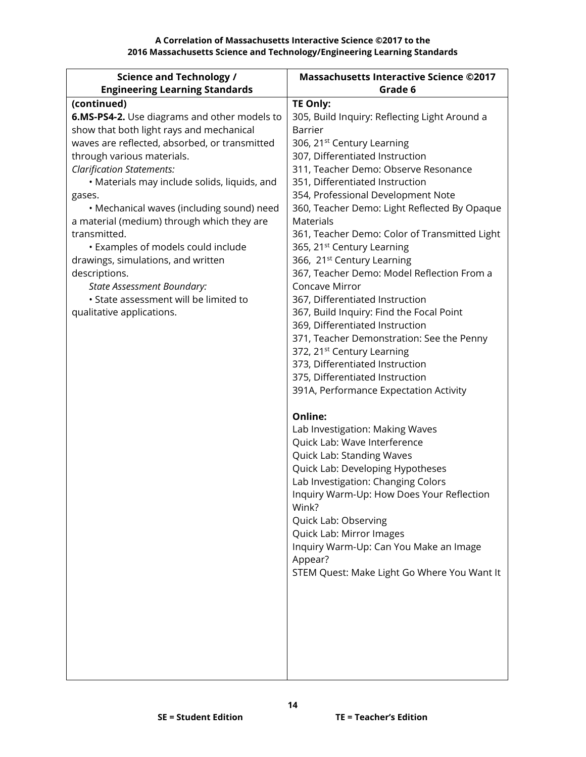**A Correlation of Massachusetts Interactive Science ©2017 to the 2016 Massachusetts Science and Technology/Engineering Learning Standards**

| Science and Technology / Engineering Learning Standards | Massachusetts Interactive Science ©2017 Grade 6 |
|---|---|
| **(continued)**<br>**6.MS-PS4-2.** Use diagrams and other models to show that both light rays and mechanical waves are reflected, absorbed, or transmitted through various materials.<br>*Clarification Statements:*<br>• Materials may include solids, liquids, and gases.<br>• Mechanical waves (including sound) need a material (medium) through which they are transmitted.<br>• Examples of models could include drawings, simulations, and written descriptions.<br>*State Assessment Boundary:*<br>• State assessment will be limited to qualitative applications. | **TE Only:**<br>305, Build Inquiry: Reflecting Light Around a Barrier<br>306, 21st Century Learning<br>307, Differentiated Instruction<br>311, Teacher Demo: Observe Resonance<br>351, Differentiated Instruction<br>354, Professional Development Note<br>360, Teacher Demo: Light Reflected By Opaque Materials<br>361, Teacher Demo: Color of Transmitted Light<br>365, 21st Century Learning<br>366, 21st Century Learning<br>367, Teacher Demo: Model Reflection From a Concave Mirror<br>367, Differentiated Instruction<br>367, Build Inquiry: Find the Focal Point<br>369, Differentiated Instruction<br>371, Teacher Demonstration: See the Penny<br>372, 21st Century Learning<br>373, Differentiated Instruction<br>375, Differentiated Instruction<br>391A, Performance Expectation Activity<br><br>**Online:**<br>Lab Investigation: Making Waves<br>Quick Lab: Wave Interference<br>Quick Lab: Standing Waves<br>Quick Lab: Developing Hypotheses<br>Lab Investigation: Changing Colors<br>Inquiry Warm-Up: How Does Your Reflection Wink?<br>Quick Lab: Observing<br>Quick Lab: Mirror Images<br>Inquiry Warm-Up: Can You Make an Image Appear?<br>STEM Quest: Make Light Go Where You Want It |

SE = Student Edition    TE = Teacher's Edition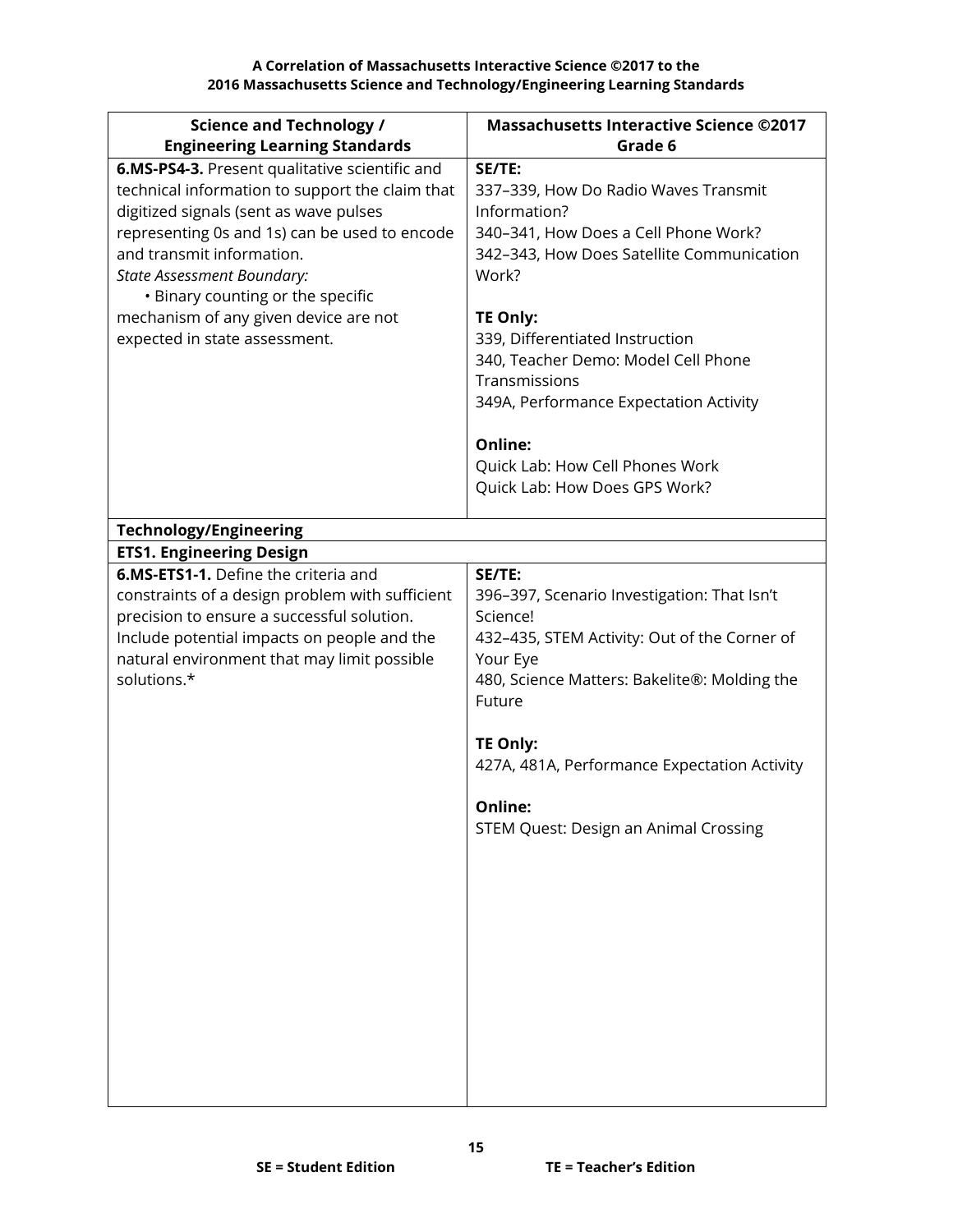**A Correlation of Massachusetts Interactive Science ©2017 to the 2016 Massachusetts Science and Technology/Engineering Learning Standards**

| Science and Technology / Engineering Learning Standards | Massachusetts Interactive Science ©2017 Grade 6 |
|---|---|
| **6.MS-PS4-3.** Present qualitative scientific and technical information to support the claim that digitized signals (sent as wave pulses representing 0s and 1s) can be used to encode and transmit information.<br>*State Assessment Boundary:*<br>• Binary counting or the specific mechanism of any given device are not expected in state assessment. | **SE/TE:**<br>337–339, How Do Radio Waves Transmit Information?<br>340–341, How Does a Cell Phone Work?<br>342–343, How Does Satellite Communication Work?<br><br>**TE Only:**<br>339, Differentiated Instruction<br>340, Teacher Demo: Model Cell Phone Transmissions<br>349A, Performance Expectation Activity<br><br>**Online:**<br>Quick Lab: How Cell Phones Work<br>Quick Lab: How Does GPS Work? |
| **Technology/Engineering** | |
| **ETS1. Engineering Design** | |
| **6.MS-ETS1-1.** Define the criteria and constraints of a design problem with sufficient precision to ensure a successful solution. Include potential impacts on people and the natural environment that may limit possible solutions.* | **SE/TE:**<br>396–397, Scenario Investigation: That Isn't Science!<br>432–435, STEM Activity: Out of the Corner of Your Eye<br>480, Science Matters: Bakelite®: Molding the Future<br><br>**TE Only:**<br>427A, 481A, Performance Expectation Activity<br><br>**Online:**<br>STEM Quest: Design an Animal Crossing |

**SE = Student Edition** **TE = Teacher's Edition**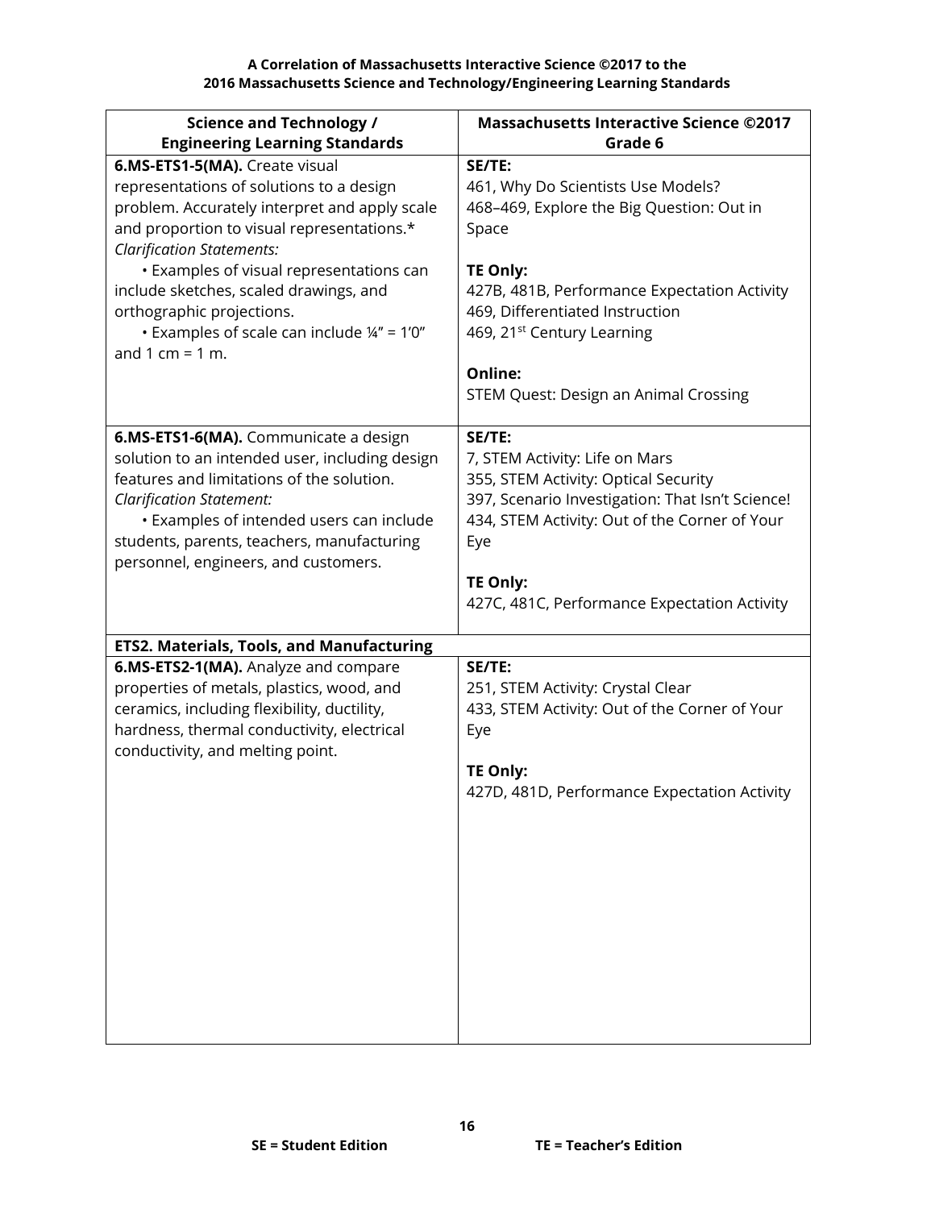**A Correlation of Massachusetts Interactive Science ©2017 to the 2016 Massachusetts Science and Technology/Engineering Learning Standards**

| Science and Technology / Engineering Learning Standards | Massachusetts Interactive Science ©2017 Grade 6 |
|---|---|
| **6.MS-ETS1-5(MA).** Create visual representations of solutions to a design problem. Accurately interpret and apply scale and proportion to visual representations.* *Clarification Statements:* • Examples of visual representations can include sketches, scaled drawings, and orthographic projections. • Examples of scale can include ¼" = 1'0" and 1 cm = 1 m. | **SE/TE:** 461, Why Do Scientists Use Models? 468–469, Explore the Big Question: Out in Space **TE Only:** 427B, 481B, Performance Expectation Activity 469, Differentiated Instruction 469, 21st Century Learning **Online:** STEM Quest: Design an Animal Crossing |
| **6.MS-ETS1-6(MA).** Communicate a design solution to an intended user, including design features and limitations of the solution. *Clarification Statement:* • Examples of intended users can include students, parents, teachers, manufacturing personnel, engineers, and customers. | **SE/TE:** 7, STEM Activity: Life on Mars 355, STEM Activity: Optical Security 397, Scenario Investigation: That Isn't Science! 434, STEM Activity: Out of the Corner of Your Eye **TE Only:** 427C, 481C, Performance Expectation Activity |
| **ETS2. Materials, Tools, and Manufacturing** | |
| **6.MS-ETS2-1(MA).** Analyze and compare properties of metals, plastics, wood, and ceramics, including flexibility, ductility, hardness, thermal conductivity, electrical conductivity, and melting point. | **SE/TE:** 251, STEM Activity: Crystal Clear 433, STEM Activity: Out of the Corner of Your Eye **TE Only:** 427D, 481D, Performance Expectation Activity |

SE = Student Edition TE = Teacher's Edition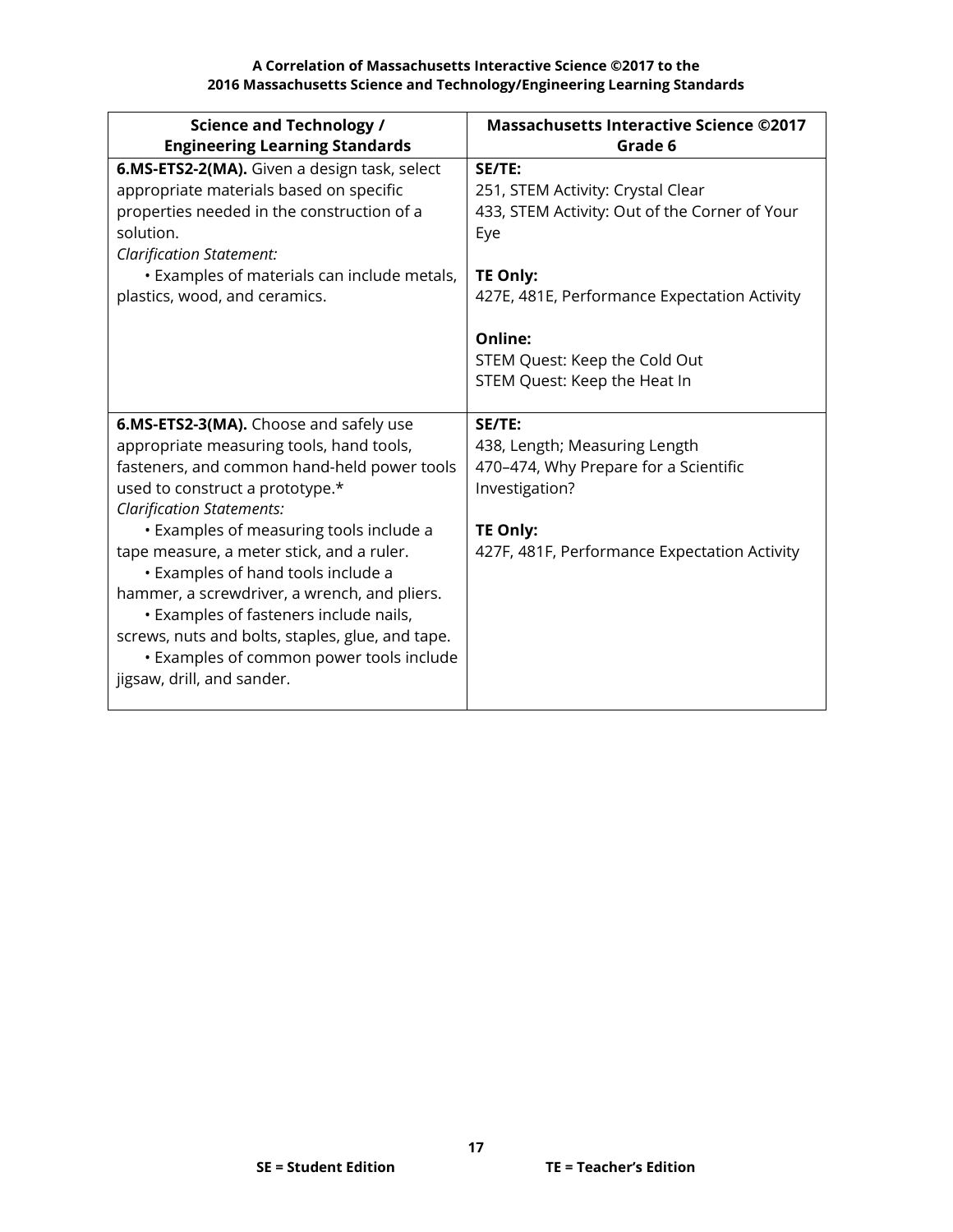**A Correlation of Massachusetts Interactive Science ©2017 to the 2016 Massachusetts Science and Technology/Engineering Learning Standards**

| Science and Technology / Engineering Learning Standards | Massachusetts Interactive Science ©2017 Grade 6 |
|---|---|
| **6.MS-ETS2-2(MA).** Given a design task, select appropriate materials based on specific properties needed in the construction of a solution.<br>*Clarification Statement:*<br>• Examples of materials can include metals, plastics, wood, and ceramics. | **SE/TE:**<br>251, STEM Activity: Crystal Clear<br>433, STEM Activity: Out of the Corner of Your Eye<br><br>**TE Only:**<br>427E, 481E, Performance Expectation Activity<br><br>**Online:**<br>STEM Quest: Keep the Cold Out<br>STEM Quest: Keep the Heat In |
| **6.MS-ETS2-3(MA).** Choose and safely use appropriate measuring tools, hand tools, fasteners, and common hand-held power tools used to construct a prototype.*<br>*Clarification Statements:*<br>• Examples of measuring tools include a tape measure, a meter stick, and a ruler.<br>• Examples of hand tools include a hammer, a screwdriver, a wrench, and pliers.<br>• Examples of fasteners include nails, screws, nuts and bolts, staples, glue, and tape.<br>• Examples of common power tools include jigsaw, drill, and sander. | **SE/TE:**<br>438, Length; Measuring Length<br>470–474, Why Prepare for a Scientific Investigation?<br><br>**TE Only:**<br>427F, 481F, Performance Expectation Activity |

**SE = Student Edition** **TE = Teacher's Edition**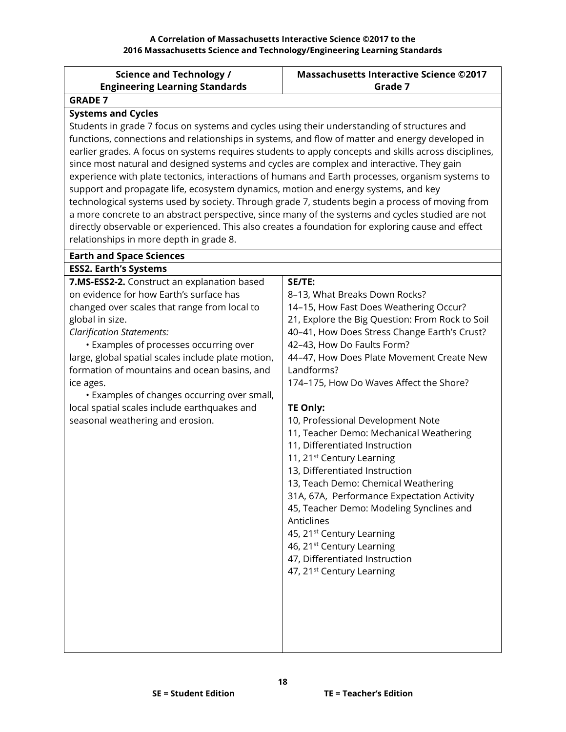**A Correlation of Massachusetts Interactive Science ©2017 to the 2016 Massachusetts Science and Technology/Engineering Learning Standards**

| Science and Technology / Engineering Learning Standards | Massachusetts Interactive Science ©2017 Grade 7 |
|---|---|
| **GRADE 7** | |
| **Systems and Cycles**<br>Students in grade 7 focus on systems and cycles using their understanding of structures and functions, connections and relationships in systems, and flow of matter and energy developed in earlier grades. A focus on systems requires students to apply concepts and skills across disciplines, since most natural and designed systems and cycles are complex and interactive. They gain experience with plate tectonics, interactions of humans and Earth processes, organism systems to support and propagate life, ecosystem dynamics, motion and energy systems, and key technological systems used by society. Through grade 7, students begin a process of moving from a more concrete to an abstract perspective, since many of the systems and cycles studied are not directly observable or experienced. This also creates a foundation for exploring cause and effect relationships in more depth in grade 8. | |
| **Earth and Space Sciences** | |
| **ESS2. Earth's Systems** | |
| **7.MS-ESS2-2.** Construct an explanation based on evidence for how Earth's surface has changed over scales that range from local to global in size.<br>*Clarification Statements:*<br>• Examples of processes occurring over large, global spatial scales include plate motion, formation of mountains and ocean basins, and ice ages.<br>• Examples of changes occurring over small, local spatial scales include earthquakes and seasonal weathering and erosion. | **SE/TE:**<br>8–13, What Breaks Down Rocks?<br>14–15, How Fast Does Weathering Occur?<br>21, Explore the Big Question: From Rock to Soil<br>40–41, How Does Stress Change Earth's Crust?<br>42–43, How Do Faults Form?<br>44–47, How Does Plate Movement Create New Landforms?<br>174–175, How Do Waves Affect the Shore?<br><br>**TE Only:**<br>10, Professional Development Note<br>11, Teacher Demo: Mechanical Weathering<br>11, Differentiated Instruction<br>11, 21st Century Learning<br>13, Differentiated Instruction<br>13, Teach Demo: Chemical Weathering<br>31A, 67A, Performance Expectation Activity<br>45, Teacher Demo: Modeling Synclines and Anticlines<br>45, 21st Century Learning<br>46, 21st Century Learning<br>47, Differentiated Instruction<br>47, 21st Century Learning |

SE = Student Edition TE = Teacher's Edition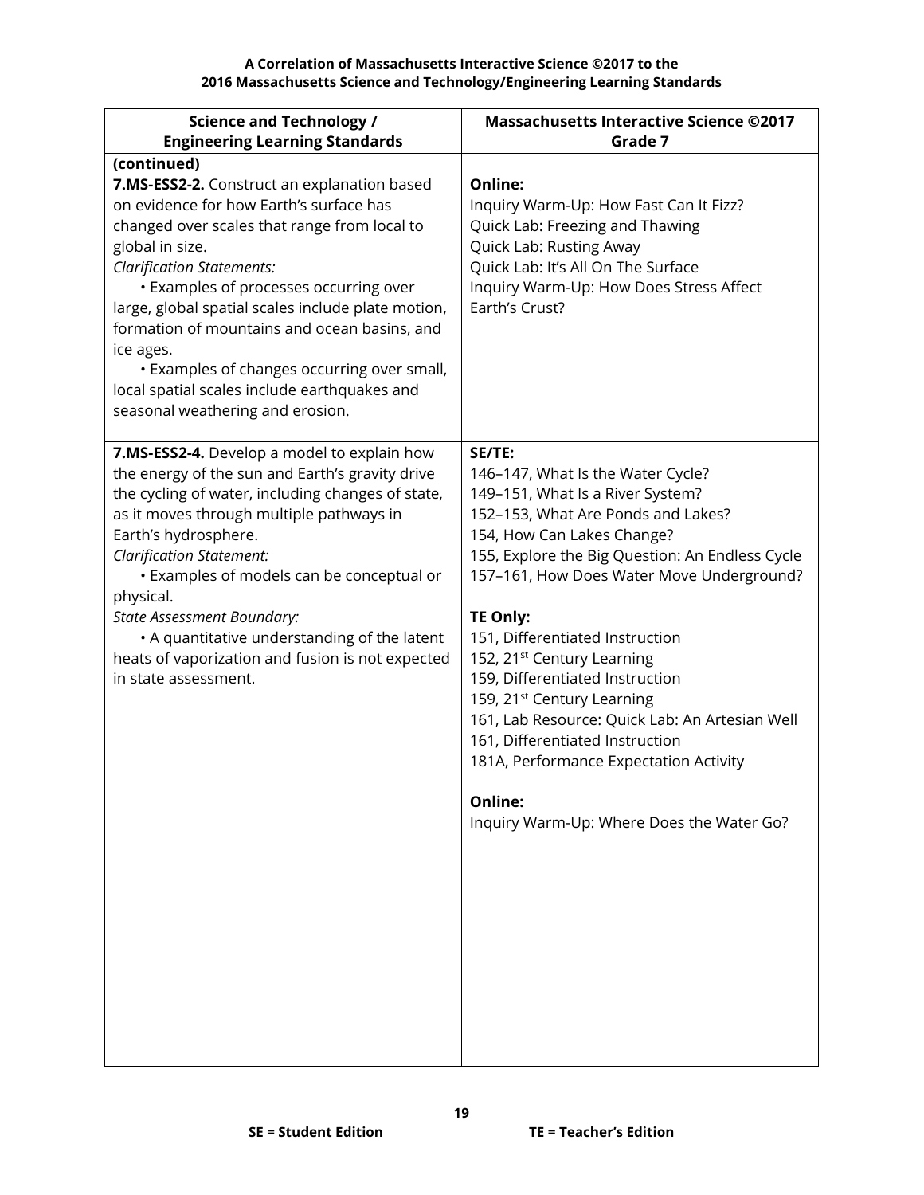**A Correlation of Massachusetts Interactive Science ©2017 to the**
**2016 Massachusetts Science and Technology/Engineering Learning Standards**

| Science and Technology / Engineering Learning Standards | Massachusetts Interactive Science ©2017 Grade 7 |
|---|---|
| **(continued)**<br>**7.MS-ESS2-2.** Construct an explanation based on evidence for how Earth's surface has changed over scales that range from local to global in size.<br>*Clarification Statements:*<br>• Examples of processes occurring over large, global spatial scales include plate motion, formation of mountains and ocean basins, and ice ages.<br>• Examples of changes occurring over small, local spatial scales include earthquakes and seasonal weathering and erosion. | **Online:**<br>Inquiry Warm-Up: How Fast Can It Fizz?<br>Quick Lab: Freezing and Thawing<br>Quick Lab: Rusting Away<br>Quick Lab: It's All On The Surface<br>Inquiry Warm-Up: How Does Stress Affect Earth's Crust? |
| **7.MS-ESS2-4.** Develop a model to explain how the energy of the sun and Earth's gravity drive the cycling of water, including changes of state, as it moves through multiple pathways in Earth's hydrosphere.<br>*Clarification Statement:*<br>• Examples of models can be conceptual or physical.<br>*State Assessment Boundary:*<br>• A quantitative understanding of the latent heats of vaporization and fusion is not expected in state assessment. | **SE/TE:**<br>146–147, What Is the Water Cycle?<br>149–151, What Is a River System?<br>152–153, What Are Ponds and Lakes?<br>154, How Can Lakes Change?<br>155, Explore the Big Question: An Endless Cycle<br>157–161, How Does Water Move Underground?<br><br>**TE Only:**<br>151, Differentiated Instruction<br>152, 21st Century Learning<br>159, Differentiated Instruction<br>159, 21st Century Learning<br>161, Lab Resource: Quick Lab: An Artesian Well<br>161, Differentiated Instruction<br>181A, Performance Expectation Activity<br><br>**Online:**<br>Inquiry Warm-Up: Where Does the Water Go? |

**SE = Student Edition** **TE = Teacher's Edition**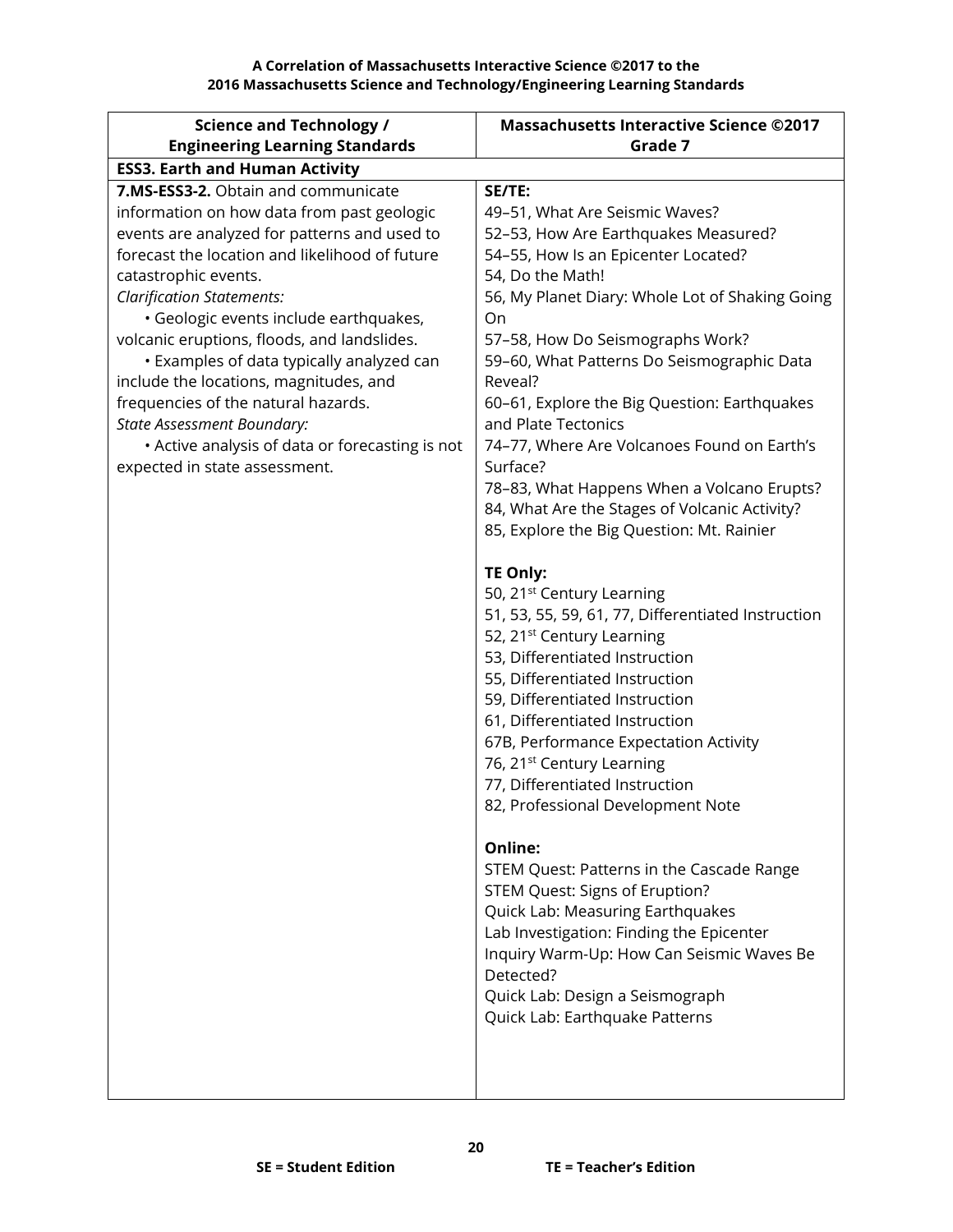**A Correlation of Massachusetts Interactive Science ©2017 to the**
**2016 Massachusetts Science and Technology/Engineering Learning Standards**

| Science and Technology / Engineering Learning Standards | Massachusetts Interactive Science ©2017 Grade 7 |
|---|---|
| **ESS3. Earth and Human Activity** | |
| **7.MS-ESS3-2.** Obtain and communicate information on how data from past geologic events are analyzed for patterns and used to forecast the location and likelihood of future catastrophic events.<br>*Clarification Statements:*<br>• Geologic events include earthquakes, volcanic eruptions, floods, and landslides.<br>• Examples of data typically analyzed can include the locations, magnitudes, and frequencies of the natural hazards.<br>*State Assessment Boundary:*<br>• Active analysis of data or forecasting is not expected in state assessment. | **SE/TE:**<br>49–51, What Are Seismic Waves?<br>52–53, How Are Earthquakes Measured?<br>54–55, How Is an Epicenter Located?<br>54, Do the Math!<br>56, My Planet Diary: Whole Lot of Shaking Going On<br>57–58, How Do Seismographs Work?<br>59–60, What Patterns Do Seismographic Data Reveal?<br>60–61, Explore the Big Question: Earthquakes and Plate Tectonics<br>74–77, Where Are Volcanoes Found on Earth's Surface?<br>78–83, What Happens When a Volcano Erupts?<br>84, What Are the Stages of Volcanic Activity?<br>85, Explore the Big Question: Mt. Rainier<br><br>**TE Only:**<br>50, 21st Century Learning<br>51, 53, 55, 59, 61, 77, Differentiated Instruction<br>52, 21st Century Learning<br>53, Differentiated Instruction<br>55, Differentiated Instruction<br>59, Differentiated Instruction<br>61, Differentiated Instruction<br>67B, Performance Expectation Activity<br>76, 21st Century Learning<br>77, Differentiated Instruction<br>82, Professional Development Note<br><br>**Online:**<br>STEM Quest: Patterns in the Cascade Range<br>STEM Quest: Signs of Eruption?<br>Quick Lab: Measuring Earthquakes<br>Lab Investigation: Finding the Epicenter<br>Inquiry Warm-Up: How Can Seismic Waves Be Detected?<br>Quick Lab: Design a Seismograph<br>Quick Lab: Earthquake Patterns |

**SE = Student Edition** **TE = Teacher's Edition**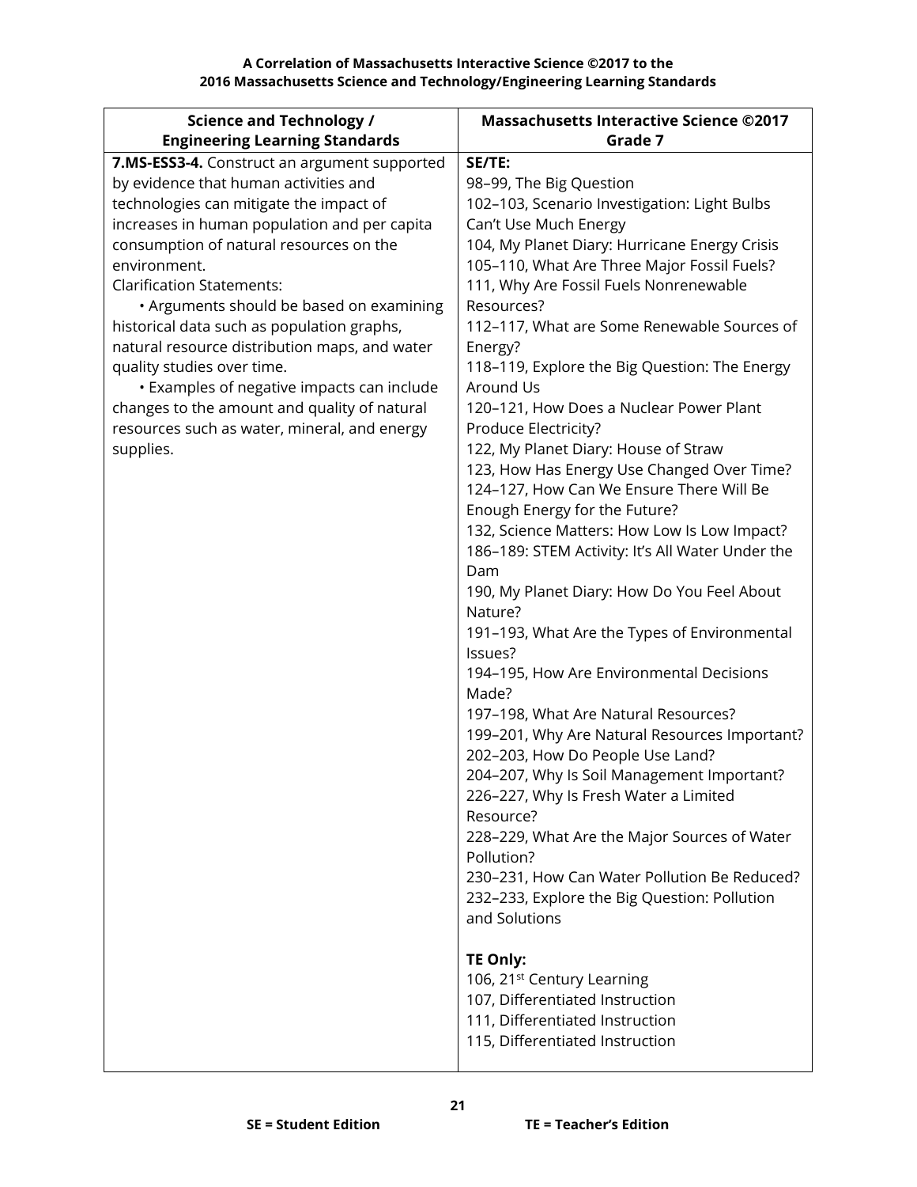**A Correlation of Massachusetts Interactive Science ©2017 to the 2016 Massachusetts Science and Technology/Engineering Learning Standards**

| Science and Technology / Engineering Learning Standards | Massachusetts Interactive Science ©2017 Grade 7 |
|---|---|
| **7.MS-ESS3-4.** Construct an argument supported by evidence that human activities and technologies can mitigate the impact of increases in human population and per capita consumption of natural resources on the environment.<br>Clarification Statements:<br>• Arguments should be based on examining historical data such as population graphs, natural resource distribution maps, and water quality studies over time.<br>• Examples of negative impacts can include changes to the amount and quality of natural resources such as water, mineral, and energy supplies. | **SE/TE:**<br>98–99, The Big Question<br>102–103, Scenario Investigation: Light Bulbs Can't Use Much Energy<br>104, My Planet Diary: Hurricane Energy Crisis<br>105–110, What Are Three Major Fossil Fuels?<br>111, Why Are Fossil Fuels Nonrenewable Resources?<br>112–117, What are Some Renewable Sources of Energy?<br>118–119, Explore the Big Question: The Energy Around Us<br>120–121, How Does a Nuclear Power Plant Produce Electricity?<br>122, My Planet Diary: House of Straw<br>123, How Has Energy Use Changed Over Time?<br>124–127, How Can We Ensure There Will Be Enough Energy for the Future?<br>132, Science Matters: How Low Is Low Impact?<br>186–189: STEM Activity: It's All Water Under the Dam<br>190, My Planet Diary: How Do You Feel About Nature?<br>191–193, What Are the Types of Environmental Issues?<br>194–195, How Are Environmental Decisions Made?<br>197–198, What Are Natural Resources?<br>199–201, Why Are Natural Resources Important?<br>202–203, How Do People Use Land?<br>204–207, Why Is Soil Management Important?<br>226–227, Why Is Fresh Water a Limited Resource?<br>228–229, What Are the Major Sources of Water Pollution?<br>230–231, How Can Water Pollution Be Reduced?<br>232–233, Explore the Big Question: Pollution and Solutions<br><br>**TE Only:**<br>106, 21st Century Learning<br>107, Differentiated Instruction<br>111, Differentiated Instruction<br>115, Differentiated Instruction |

**SE = Student Edition** **TE = Teacher's Edition**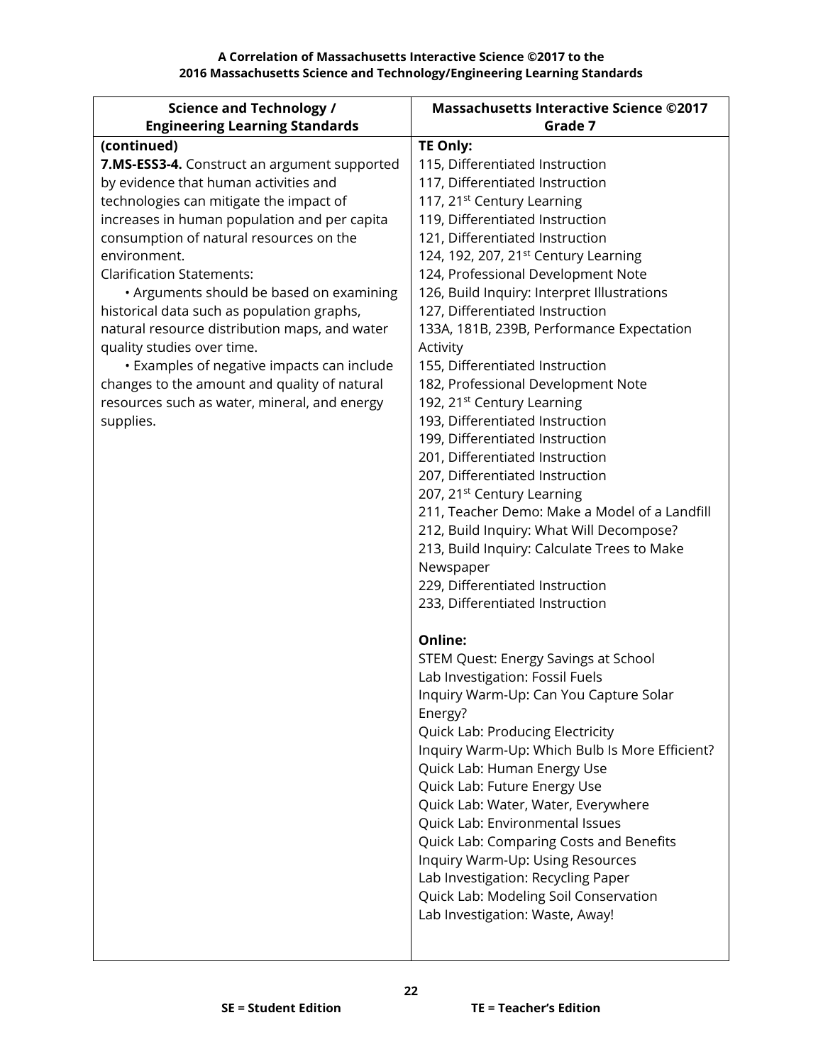**A Correlation of Massachusetts Interactive Science ©2017 to the 2016 Massachusetts Science and Technology/Engineering Learning Standards**

| Science and Technology / Engineering Learning Standards | Massachusetts Interactive Science ©2017 Grade 7 |
|---|---|
| **(continued)**<br>**7.MS-ESS3-4.** Construct an argument supported by evidence that human activities and technologies can mitigate the impact of increases in human population and per capita consumption of natural resources on the environment.<br>Clarification Statements:<br>• Arguments should be based on examining historical data such as population graphs, natural resource distribution maps, and water quality studies over time.<br>• Examples of negative impacts can include changes to the amount and quality of natural resources such as water, mineral, and energy supplies. | **TE Only:**<br>115, Differentiated Instruction<br>117, Differentiated Instruction<br>117, 21st Century Learning<br>119, Differentiated Instruction<br>121, Differentiated Instruction<br>124, 192, 207, 21st Century Learning<br>124, Professional Development Note<br>126, Build Inquiry: Interpret Illustrations<br>127, Differentiated Instruction<br>133A, 181B, 239B, Performance Expectation Activity<br>155, Differentiated Instruction<br>182, Professional Development Note<br>192, 21st Century Learning<br>193, Differentiated Instruction<br>199, Differentiated Instruction<br>201, Differentiated Instruction<br>207, Differentiated Instruction<br>207, 21st Century Learning<br>211, Teacher Demo: Make a Model of a Landfill<br>212, Build Inquiry: What Will Decompose?<br>213, Build Inquiry: Calculate Trees to Make Newspaper<br>229, Differentiated Instruction<br>233, Differentiated Instruction<br><br>**Online:**<br>STEM Quest: Energy Savings at School<br>Lab Investigation: Fossil Fuels<br>Inquiry Warm-Up: Can You Capture Solar Energy?<br>Quick Lab: Producing Electricity<br>Inquiry Warm-Up: Which Bulb Is More Efficient?<br>Quick Lab: Human Energy Use<br>Quick Lab: Future Energy Use<br>Quick Lab: Water, Water, Everywhere<br>Quick Lab: Environmental Issues<br>Quick Lab: Comparing Costs and Benefits<br>Inquiry Warm-Up: Using Resources<br>Lab Investigation: Recycling Paper<br>Quick Lab: Modeling Soil Conservation<br>Lab Investigation: Waste, Away! |

**SE = Student Edition** **TE = Teacher's Edition**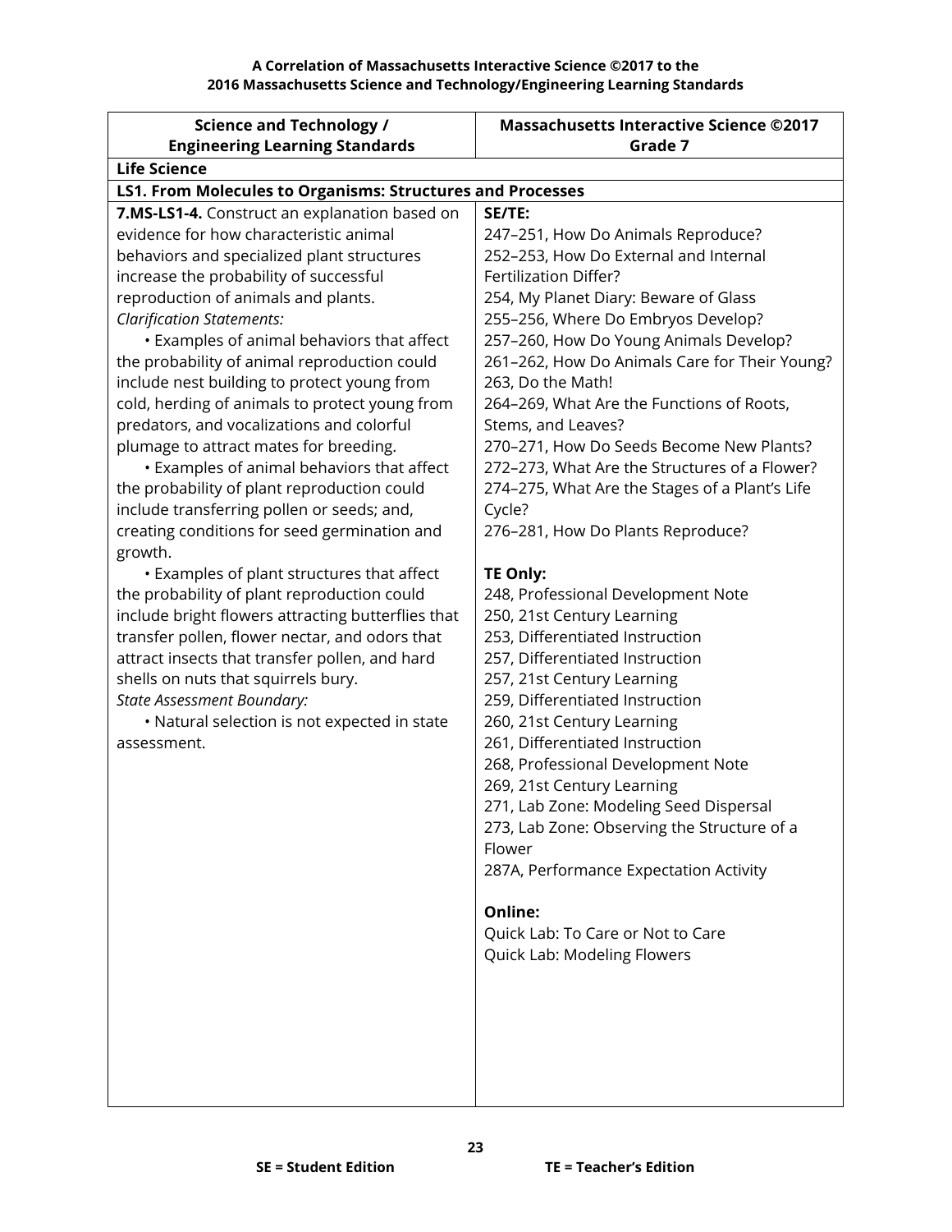**A Correlation of Massachusetts Interactive Science ©2017 to the 2016 Massachusetts Science and Technology/Engineering Learning Standards**

| Science and Technology / Engineering Learning Standards | Massachusetts Interactive Science ©2017 Grade 7 |
|---|---|
| **Life Science** | |
| **LS1. From Molecules to Organisms: Structures and Processes** | |
| **7.MS-LS1-4.** Construct an explanation based on evidence for how characteristic animal behaviors and specialized plant structures increase the probability of successful reproduction of animals and plants.<br>*Clarification Statements:*<br>• Examples of animal behaviors that affect the probability of animal reproduction could include nest building to protect young from cold, herding of animals to protect young from predators, and vocalizations and colorful plumage to attract mates for breeding.<br>• Examples of animal behaviors that affect the probability of plant reproduction could include transferring pollen or seeds; and, creating conditions for seed germination and growth.<br>• Examples of plant structures that affect the probability of plant reproduction could include bright flowers attracting butterflies that transfer pollen, flower nectar, and odors that attract insects that transfer pollen, and hard shells on nuts that squirrels bury.<br>*State Assessment Boundary:*<br>• Natural selection is not expected in state assessment. | **SE/TE:**<br>247–251, How Do Animals Reproduce?<br>252–253, How Do External and Internal Fertilization Differ?<br>254, My Planet Diary: Beware of Glass<br>255–256, Where Do Embryos Develop?<br>257–260, How Do Young Animals Develop?<br>261–262, How Do Animals Care for Their Young?<br>263, Do the Math!<br>264–269, What Are the Functions of Roots, Stems, and Leaves?<br>270–271, How Do Seeds Become New Plants?<br>272–273, What Are the Structures of a Flower?<br>274–275, What Are the Stages of a Plant's Life Cycle?<br>276–281, How Do Plants Reproduce?<br><br>**TE Only:**<br>248, Professional Development Note<br>250, 21st Century Learning<br>253, Differentiated Instruction<br>257, Differentiated Instruction<br>257, 21st Century Learning<br>259, Differentiated Instruction<br>260, 21st Century Learning<br>261, Differentiated Instruction<br>268, Professional Development Note<br>269, 21st Century Learning<br>271, Lab Zone: Modeling Seed Dispersal<br>273, Lab Zone: Observing the Structure of a Flower<br>287A, Performance Expectation Activity<br><br>**Online:**<br>Quick Lab: To Care or Not to Care<br>Quick Lab: Modeling Flowers |

**SE = Student Edition** **TE = Teacher's Edition**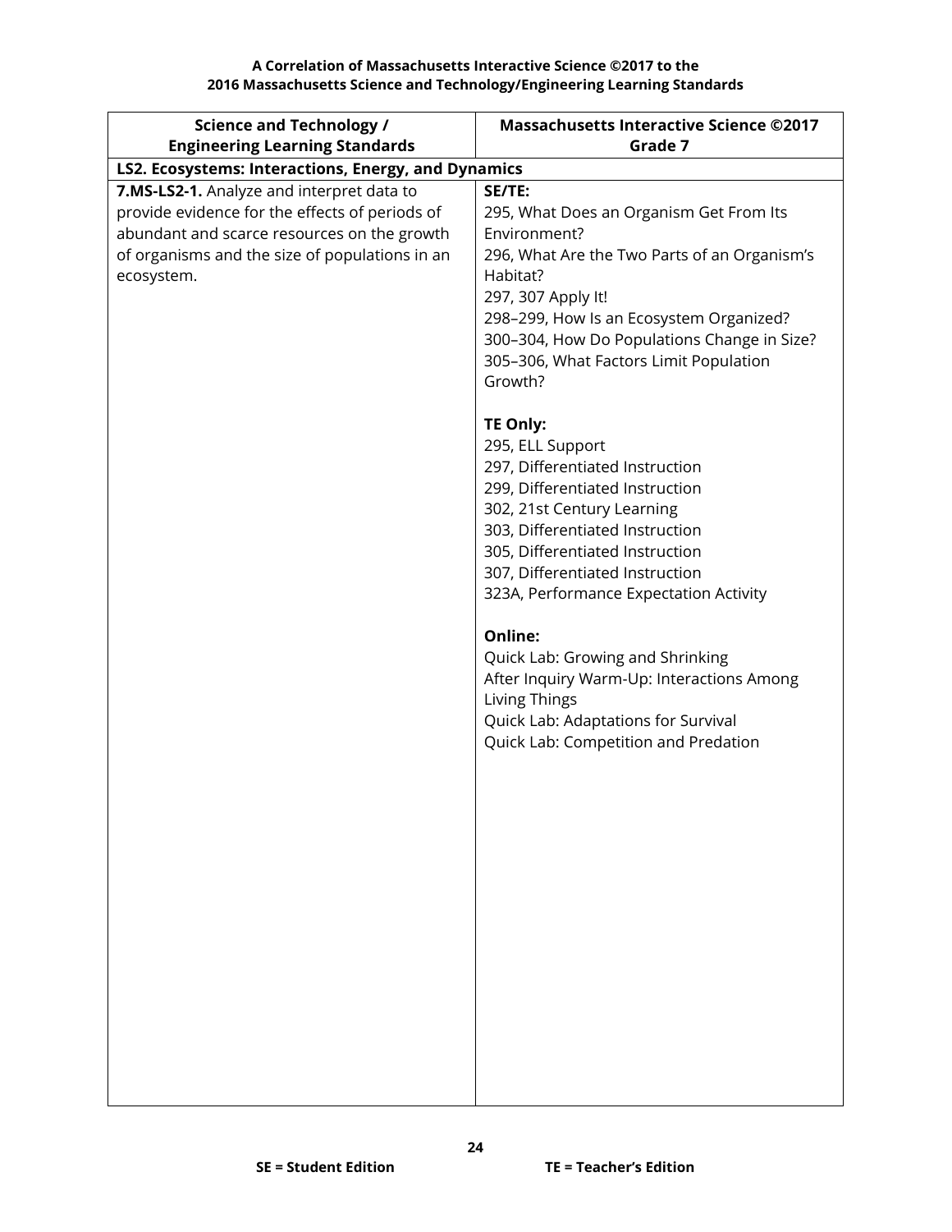**A Correlation of Massachusetts Interactive Science ©2017 to the 2016 Massachusetts Science and Technology/Engineering Learning Standards**

| Science and Technology / Engineering Learning Standards | Massachusetts Interactive Science ©2017 Grade 7 |
|---|---|
| **LS2. Ecosystems: Interactions, Energy, and Dynamics** | |
| **7.MS-LS2-1.** Analyze and interpret data to provide evidence for the effects of periods of abundant and scarce resources on the growth of organisms and the size of populations in an ecosystem. | **SE/TE:**<br>295, What Does an Organism Get From Its Environment?<br>296, What Are the Two Parts of an Organism's Habitat?<br>297, 307 Apply It!<br>298–299, How Is an Ecosystem Organized?<br>300–304, How Do Populations Change in Size?<br>305–306, What Factors Limit Population Growth?<br><br>**TE Only:**<br>295, ELL Support<br>297, Differentiated Instruction<br>299, Differentiated Instruction<br>302, 21st Century Learning<br>303, Differentiated Instruction<br>305, Differentiated Instruction<br>307, Differentiated Instruction<br>323A, Performance Expectation Activity<br><br>**Online:**<br>Quick Lab: Growing and Shrinking<br>After Inquiry Warm-Up: Interactions Among Living Things<br>Quick Lab: Adaptations for Survival<br>Quick Lab: Competition and Predation |

**SE = Student Edition** **TE = Teacher's Edition**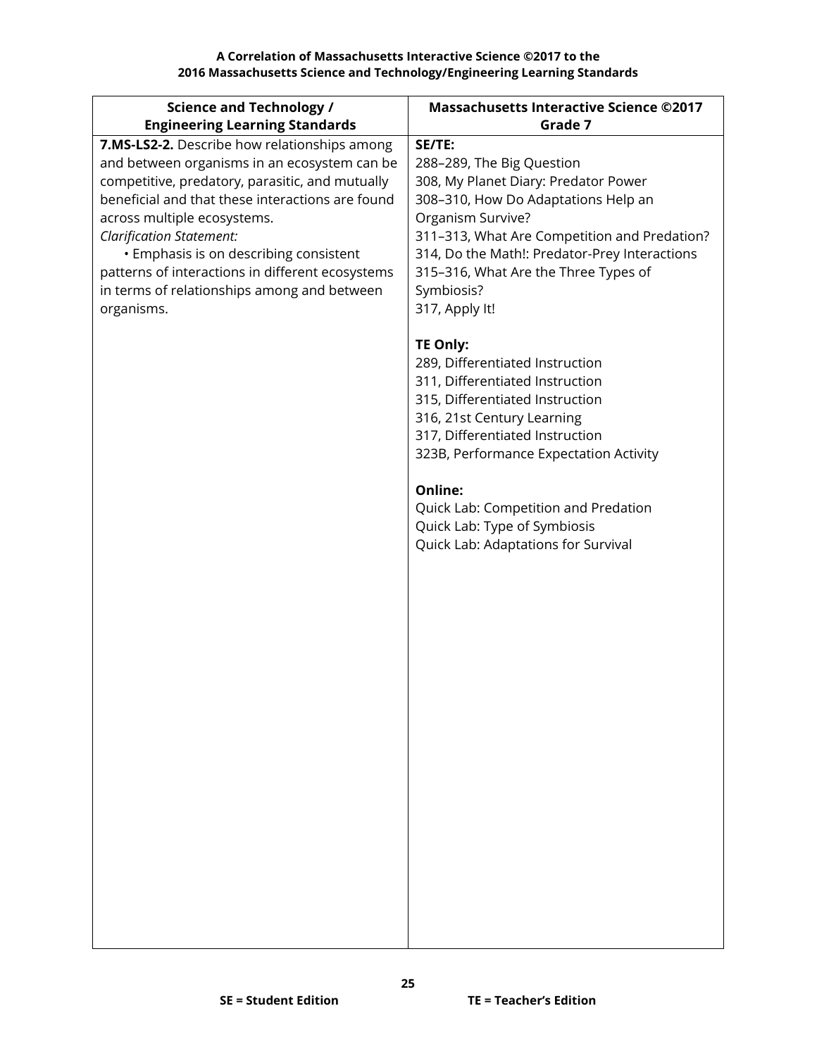**A Correlation of Massachusetts Interactive Science ©2017 to the 2016 Massachusetts Science and Technology/Engineering Learning Standards**

| Science and Technology / Engineering Learning Standards | Massachusetts Interactive Science ©2017 Grade 7 |
|---|---|
| **7.MS-LS2-2.** Describe how relationships among and between organisms in an ecosystem can be competitive, predatory, parasitic, and mutually beneficial and that these interactions are found across multiple ecosystems.<br>*Clarification Statement:*<br>• Emphasis is on describing consistent patterns of interactions in different ecosystems in terms of relationships among and between organisms. | **SE/TE:**<br>288–289, The Big Question<br>308, My Planet Diary: Predator Power<br>308–310, How Do Adaptations Help an Organism Survive?<br>311–313, What Are Competition and Predation?<br>314, Do the Math!: Predator-Prey Interactions<br>315–316, What Are the Three Types of Symbiosis?<br>317, Apply It!<br><br>**TE Only:**<br>289, Differentiated Instruction<br>311, Differentiated Instruction<br>315, Differentiated Instruction<br>316, 21st Century Learning<br>317, Differentiated Instruction<br>323B, Performance Expectation Activity<br><br>**Online:**<br>Quick Lab: Competition and Predation<br>Quick Lab: Type of Symbiosis<br>Quick Lab: Adaptations for Survival |

**SE = Student Edition** **TE = Teacher's Edition**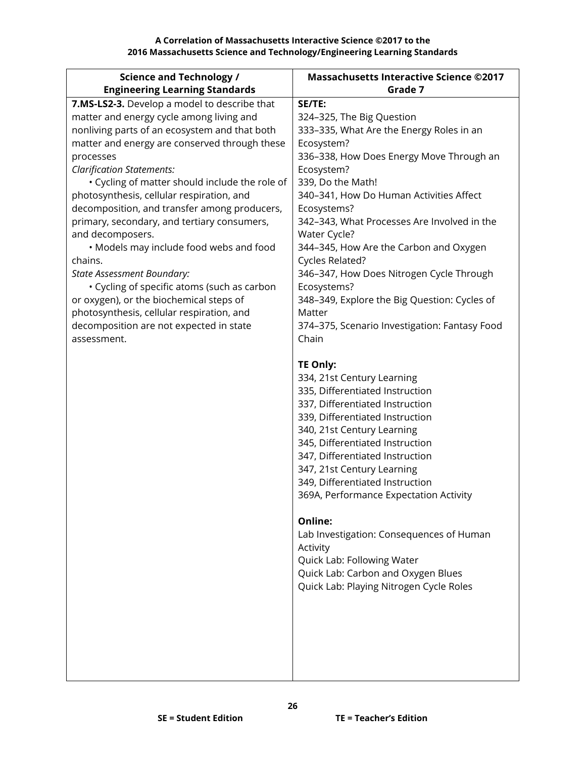**A Correlation of Massachusetts Interactive Science ©2017 to the 2016 Massachusetts Science and Technology/Engineering Learning Standards**

| Science and Technology / Engineering Learning Standards | Massachusetts Interactive Science ©2017 Grade 7 |
|---|---|
| **7.MS-LS2-3.** Develop a model to describe that matter and energy cycle among living and nonliving parts of an ecosystem and that both matter and energy are conserved through these processes<br>*Clarification Statements:*<br>• Cycling of matter should include the role of photosynthesis, cellular respiration, and decomposition, and transfer among producers, primary, secondary, and tertiary consumers, and decomposers.<br>• Models may include food webs and food chains.<br>*State Assessment Boundary:*<br>• Cycling of specific atoms (such as carbon or oxygen), or the biochemical steps of photosynthesis, cellular respiration, and decomposition are not expected in state assessment. | **SE/TE:**<br>324–325, The Big Question<br>333–335, What Are the Energy Roles in an Ecosystem?<br>336–338, How Does Energy Move Through an Ecosystem?<br>339, Do the Math!<br>340–341, How Do Human Activities Affect Ecosystems?<br>342–343, What Processes Are Involved in the Water Cycle?<br>344–345, How Are the Carbon and Oxygen Cycles Related?<br>346–347, How Does Nitrogen Cycle Through Ecosystems?<br>348–349, Explore the Big Question: Cycles of Matter<br>374–375, Scenario Investigation: Fantasy Food Chain<br><br>**TE Only:**<br>334, 21st Century Learning<br>335, Differentiated Instruction<br>337, Differentiated Instruction<br>339, Differentiated Instruction<br>340, 21st Century Learning<br>345, Differentiated Instruction<br>347, Differentiated Instruction<br>347, 21st Century Learning<br>349, Differentiated Instruction<br>369A, Performance Expectation Activity<br><br>**Online:**<br>Lab Investigation: Consequences of Human Activity<br>Quick Lab: Following Water<br>Quick Lab: Carbon and Oxygen Blues<br>Quick Lab: Playing Nitrogen Cycle Roles |

**SE = Student Edition** **TE = Teacher's Edition**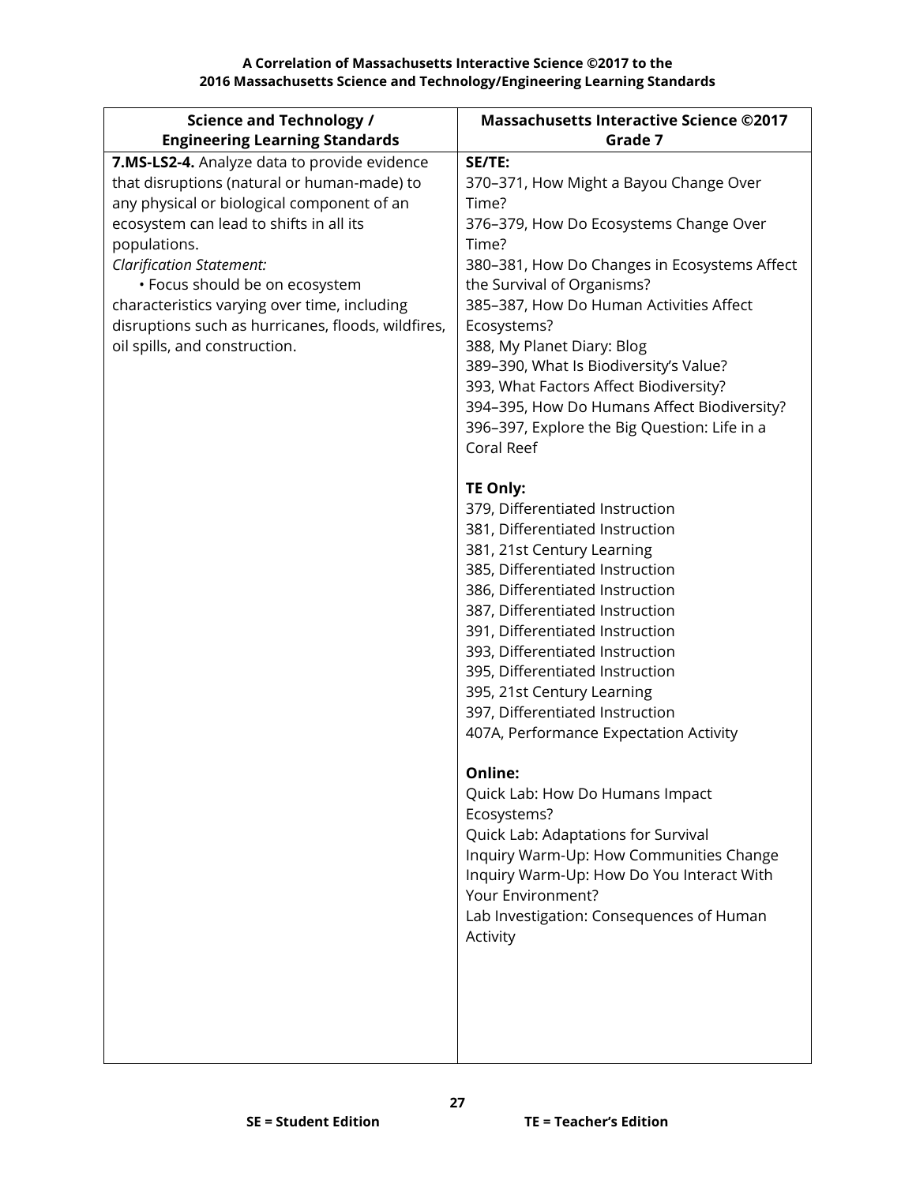| Science and Technology / Engineering Learning Standards | Massachusetts Interactive Science ©2017 Grade 7 |
|---|---|
| **7.MS-LS2-4.** Analyze data to provide evidence that disruptions (natural or human-made) to any physical or biological component of an ecosystem can lead to shifts in all its populations.<br>*Clarification Statement:*<br>• Focus should be on ecosystem characteristics varying over time, including disruptions such as hurricanes, floods, wildfires, oil spills, and construction. | **SE/TE:**<br>370–371, How Might a Bayou Change Over Time?<br>376–379, How Do Ecosystems Change Over Time?<br>380–381, How Do Changes in Ecosystems Affect the Survival of Organisms?<br>385–387, How Do Human Activities Affect Ecosystems?<br>388, My Planet Diary: Blog<br>389–390, What Is Biodiversity's Value?<br>393, What Factors Affect Biodiversity?<br>394–395, How Do Humans Affect Biodiversity?<br>396–397, Explore the Big Question: Life in a Coral Reef<br><br>**TE Only:**<br>379, Differentiated Instruction<br>381, Differentiated Instruction<br>381, 21st Century Learning<br>385, Differentiated Instruction<br>386, Differentiated Instruction<br>387, Differentiated Instruction<br>391, Differentiated Instruction<br>393, Differentiated Instruction<br>395, Differentiated Instruction<br>395, 21st Century Learning<br>397, Differentiated Instruction<br>407A, Performance Expectation Activity<br><br>**Online:**<br>Quick Lab: How Do Humans Impact Ecosystems?<br>Quick Lab: Adaptations for Survival<br>Inquiry Warm-Up: How Communities Change<br>Inquiry Warm-Up: How Do You Interact With Your Environment?<br>Lab Investigation: Consequences of Human Activity |

**SE = Student Edition** **TE = Teacher's Edition**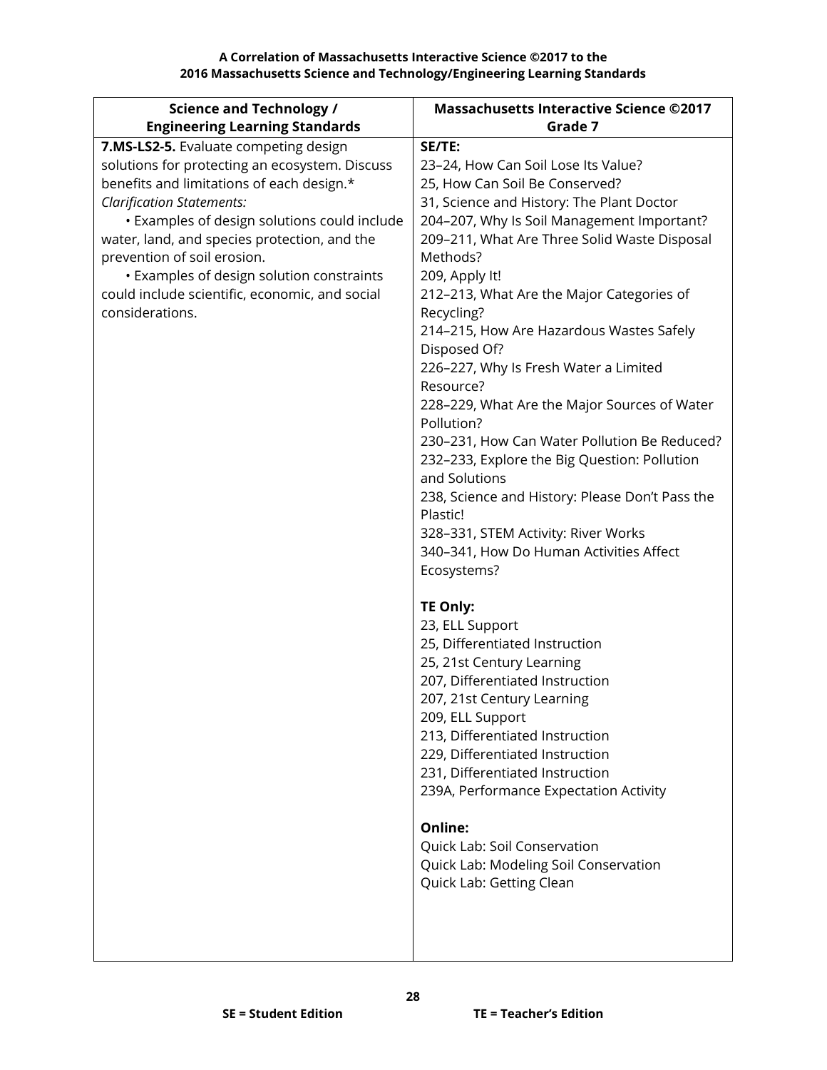**A Correlation of Massachusetts Interactive Science ©2017 to the 2016 Massachusetts Science and Technology/Engineering Learning Standards**

| Science and Technology / Engineering Learning Standards | Massachusetts Interactive Science ©2017 Grade 7 |
|---|---|
| **7.MS-LS2-5.** Evaluate competing design solutions for protecting an ecosystem. Discuss benefits and limitations of each design.*<br>*Clarification Statements:*<br>• Examples of design solutions could include water, land, and species protection, and the prevention of soil erosion.<br>• Examples of design solution constraints could include scientific, economic, and social considerations. | **SE/TE:**<br>23–24, How Can Soil Lose Its Value?<br>25, How Can Soil Be Conserved?<br>31, Science and History: The Plant Doctor<br>204–207, Why Is Soil Management Important?<br>209–211, What Are Three Solid Waste Disposal Methods?<br>209, Apply It!<br>212–213, What Are the Major Categories of Recycling?<br>214–215, How Are Hazardous Wastes Safely Disposed Of?<br>226–227, Why Is Fresh Water a Limited Resource?<br>228–229, What Are the Major Sources of Water Pollution?<br>230–231, How Can Water Pollution Be Reduced?<br>232–233, Explore the Big Question: Pollution and Solutions<br>238, Science and History: Please Don't Pass the Plastic!<br>328–331, STEM Activity: River Works<br>340–341, How Do Human Activities Affect Ecosystems?<br><br>**TE Only:**<br>23, ELL Support<br>25, Differentiated Instruction<br>25, 21st Century Learning<br>207, Differentiated Instruction<br>207, 21st Century Learning<br>209, ELL Support<br>213, Differentiated Instruction<br>229, Differentiated Instruction<br>231, Differentiated Instruction<br>239A, Performance Expectation Activity<br><br>**Online:**<br>Quick Lab: Soil Conservation<br>Quick Lab: Modeling Soil Conservation<br>Quick Lab: Getting Clean |

**SE = Student Edition** **TE = Teacher's Edition**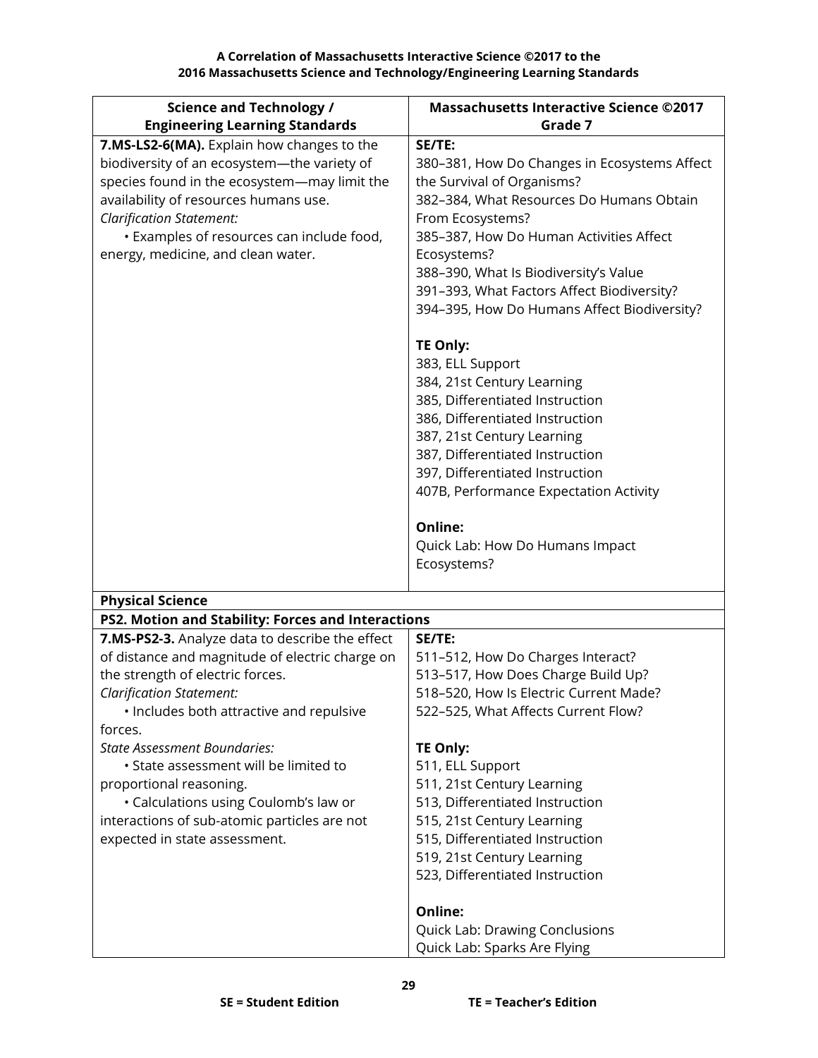**A Correlation of Massachusetts Interactive Science ©2017 to the**
**2016 Massachusetts Science and Technology/Engineering Learning Standards**

| Science and Technology / Engineering Learning Standards | Massachusetts Interactive Science ©2017 Grade 7 |
|---|---|
| **7.MS-LS2-6(MA).** Explain how changes to the biodiversity of an ecosystem—the variety of species found in the ecosystem—may limit the availability of resources humans use.<br>*Clarification Statement:*<br>• Examples of resources can include food, energy, medicine, and clean water. | **SE/TE:**<br>380–381, How Do Changes in Ecosystems Affect the Survival of Organisms?<br>382–384, What Resources Do Humans Obtain From Ecosystems?<br>385–387, How Do Human Activities Affect Ecosystems?<br>388–390, What Is Biodiversity's Value<br>391–393, What Factors Affect Biodiversity?<br>394–395, How Do Humans Affect Biodiversity?<br><br>**TE Only:**<br>383, ELL Support<br>384, 21st Century Learning<br>385, Differentiated Instruction<br>386, Differentiated Instruction<br>387, 21st Century Learning<br>387, Differentiated Instruction<br>397, Differentiated Instruction<br>407B, Performance Expectation Activity<br><br>**Online:**<br>Quick Lab: How Do Humans Impact Ecosystems? |
| **Physical Science** | |
| **PS2. Motion and Stability: Forces and Interactions** | |
| **7.MS-PS2-3.** Analyze data to describe the effect of distance and magnitude of electric charge on the strength of electric forces.<br>*Clarification Statement:*<br>• Includes both attractive and repulsive forces.<br>*State Assessment Boundaries:*<br>• State assessment will be limited to proportional reasoning.<br>• Calculations using Coulomb's law or interactions of sub-atomic particles are not expected in state assessment. | **SE/TE:**<br>511–512, How Do Charges Interact?<br>513–517, How Does Charge Build Up?<br>518–520, How Is Electric Current Made?<br>522–525, What Affects Current Flow?<br><br>**TE Only:**<br>511, ELL Support<br>511, 21st Century Learning<br>513, Differentiated Instruction<br>515, 21st Century Learning<br>515, Differentiated Instruction<br>519, 21st Century Learning<br>523, Differentiated Instruction<br><br>**Online:**<br>Quick Lab: Drawing Conclusions<br>Quick Lab: Sparks Are Flying |

**SE = Student Edition** **TE = Teacher's Edition**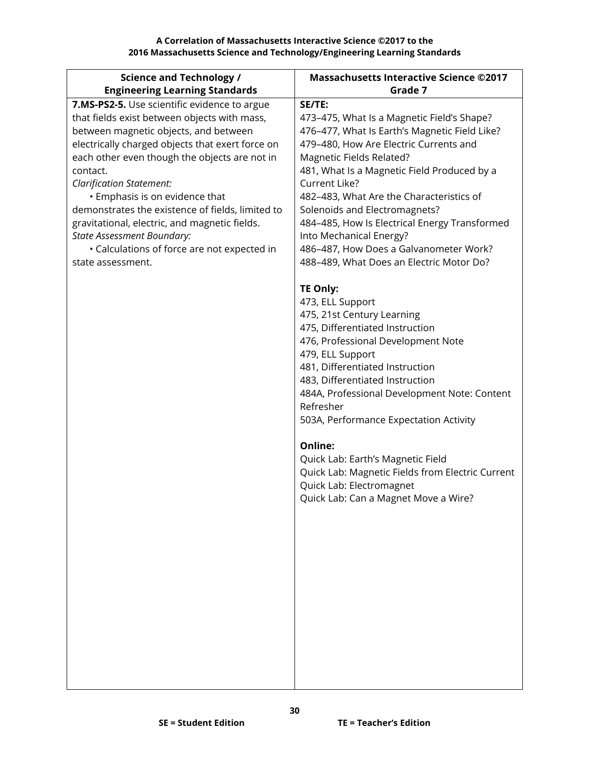| Science and Technology / Engineering Learning Standards | Massachusetts Interactive Science ©2017 Grade 7 |
| --- | --- |
| **7.MS-PS2-5.** Use scientific evidence to argue that fields exist between objects with mass, between magnetic objects, and between electrically charged objects that exert force on each other even though the objects are not in contact.<br>*Clarification Statement:*<br>• Emphasis is on evidence that demonstrates the existence of fields, limited to gravitational, electric, and magnetic fields.<br>*State Assessment Boundary:*<br>• Calculations of force are not expected in state assessment. | **SE/TE:**<br>473–475, What Is a Magnetic Field's Shape?<br>476–477, What Is Earth's Magnetic Field Like?<br>479–480, How Are Electric Currents and Magnetic Fields Related?<br>481, What Is a Magnetic Field Produced by a Current Like?<br>482–483, What Are the Characteristics of Solenoids and Electromagnets?<br>484–485, How Is Electrical Energy Transformed Into Mechanical Energy?<br>486–487, How Does a Galvanometer Work?<br>488–489, What Does an Electric Motor Do?<br><br>**TE Only:**<br>473, ELL Support<br>475, 21st Century Learning<br>475, Differentiated Instruction<br>476, Professional Development Note<br>479, ELL Support<br>481, Differentiated Instruction<br>483, Differentiated Instruction<br>484A, Professional Development Note: Content Refresher<br>503A, Performance Expectation Activity<br><br>**Online:**<br>Quick Lab: Earth's Magnetic Field<br>Quick Lab: Magnetic Fields from Electric Current<br>Quick Lab: Electromagnet<br>Quick Lab: Can a Magnet Move a Wire? |

**SE = Student Edition** **TE = Teacher's Edition**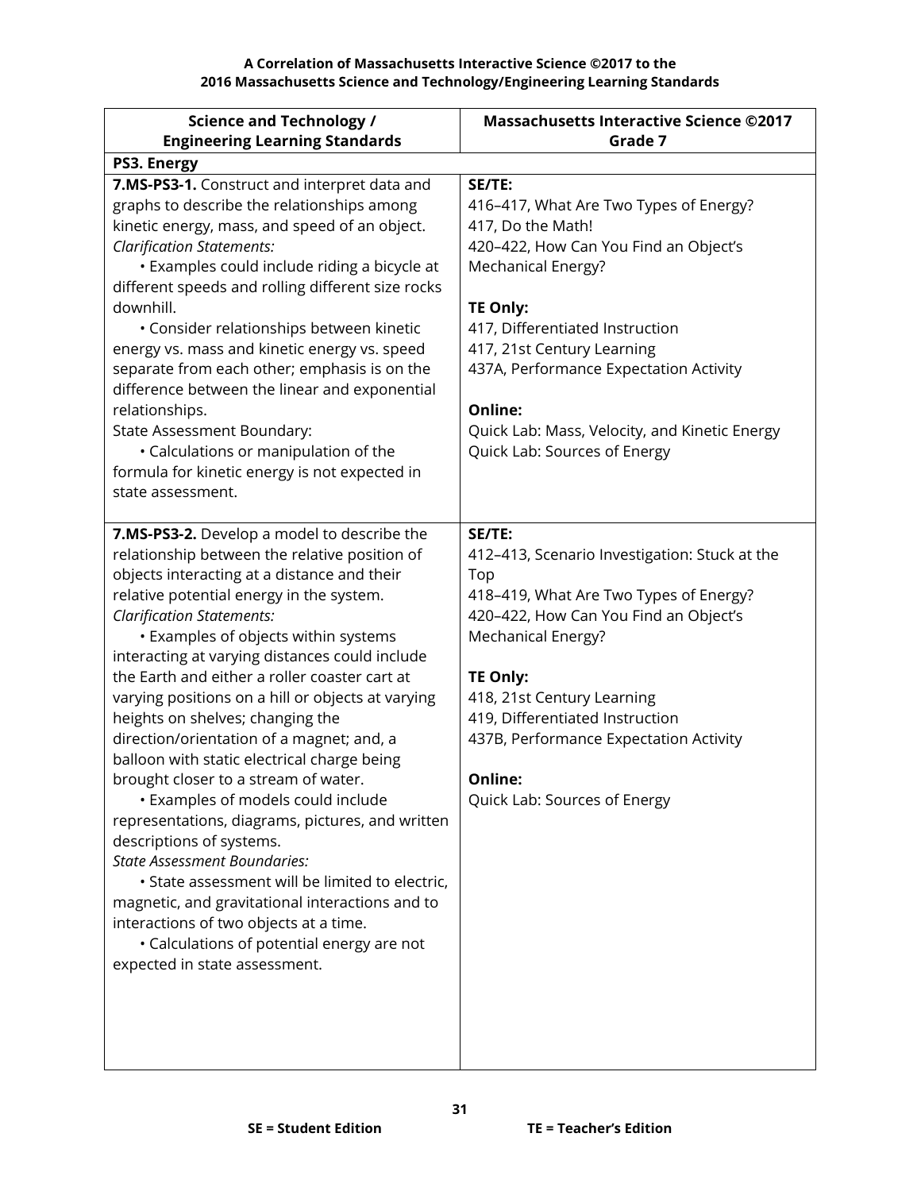**A Correlation of Massachusetts Interactive Science ©2017 to the 2016 Massachusetts Science and Technology/Engineering Learning Standards**

| Science and Technology / Engineering Learning Standards | Massachusetts Interactive Science ©2017 Grade 7 |
|---|---|
| **PS3. Energy** | |
| **7.MS-PS3-1.** Construct and interpret data and graphs to describe the relationships among kinetic energy, mass, and speed of an object.<br>*Clarification Statements:*<br>• Examples could include riding a bicycle at different speeds and rolling different size rocks downhill.<br>• Consider relationships between kinetic energy vs. mass and kinetic energy vs. speed separate from each other; emphasis is on the difference between the linear and exponential relationships.<br>State Assessment Boundary:<br>• Calculations or manipulation of the formula for kinetic energy is not expected in state assessment. | **SE/TE:**<br>416–417, What Are Two Types of Energy?<br>417, Do the Math!<br>420–422, How Can You Find an Object's Mechanical Energy?<br><br>**TE Only:**<br>417, Differentiated Instruction<br>417, 21st Century Learning<br>437A, Performance Expectation Activity<br><br>**Online:**<br>Quick Lab: Mass, Velocity, and Kinetic Energy<br>Quick Lab: Sources of Energy |
| **7.MS-PS3-2.** Develop a model to describe the relationship between the relative position of objects interacting at a distance and their relative potential energy in the system.<br>*Clarification Statements:*<br>• Examples of objects within systems interacting at varying distances could include the Earth and either a roller coaster cart at varying positions on a hill or objects at varying heights on shelves; changing the direction/orientation of a magnet; and, a balloon with static electrical charge being brought closer to a stream of water.<br>• Examples of models could include representations, diagrams, pictures, and written descriptions of systems.<br>*State Assessment Boundaries:*<br>• State assessment will be limited to electric, magnetic, and gravitational interactions and to interactions of two objects at a time.<br>• Calculations of potential energy are not expected in state assessment. | **SE/TE:**<br>412–413, Scenario Investigation: Stuck at the Top<br>418–419, What Are Two Types of Energy?<br>420–422, How Can You Find an Object's Mechanical Energy?<br><br>**TE Only:**<br>418, 21st Century Learning<br>419, Differentiated Instruction<br>437B, Performance Expectation Activity<br><br>**Online:**<br>Quick Lab: Sources of Energy |

**SE = Student Edition** **TE = Teacher's Edition**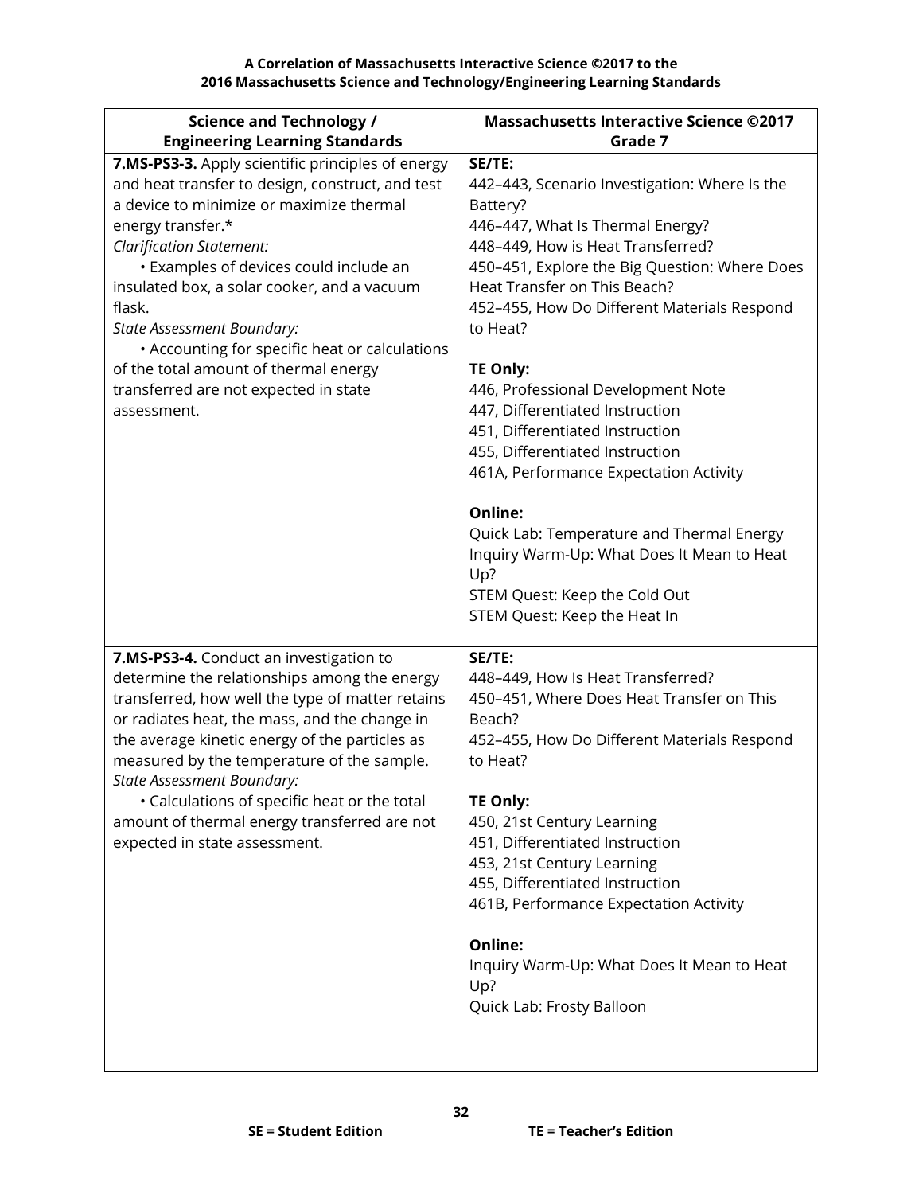**A Correlation of Massachusetts Interactive Science ©2017 to the 2016 Massachusetts Science and Technology/Engineering Learning Standards**

| Science and Technology / Engineering Learning Standards | Massachusetts Interactive Science ©2017 Grade 7 |
|---|---|
| **7.MS-PS3-3.** Apply scientific principles of energy and heat transfer to design, construct, and test a device to minimize or maximize thermal energy transfer.*<br>*Clarification Statement:*<br>• Examples of devices could include an insulated box, a solar cooker, and a vacuum flask.<br>*State Assessment Boundary:*<br>• Accounting for specific heat or calculations of the total amount of thermal energy transferred are not expected in state assessment. | **SE/TE:**<br>442–443, Scenario Investigation: Where Is the Battery?<br>446–447, What Is Thermal Energy?<br>448–449, How is Heat Transferred?<br>450–451, Explore the Big Question: Where Does Heat Transfer on This Beach?<br>452–455, How Do Different Materials Respond to Heat?<br><br>**TE Only:**<br>446, Professional Development Note<br>447, Differentiated Instruction<br>451, Differentiated Instruction<br>455, Differentiated Instruction<br>461A, Performance Expectation Activity<br><br>**Online:**<br>Quick Lab: Temperature and Thermal Energy<br>Inquiry Warm-Up: What Does It Mean to Heat Up?<br>STEM Quest: Keep the Cold Out<br>STEM Quest: Keep the Heat In |
| **7.MS-PS3-4.** Conduct an investigation to determine the relationships among the energy transferred, how well the type of matter retains or radiates heat, the mass, and the change in the average kinetic energy of the particles as measured by the temperature of the sample.<br>*State Assessment Boundary:*<br>• Calculations of specific heat or the total amount of thermal energy transferred are not expected in state assessment. | **SE/TE:**<br>448–449, How Is Heat Transferred?<br>450–451, Where Does Heat Transfer on This Beach?<br>452–455, How Do Different Materials Respond to Heat?<br><br>**TE Only:**<br>450, 21st Century Learning<br>451, Differentiated Instruction<br>453, 21st Century Learning<br>455, Differentiated Instruction<br>461B, Performance Expectation Activity<br><br>**Online:**<br>Inquiry Warm-Up: What Does It Mean to Heat Up?<br>Quick Lab: Frosty Balloon |

**SE = Student Edition** **TE = Teacher's Edition**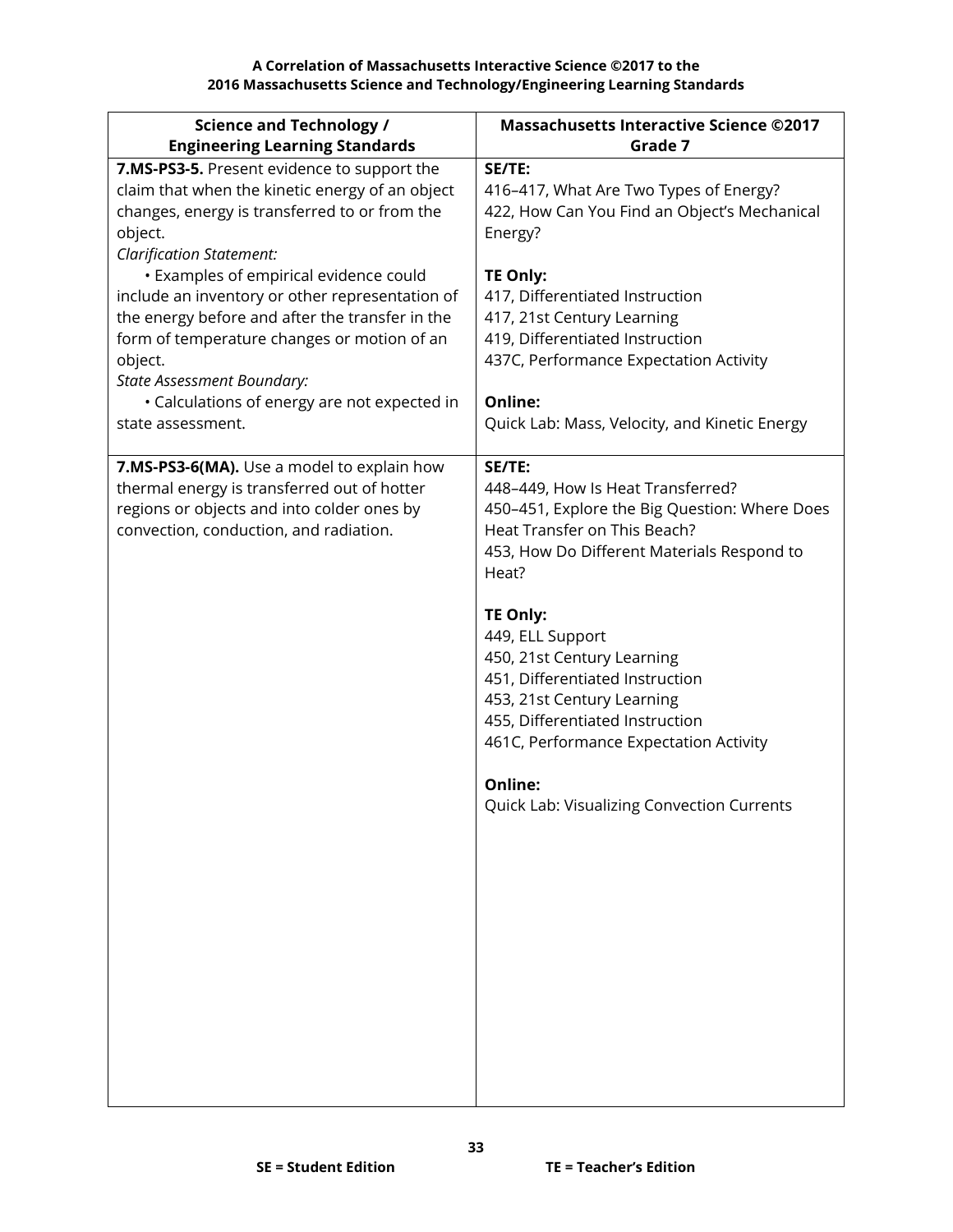**A Correlation of Massachusetts Interactive Science ©2017 to the 2016 Massachusetts Science and Technology/Engineering Learning Standards**

| Science and Technology / Engineering Learning Standards | Massachusetts Interactive Science ©2017 Grade 7 |
|---|---|
| **7.MS-PS3-5.** Present evidence to support the claim that when the kinetic energy of an object changes, energy is transferred to or from the object.<br>*Clarification Statement:*<br>• Examples of empirical evidence could include an inventory or other representation of the energy before and after the transfer in the form of temperature changes or motion of an object.<br>*State Assessment Boundary:*<br>• Calculations of energy are not expected in state assessment. | **SE/TE:**<br>416–417, What Are Two Types of Energy?<br>422, How Can You Find an Object's Mechanical Energy?<br><br>**TE Only:**<br>417, Differentiated Instruction<br>417, 21st Century Learning<br>419, Differentiated Instruction<br>437C, Performance Expectation Activity<br><br>**Online:**<br>Quick Lab: Mass, Velocity, and Kinetic Energy |
| **7.MS-PS3-6(MA).** Use a model to explain how thermal energy is transferred out of hotter regions or objects and into colder ones by convection, conduction, and radiation. | **SE/TE:**<br>448–449, How Is Heat Transferred?<br>450–451, Explore the Big Question: Where Does Heat Transfer on This Beach?<br>453, How Do Different Materials Respond to Heat?<br><br>**TE Only:**<br>449, ELL Support<br>450, 21st Century Learning<br>451, Differentiated Instruction<br>453, 21st Century Learning<br>455, Differentiated Instruction<br>461C, Performance Expectation Activity<br><br>**Online:**<br>Quick Lab: Visualizing Convection Currents |

**SE = Student Edition** **TE = Teacher's Edition**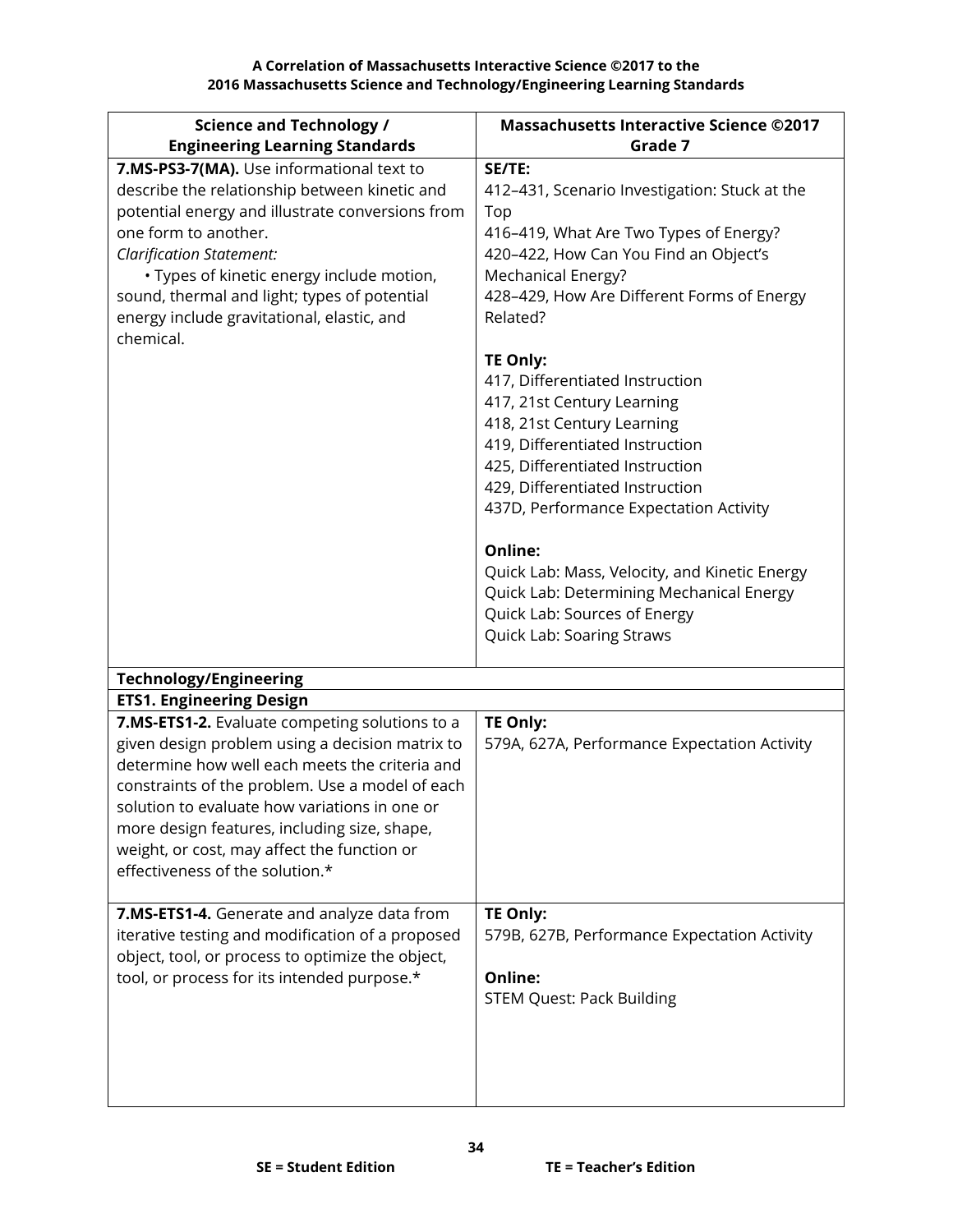**A Correlation of Massachusetts Interactive Science ©2017 to the**
**2016 Massachusetts Science and Technology/Engineering Learning Standards**

| Science and Technology / Engineering Learning Standards | Massachusetts Interactive Science ©2017 Grade 7 |
|---|---|
| **7.MS-PS3-7(MA).** Use informational text to describe the relationship between kinetic and potential energy and illustrate conversions from one form to another.<br>*Clarification Statement:*<br>• Types of kinetic energy include motion, sound, thermal and light; types of potential energy include gravitational, elastic, and chemical. | **SE/TE:**<br>412–431, Scenario Investigation: Stuck at the Top<br>416–419, What Are Two Types of Energy?<br>420–422, How Can You Find an Object's Mechanical Energy?<br>428–429, How Are Different Forms of Energy Related?<br><br>**TE Only:**<br>417, Differentiated Instruction<br>417, 21st Century Learning<br>418, 21st Century Learning<br>419, Differentiated Instruction<br>425, Differentiated Instruction<br>429, Differentiated Instruction<br>437D, Performance Expectation Activity<br><br>**Online:**<br>Quick Lab: Mass, Velocity, and Kinetic Energy<br>Quick Lab: Determining Mechanical Energy<br>Quick Lab: Sources of Energy<br>Quick Lab: Soaring Straws |
| **Technology/Engineering** | |
| **ETS1. Engineering Design** | |
| **7.MS-ETS1-2.** Evaluate competing solutions to a given design problem using a decision matrix to determine how well each meets the criteria and constraints of the problem. Use a model of each solution to evaluate how variations in one or more design features, including size, shape, weight, or cost, may affect the function or effectiveness of the solution.* | **TE Only:**<br>579A, 627A, Performance Expectation Activity |
| **7.MS-ETS1-4.** Generate and analyze data from iterative testing and modification of a proposed object, tool, or process to optimize the object, tool, or process for its intended purpose.* | **TE Only:**<br>579B, 627B, Performance Expectation Activity<br><br>**Online:**<br>STEM Quest: Pack Building |

**SE = Student Edition** **TE = Teacher's Edition**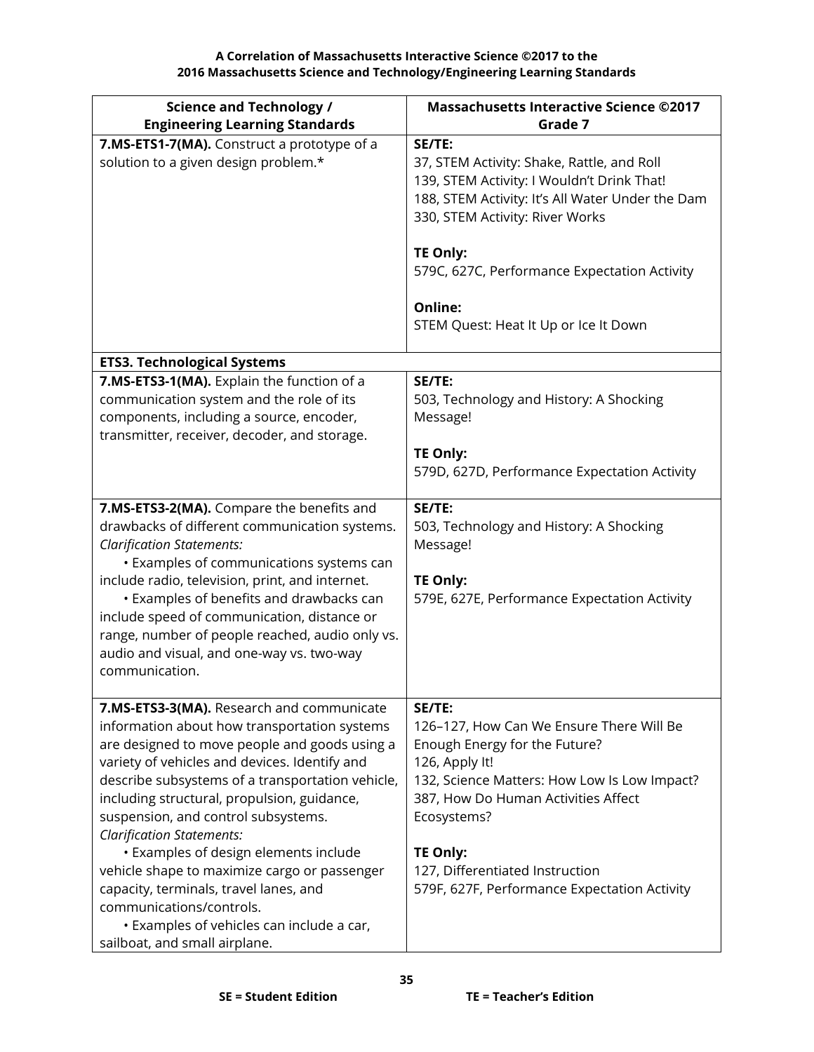**A Correlation of Massachusetts Interactive Science ©2017 to the 2016 Massachusetts Science and Technology/Engineering Learning Standards**

| Science and Technology / Engineering Learning Standards | Massachusetts Interactive Science ©2017 Grade 7 |
|---|---|
| **7.MS-ETS1-7(MA).** Construct a prototype of a solution to a given design problem.* | **SE/TE:**<br>37, STEM Activity: Shake, Rattle, and Roll<br>139, STEM Activity: I Wouldn't Drink That!<br>188, STEM Activity: It's All Water Under the Dam<br>330, STEM Activity: River Works<br><br>**TE Only:**<br>579C, 627C, Performance Expectation Activity<br><br>**Online:**<br>STEM Quest: Heat It Up or Ice It Down |
| **ETS3. Technological Systems** | |
| **7.MS-ETS3-1(MA).** Explain the function of a communication system and the role of its components, including a source, encoder, transmitter, receiver, decoder, and storage. | **SE/TE:**<br>503, Technology and History: A Shocking Message!<br><br>**TE Only:**<br>579D, 627D, Performance Expectation Activity |
| **7.MS-ETS3-2(MA).** Compare the benefits and drawbacks of different communication systems.<br>*Clarification Statements:*<br>• Examples of communications systems can include radio, television, print, and internet.<br>• Examples of benefits and drawbacks can include speed of communication, distance or range, number of people reached, audio only vs. audio and visual, and one-way vs. two-way communication. | **SE/TE:**<br>503, Technology and History: A Shocking Message!<br><br>**TE Only:**<br>579E, 627E, Performance Expectation Activity |
| **7.MS-ETS3-3(MA).** Research and communicate information about how transportation systems are designed to move people and goods using a variety of vehicles and devices. Identify and describe subsystems of a transportation vehicle, including structural, propulsion, guidance, suspension, and control subsystems.<br>*Clarification Statements:*<br>• Examples of design elements include vehicle shape to maximize cargo or passenger capacity, terminals, travel lanes, and communications/controls.<br>• Examples of vehicles can include a car, sailboat, and small airplane. | **SE/TE:**<br>126–127, How Can We Ensure There Will Be Enough Energy for the Future?<br>126, Apply It!<br>132, Science Matters: How Low Is Low Impact?<br>387, How Do Human Activities Affect Ecosystems?<br><br>**TE Only:**<br>127, Differentiated Instruction<br>579F, 627F, Performance Expectation Activity |

**SE = Student Edition** **TE = Teacher's Edition**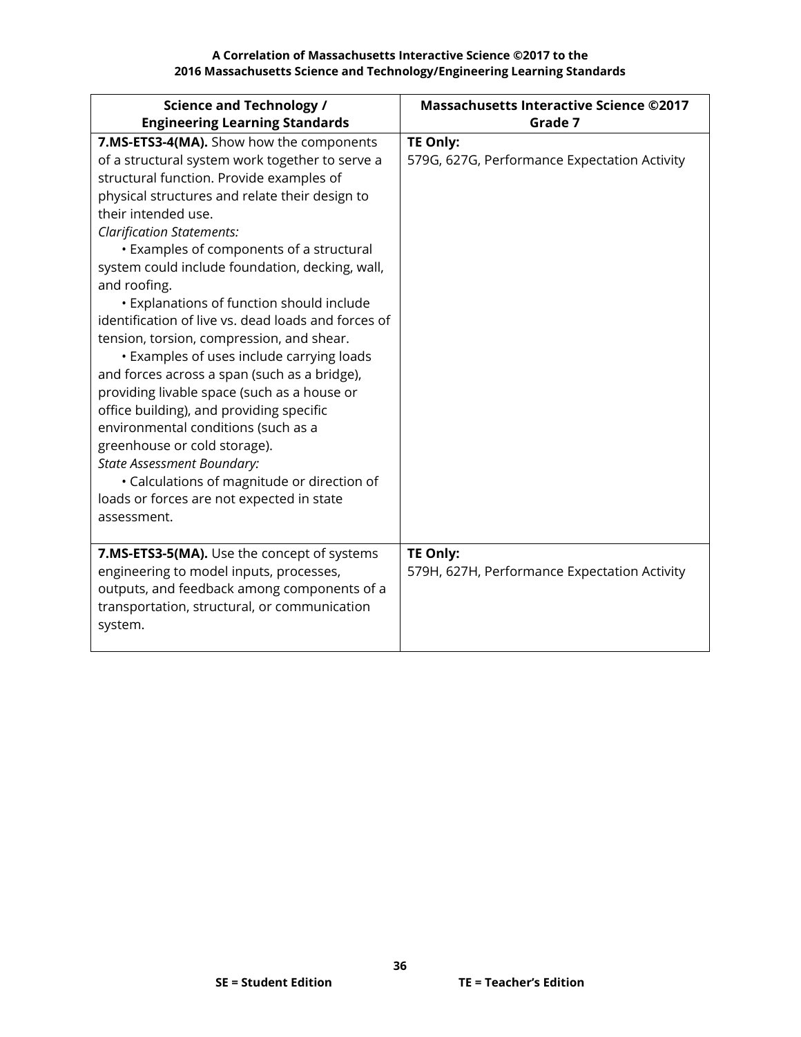| Science and Technology / Engineering Learning Standards | Massachusetts Interactive Science ©2017 Grade 7 |
|---|---|
| **7.MS-ETS3-4(MA).** Show how the components of a structural system work together to serve a structural function. Provide examples of physical structures and relate their design to their intended use.<br>*Clarification Statements:*<br>• Examples of components of a structural system could include foundation, decking, wall, and roofing.<br>• Explanations of function should include identification of live vs. dead loads and forces of tension, torsion, compression, and shear.<br>• Examples of uses include carrying loads and forces across a span (such as a bridge), providing livable space (such as a house or office building), and providing specific environmental conditions (such as a greenhouse or cold storage).<br>*State Assessment Boundary:*<br>• Calculations of magnitude or direction of loads or forces are not expected in state assessment. | **TE Only:**<br>579G, 627G, Performance Expectation Activity |
| **7.MS-ETS3-5(MA).** Use the concept of systems engineering to model inputs, processes, outputs, and feedback among components of a transportation, structural, or communication system. | **TE Only:**<br>579H, 627H, Performance Expectation Activity |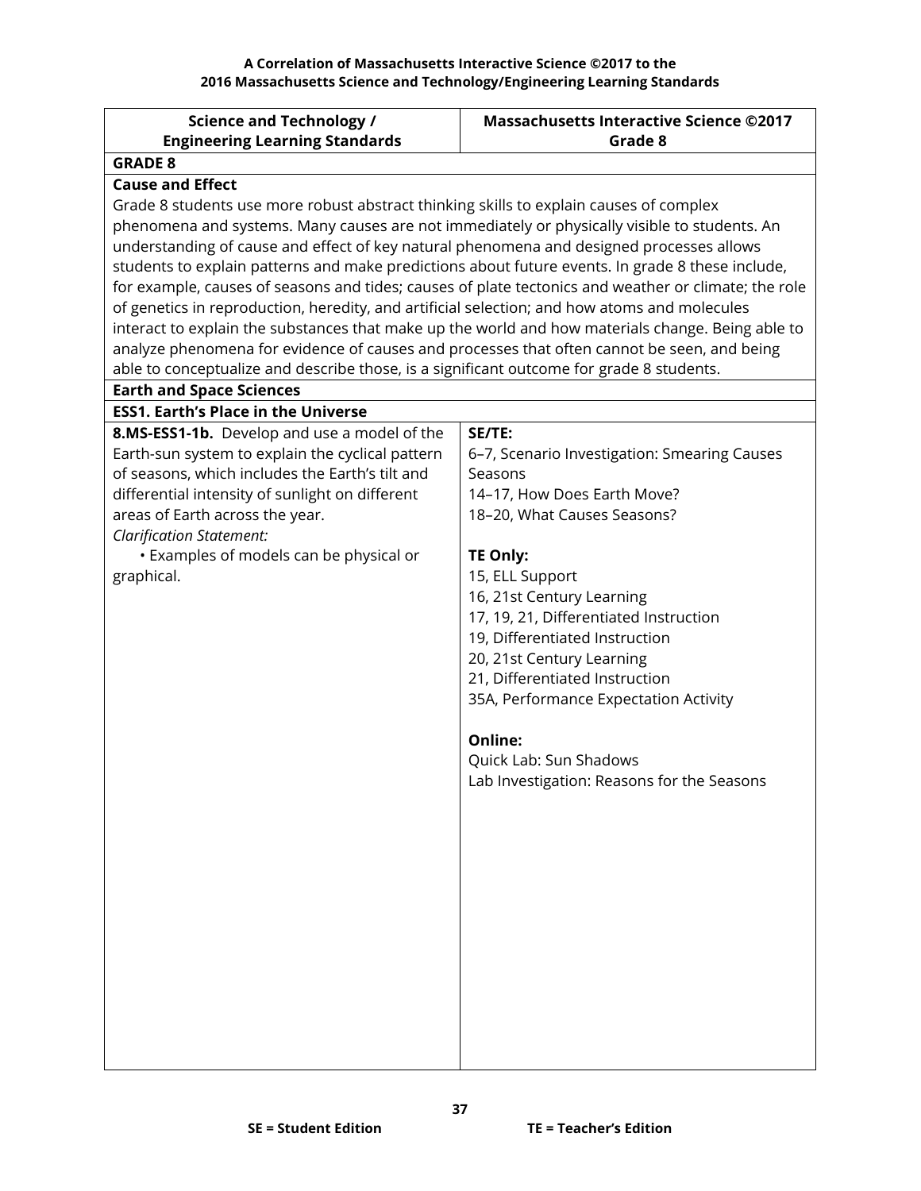**A Correlation of Massachusetts Interactive Science ©2017 to the 2016 Massachusetts Science and Technology/Engineering Learning Standards**

| Science and Technology / Engineering Learning Standards | Massachusetts Interactive Science ©2017 Grade 8 |
|---|---|
| **GRADE 8** | |
| **Cause and Effect**<br>Grade 8 students use more robust abstract thinking skills to explain causes of complex phenomena and systems. Many causes are not immediately or physically visible to students. An understanding of cause and effect of key natural phenomena and designed processes allows students to explain patterns and make predictions about future events. In grade 8 these include, for example, causes of seasons and tides; causes of plate tectonics and weather or climate; the role of genetics in reproduction, heredity, and artificial selection; and how atoms and molecules interact to explain the substances that make up the world and how materials change. Being able to analyze phenomena for evidence of causes and processes that often cannot be seen, and being able to conceptualize and describe those, is a significant outcome for grade 8 students. | |
| **Earth and Space Sciences** | |
| **ESS1. Earth's Place in the Universe** | |
| **8.MS-ESS1-1b.** Develop and use a model of the Earth-sun system to explain the cyclical pattern of seasons, which includes the Earth's tilt and differential intensity of sunlight on different areas of Earth across the year.<br>*Clarification Statement:*<br>• Examples of models can be physical or graphical. | **SE/TE:**<br>6–7, Scenario Investigation: Smearing Causes Seasons<br>14–17, How Does Earth Move?<br>18–20, What Causes Seasons?<br><br>**TE Only:**<br>15, ELL Support<br>16, 21st Century Learning<br>17, 19, 21, Differentiated Instruction<br>19, Differentiated Instruction<br>20, 21st Century Learning<br>21, Differentiated Instruction<br>35A, Performance Expectation Activity<br><br>**Online:**<br>Quick Lab: Sun Shadows<br>Lab Investigation: Reasons for the Seasons |

SE = Student Edition TE = Teacher's Edition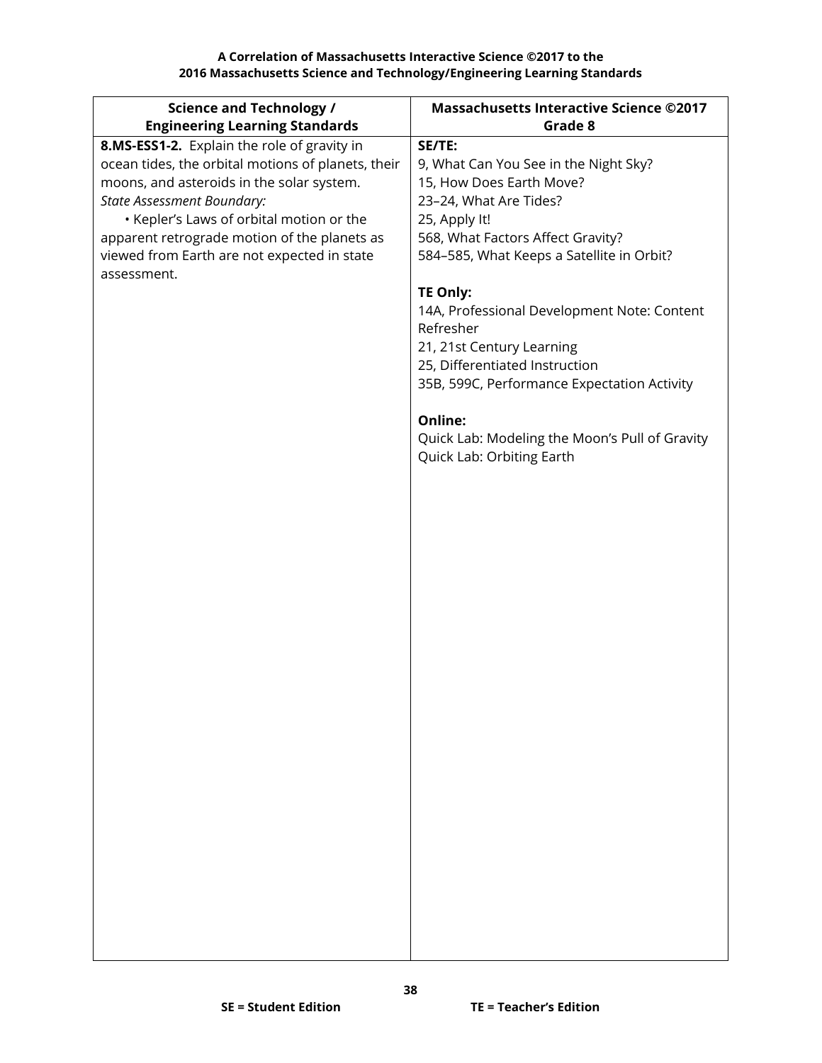| Science and Technology / Engineering Learning Standards | Massachusetts Interactive Science ©2017 Grade 8 |
|---|---|
| **8.MS-ESS1-2.** Explain the role of gravity in ocean tides, the orbital motions of planets, their moons, and asteroids in the solar system.<br>*State Assessment Boundary:*<br>• Kepler's Laws of orbital motion or the apparent retrograde motion of the planets as viewed from Earth are not expected in state assessment. | **SE/TE:**<br>9, What Can You See in the Night Sky?<br>15, How Does Earth Move?<br>23–24, What Are Tides?<br>25, Apply It!<br>568, What Factors Affect Gravity?<br>584–585, What Keeps a Satellite in Orbit?<br><br>**TE Only:**<br>14A, Professional Development Note: Content Refresher<br>21, 21st Century Learning<br>25, Differentiated Instruction<br>35B, 599C, Performance Expectation Activity<br><br>**Online:**<br>Quick Lab: Modeling the Moon's Pull of Gravity<br>Quick Lab: Orbiting Earth |

**SE = Student Edition** **TE = Teacher's Edition**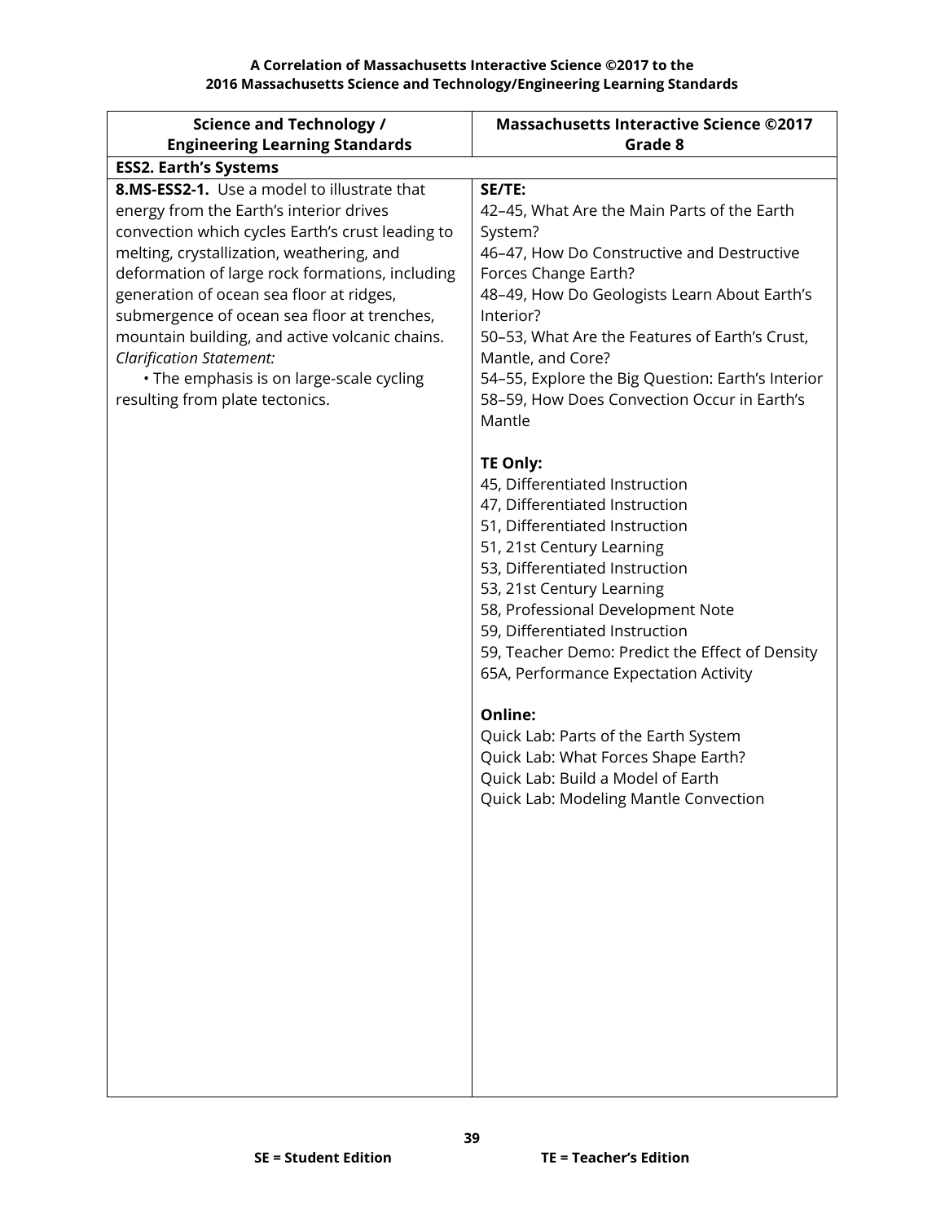**A Correlation of Massachusetts Interactive Science ©2017 to the 2016 Massachusetts Science and Technology/Engineering Learning Standards**

| Science and Technology / Engineering Learning Standards | Massachusetts Interactive Science ©2017 Grade 8 |
|---|---|
| **ESS2. Earth's Systems** | |
| **8.MS-ESS2-1.** Use a model to illustrate that energy from the Earth's interior drives convection which cycles Earth's crust leading to melting, crystallization, weathering, and deformation of large rock formations, including generation of ocean sea floor at ridges, submergence of ocean sea floor at trenches, mountain building, and active volcanic chains.<br>*Clarification Statement:*<br>• The emphasis is on large-scale cycling resulting from plate tectonics. | **SE/TE:**<br>42–45, What Are the Main Parts of the Earth System?<br>46–47, How Do Constructive and Destructive Forces Change Earth?<br>48–49, How Do Geologists Learn About Earth's Interior?<br>50–53, What Are the Features of Earth's Crust, Mantle, and Core?<br>54–55, Explore the Big Question: Earth's Interior<br>58–59, How Does Convection Occur in Earth's Mantle<br><br>**TE Only:**<br>45, Differentiated Instruction<br>47, Differentiated Instruction<br>51, Differentiated Instruction<br>51, 21st Century Learning<br>53, Differentiated Instruction<br>53, 21st Century Learning<br>58, Professional Development Note<br>59, Differentiated Instruction<br>59, Teacher Demo: Predict the Effect of Density<br>65A, Performance Expectation Activity<br><br>**Online:**<br>Quick Lab: Parts of the Earth System<br>Quick Lab: What Forces Shape Earth?<br>Quick Lab: Build a Model of Earth<br>Quick Lab: Modeling Mantle Convection |

SE = Student Edition TE = Teacher's Edition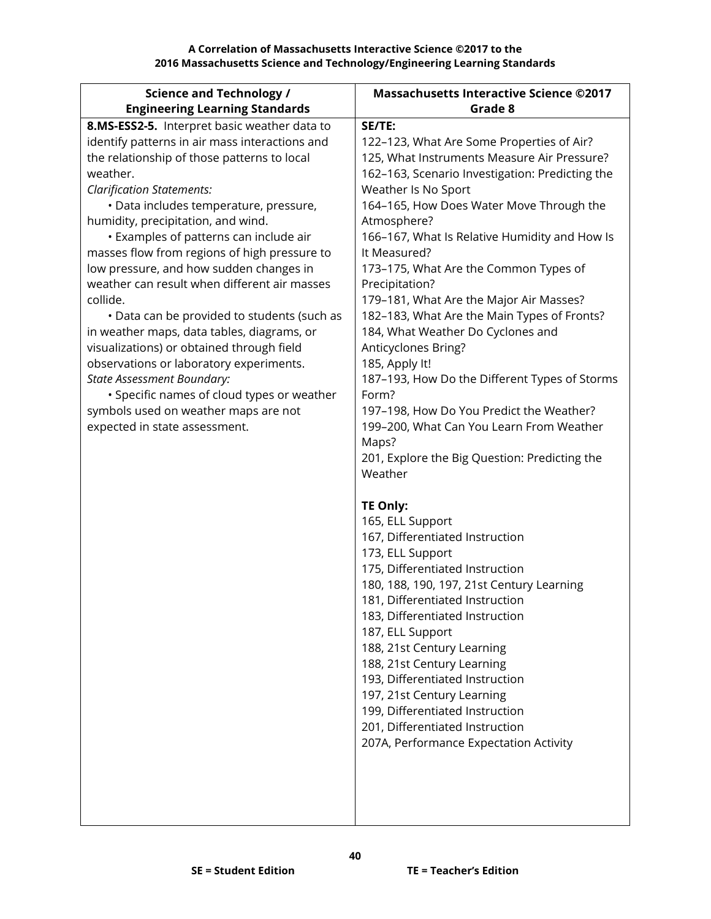**A Correlation of Massachusetts Interactive Science ©2017 to the 2016 Massachusetts Science and Technology/Engineering Learning Standards**

| Science and Technology / Engineering Learning Standards | Massachusetts Interactive Science ©2017 Grade 8 |
|---|---|
| **8.MS-ESS2-5.** Interpret basic weather data to identify patterns in air mass interactions and the relationship of those patterns to local weather.<br>*Clarification Statements:*<br>• Data includes temperature, pressure, humidity, precipitation, and wind.<br>• Examples of patterns can include air masses flow from regions of high pressure to low pressure, and how sudden changes in weather can result when different air masses collide.<br>• Data can be provided to students (such as in weather maps, data tables, diagrams, or visualizations) or obtained through field observations or laboratory experiments.<br>*State Assessment Boundary:*<br>• Specific names of cloud types or weather symbols used on weather maps are not expected in state assessment. | **SE/TE:**<br>122–123, What Are Some Properties of Air?<br>125, What Instruments Measure Air Pressure?<br>162–163, Scenario Investigation: Predicting the Weather Is No Sport<br>164–165, How Does Water Move Through the Atmosphere?<br>166–167, What Is Relative Humidity and How Is It Measured?<br>173–175, What Are the Common Types of Precipitation?<br>179–181, What Are the Major Air Masses?<br>182–183, What Are the Main Types of Fronts?<br>184, What Weather Do Cyclones and Anticyclones Bring?<br>185, Apply It!<br>187–193, How Do the Different Types of Storms Form?<br>197–198, How Do You Predict the Weather?<br>199–200, What Can You Learn From Weather Maps?<br>201, Explore the Big Question: Predicting the Weather<br><br>**TE Only:**<br>165, ELL Support<br>167, Differentiated Instruction<br>173, ELL Support<br>175, Differentiated Instruction<br>180, 188, 190, 197, 21st Century Learning<br>181, Differentiated Instruction<br>183, Differentiated Instruction<br>187, ELL Support<br>188, 21st Century Learning<br>188, 21st Century Learning<br>193, Differentiated Instruction<br>197, 21st Century Learning<br>199, Differentiated Instruction<br>201, Differentiated Instruction<br>207A, Performance Expectation Activity |

**SE = Student Edition** **TE = Teacher's Edition**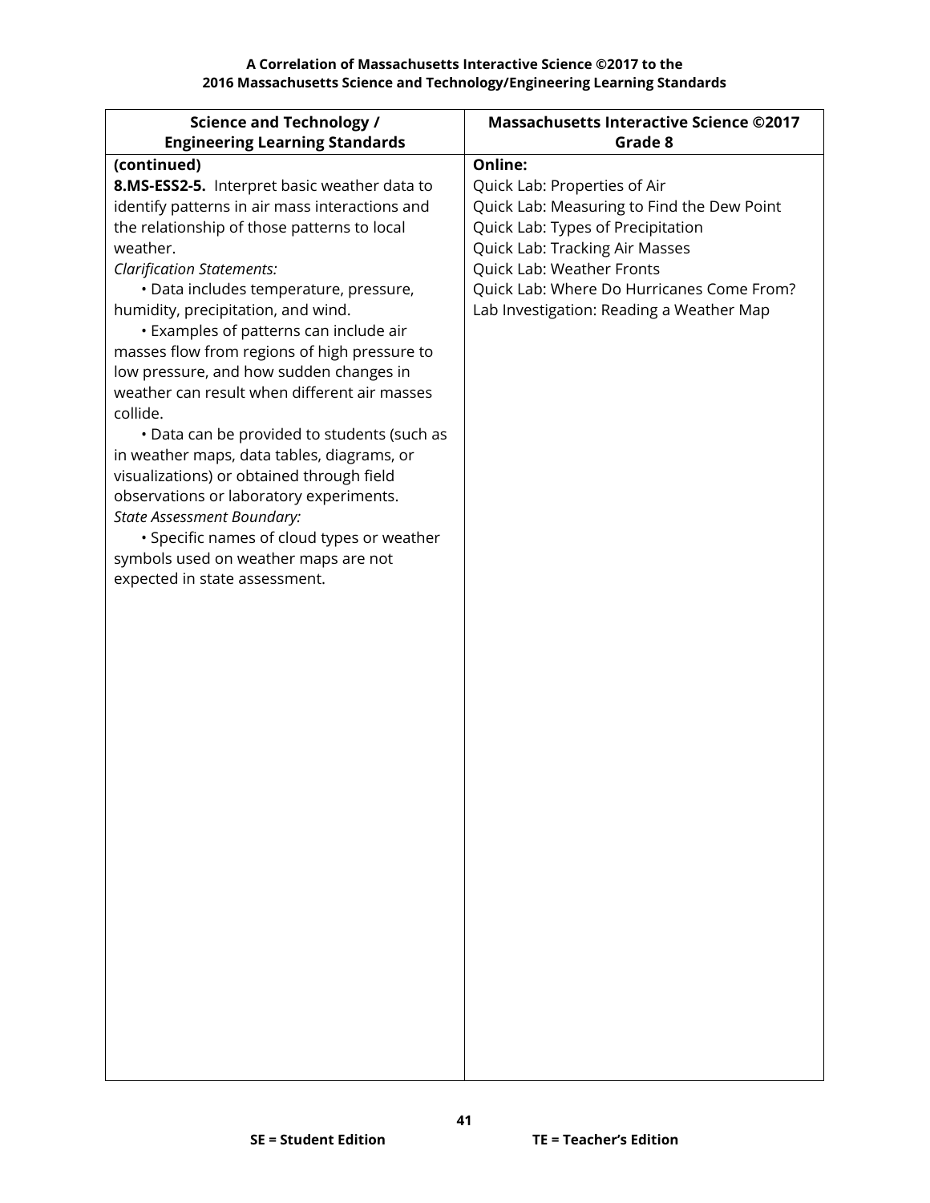| Science and Technology / Engineering Learning Standards | Massachusetts Interactive Science ©2017 Grade 8 |
|---|---|
| **(continued)**<br>**8.MS-ESS2-5.** Interpret basic weather data to identify patterns in air mass interactions and the relationship of those patterns to local weather.<br>*Clarification Statements:*<br>• Data includes temperature, pressure, humidity, precipitation, and wind.<br>• Examples of patterns can include air masses flow from regions of high pressure to low pressure, and how sudden changes in weather can result when different air masses collide.<br>• Data can be provided to students (such as in weather maps, data tables, diagrams, or visualizations) or obtained through field observations or laboratory experiments.<br>*State Assessment Boundary:*<br>• Specific names of cloud types or weather symbols used on weather maps are not expected in state assessment. | **Online:**<br>Quick Lab: Properties of Air<br>Quick Lab: Measuring to Find the Dew Point<br>Quick Lab: Types of Precipitation<br>Quick Lab: Tracking Air Masses<br>Quick Lab: Weather Fronts<br>Quick Lab: Where Do Hurricanes Come From?<br>Lab Investigation: Reading a Weather Map |

**SE = Student Edition** **TE = Teacher's Edition**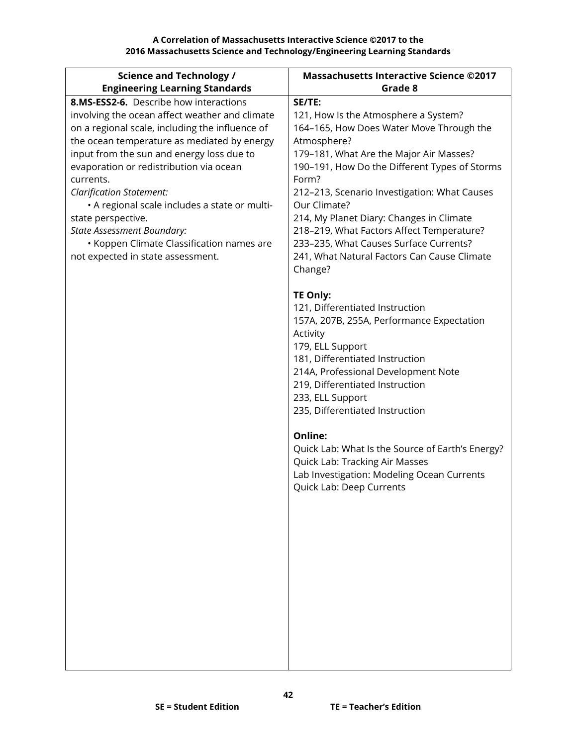**A Correlation of Massachusetts Interactive Science ©2017 to the 2016 Massachusetts Science and Technology/Engineering Learning Standards**

| Science and Technology / Engineering Learning Standards | Massachusetts Interactive Science ©2017 Grade 8 |
|---|---|
| **8.MS-ESS2-6.** Describe how interactions involving the ocean affect weather and climate on a regional scale, including the influence of the ocean temperature as mediated by energy input from the sun and energy loss due to evaporation or redistribution via ocean currents.<br>*Clarification Statement:*<br>• A regional scale includes a state or multi-state perspective.<br>*State Assessment Boundary:*<br>• Koppen Climate Classification names are not expected in state assessment. | **SE/TE:**<br>121, How Is the Atmosphere a System?<br>164–165, How Does Water Move Through the Atmosphere?<br>179–181, What Are the Major Air Masses?<br>190–191, How Do the Different Types of Storms Form?<br>212–213, Scenario Investigation: What Causes Our Climate?<br>214, My Planet Diary: Changes in Climate<br>218–219, What Factors Affect Temperature?<br>233–235, What Causes Surface Currents?<br>241, What Natural Factors Can Cause Climate Change?<br><br>**TE Only:**<br>121, Differentiated Instruction<br>157A, 207B, 255A, Performance Expectation Activity<br>179, ELL Support<br>181, Differentiated Instruction<br>214A, Professional Development Note<br>219, Differentiated Instruction<br>233, ELL Support<br>235, Differentiated Instruction<br><br>**Online:**<br>Quick Lab: What Is the Source of Earth's Energy?<br>Quick Lab: Tracking Air Masses<br>Lab Investigation: Modeling Ocean Currents<br>Quick Lab: Deep Currents |

**SE = Student Edition** **TE = Teacher's Edition**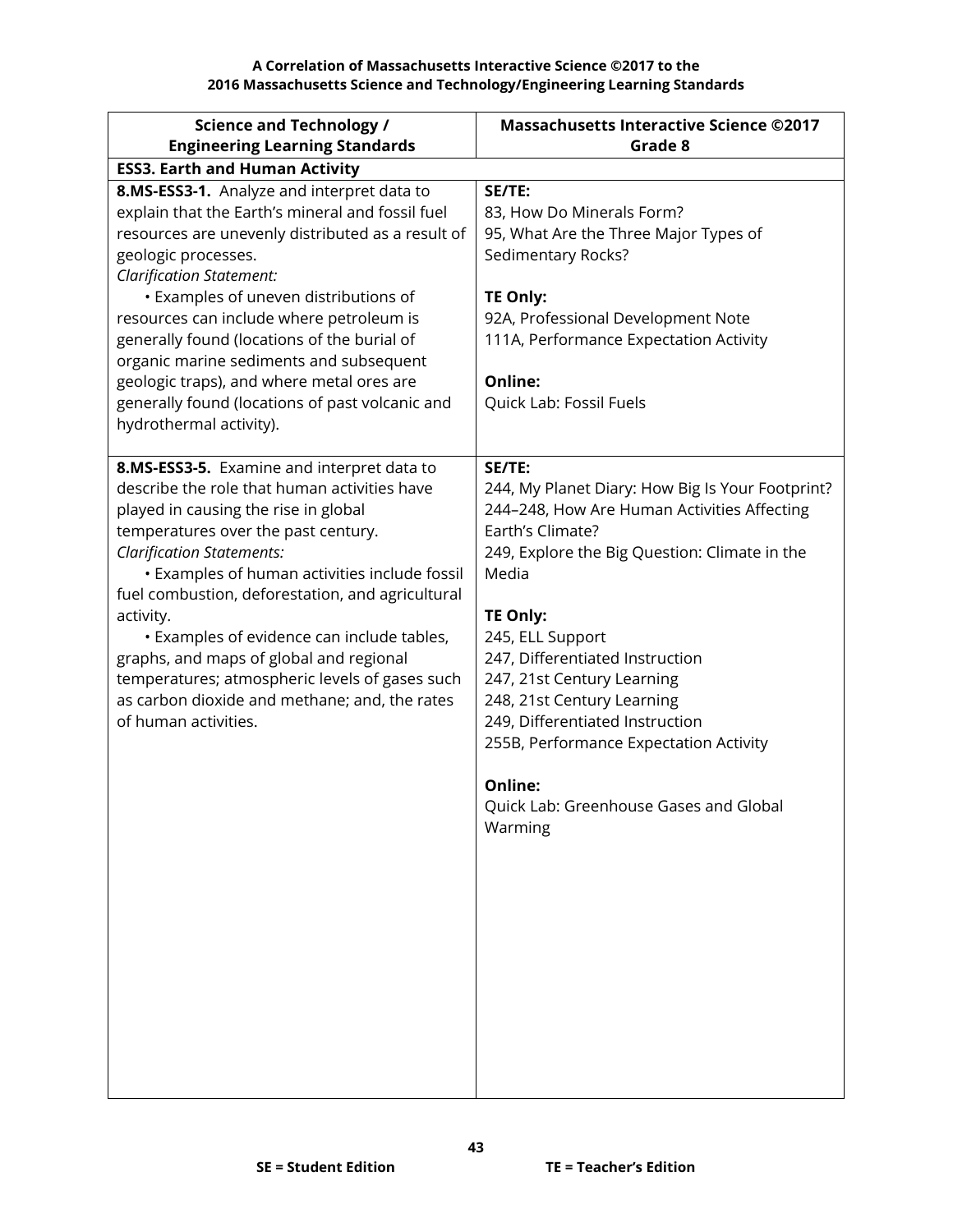**A Correlation of Massachusetts Interactive Science ©2017 to the 2016 Massachusetts Science and Technology/Engineering Learning Standards**

| Science and Technology / Engineering Learning Standards | Massachusetts Interactive Science ©2017 Grade 8 |
|---|---|
| **ESS3. Earth and Human Activity** | |
| **8.MS-ESS3-1.** Analyze and interpret data to explain that the Earth's mineral and fossil fuel resources are unevenly distributed as a result of geologic processes.<br>*Clarification Statement:*<br>• Examples of uneven distributions of resources can include where petroleum is generally found (locations of the burial of organic marine sediments and subsequent geologic traps), and where metal ores are generally found (locations of past volcanic and hydrothermal activity). | **SE/TE:**<br>83, How Do Minerals Form?<br>95, What Are the Three Major Types of Sedimentary Rocks?<br><br>**TE Only:**<br>92A, Professional Development Note<br>111A, Performance Expectation Activity<br><br>**Online:**<br>Quick Lab: Fossil Fuels |
| **8.MS-ESS3-5.** Examine and interpret data to describe the role that human activities have played in causing the rise in global temperatures over the past century.<br>*Clarification Statements:*<br>• Examples of human activities include fossil fuel combustion, deforestation, and agricultural activity.<br>• Examples of evidence can include tables, graphs, and maps of global and regional temperatures; atmospheric levels of gases such as carbon dioxide and methane; and, the rates of human activities. | **SE/TE:**<br>244, My Planet Diary: How Big Is Your Footprint?<br>244–248, How Are Human Activities Affecting Earth's Climate?<br>249, Explore the Big Question: Climate in the Media<br><br>**TE Only:**<br>245, ELL Support<br>247, Differentiated Instruction<br>247, 21st Century Learning<br>248, 21st Century Learning<br>249, Differentiated Instruction<br>255B, Performance Expectation Activity<br><br>**Online:**<br>Quick Lab: Greenhouse Gases and Global Warming |

**SE = Student Edition** **TE = Teacher's Edition**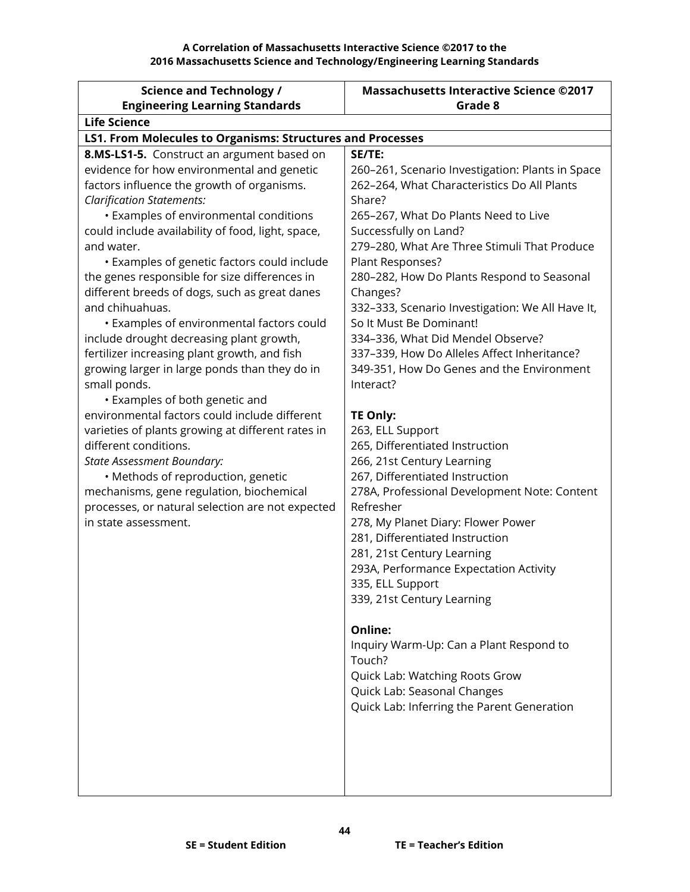**A Correlation of Massachusetts Interactive Science ©2017 to the**
**2016 Massachusetts Science and Technology/Engineering Learning Standards**

| Science and Technology / Engineering Learning Standards | Massachusetts Interactive Science ©2017 Grade 8 |
|---|---|
| **Life Science** | |
| **LS1. From Molecules to Organisms: Structures and Processes** | |
| **8.MS-LS1-5.** Construct an argument based on evidence for how environmental and genetic factors influence the growth of organisms.<br>*Clarification Statements:*<br>• Examples of environmental conditions could include availability of food, light, space, and water.<br>• Examples of genetic factors could include the genes responsible for size differences in different breeds of dogs, such as great danes and chihuahuas.<br>• Examples of environmental factors could include drought decreasing plant growth, fertilizer increasing plant growth, and fish growing larger in large ponds than they do in small ponds.<br>• Examples of both genetic and environmental factors could include different varieties of plants growing at different rates in different conditions.<br>*State Assessment Boundary:*<br>• Methods of reproduction, genetic mechanisms, gene regulation, biochemical processes, or natural selection are not expected in state assessment. | **SE/TE:**<br>260–261, Scenario Investigation: Plants in Space<br>262–264, What Characteristics Do All Plants Share?<br>265–267, What Do Plants Need to Live Successfully on Land?<br>279–280, What Are Three Stimuli That Produce Plant Responses?<br>280–282, How Do Plants Respond to Seasonal Changes?<br>332–333, Scenario Investigation: We All Have It, So It Must Be Dominant!<br>334–336, What Did Mendel Observe?<br>337–339, How Do Alleles Affect Inheritance?<br>349-351, How Do Genes and the Environment Interact?<br><br>**TE Only:**<br>263, ELL Support<br>265, Differentiated Instruction<br>266, 21st Century Learning<br>267, Differentiated Instruction<br>278A, Professional Development Note: Content Refresher<br>278, My Planet Diary: Flower Power<br>281, Differentiated Instruction<br>281, 21st Century Learning<br>293A, Performance Expectation Activity<br>335, ELL Support<br>339, 21st Century Learning<br><br>**Online:**<br>Inquiry Warm-Up: Can a Plant Respond to Touch?<br>Quick Lab: Watching Roots Grow<br>Quick Lab: Seasonal Changes<br>Quick Lab: Inferring the Parent Generation |

SE = Student Edition TE = Teacher's Edition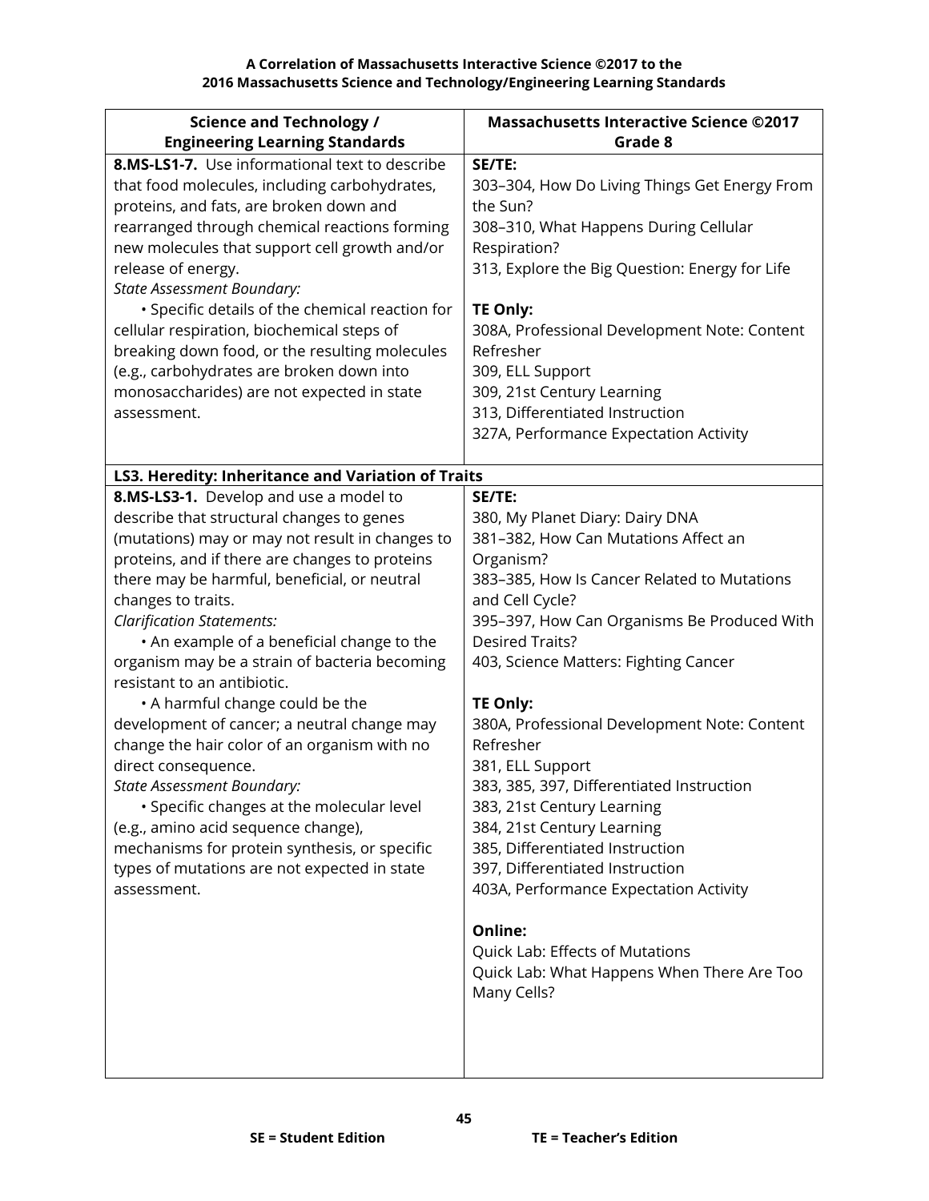**A Correlation of Massachusetts Interactive Science ©2017 to the 2016 Massachusetts Science and Technology/Engineering Learning Standards**

| Science and Technology / Engineering Learning Standards | Massachusetts Interactive Science ©2017 Grade 8 |
|---|---|
| **8.MS-LS1-7.** Use informational text to describe that food molecules, including carbohydrates, proteins, and fats, are broken down and rearranged through chemical reactions forming new molecules that support cell growth and/or release of energy.<br>*State Assessment Boundary:*<br>• Specific details of the chemical reaction for cellular respiration, biochemical steps of breaking down food, or the resulting molecules (e.g., carbohydrates are broken down into monosaccharides) are not expected in state assessment. | **SE/TE:**<br>303–304, How Do Living Things Get Energy From the Sun?<br>308–310, What Happens During Cellular Respiration?<br>313, Explore the Big Question: Energy for Life<br><br>**TE Only:**<br>308A, Professional Development Note: Content Refresher<br>309, ELL Support<br>309, 21st Century Learning<br>313, Differentiated Instruction<br>327A, Performance Expectation Activity |
| **LS3. Heredity: Inheritance and Variation of Traits** | |
| **8.MS-LS3-1.** Develop and use a model to describe that structural changes to genes (mutations) may or may not result in changes to proteins, and if there are changes to proteins there may be harmful, beneficial, or neutral changes to traits.<br>*Clarification Statements:*<br>• An example of a beneficial change to the organism may be a strain of bacteria becoming resistant to an antibiotic.<br>• A harmful change could be the development of cancer; a neutral change may change the hair color of an organism with no direct consequence.<br>*State Assessment Boundary:*<br>• Specific changes at the molecular level (e.g., amino acid sequence change), mechanisms for protein synthesis, or specific types of mutations are not expected in state assessment. | **SE/TE:**<br>380, My Planet Diary: Dairy DNA<br>381–382, How Can Mutations Affect an Organism?<br>383–385, How Is Cancer Related to Mutations and Cell Cycle?<br>395–397, How Can Organisms Be Produced With Desired Traits?<br>403, Science Matters: Fighting Cancer<br><br>**TE Only:**<br>380A, Professional Development Note: Content Refresher<br>381, ELL Support<br>383, 385, 397, Differentiated Instruction<br>383, 21st Century Learning<br>384, 21st Century Learning<br>385, Differentiated Instruction<br>397, Differentiated Instruction<br>403A, Performance Expectation Activity<br><br>**Online:**<br>Quick Lab: Effects of Mutations<br>Quick Lab: What Happens When There Are Too Many Cells? |

**SE = Student Edition** **TE = Teacher's Edition**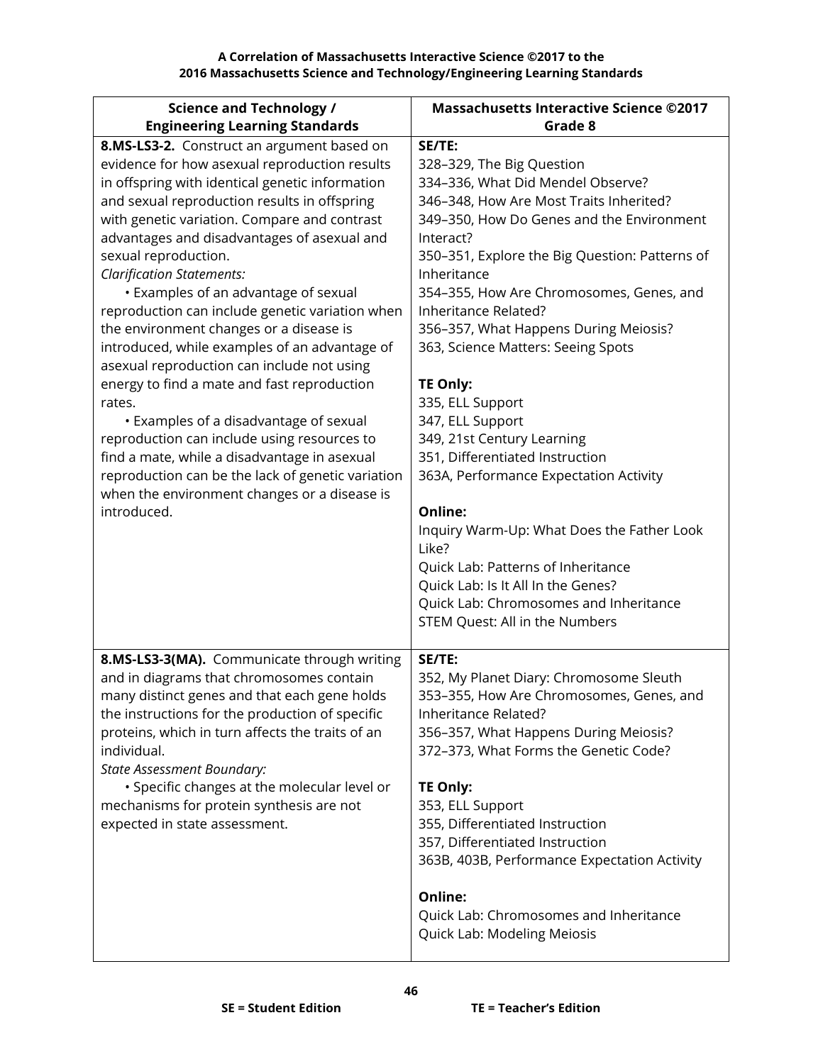**A Correlation of Massachusetts Interactive Science ©2017 to the 2016 Massachusetts Science and Technology/Engineering Learning Standards**

| Science and Technology / Engineering Learning Standards | Massachusetts Interactive Science ©2017 Grade 8 |
|---|---|
| **8.MS-LS3-2.** Construct an argument based on evidence for how asexual reproduction results in offspring with identical genetic information and sexual reproduction results in offspring with genetic variation. Compare and contrast advantages and disadvantages of asexual and sexual reproduction.<br>*Clarification Statements:*<br>• Examples of an advantage of sexual reproduction can include genetic variation when the environment changes or a disease is introduced, while examples of an advantage of asexual reproduction can include not using energy to find a mate and fast reproduction rates.<br>• Examples of a disadvantage of sexual reproduction can include using resources to find a mate, while a disadvantage in asexual reproduction can be the lack of genetic variation when the environment changes or a disease is introduced. | **SE/TE:**<br>328–329, The Big Question<br>334–336, What Did Mendel Observe?<br>346–348, How Are Most Traits Inherited?<br>349–350, How Do Genes and the Environment Interact?<br>350–351, Explore the Big Question: Patterns of Inheritance<br>354–355, How Are Chromosomes, Genes, and Inheritance Related?<br>356–357, What Happens During Meiosis?<br>363, Science Matters: Seeing Spots<br><br>**TE Only:**<br>335, ELL Support<br>347, ELL Support<br>349, 21st Century Learning<br>351, Differentiated Instruction<br>363A, Performance Expectation Activity<br><br>**Online:**<br>Inquiry Warm-Up: What Does the Father Look Like?<br>Quick Lab: Patterns of Inheritance<br>Quick Lab: Is It All In the Genes?<br>Quick Lab: Chromosomes and Inheritance<br>STEM Quest: All in the Numbers |
| **8.MS-LS3-3(MA).** Communicate through writing and in diagrams that chromosomes contain many distinct genes and that each gene holds the instructions for the production of specific proteins, which in turn affects the traits of an individual.<br>*State Assessment Boundary:*<br>• Specific changes at the molecular level or mechanisms for protein synthesis are not expected in state assessment. | **SE/TE:**<br>352, My Planet Diary: Chromosome Sleuth<br>353–355, How Are Chromosomes, Genes, and Inheritance Related?<br>356–357, What Happens During Meiosis?<br>372–373, What Forms the Genetic Code?<br><br>**TE Only:**<br>353, ELL Support<br>355, Differentiated Instruction<br>357, Differentiated Instruction<br>363B, 403B, Performance Expectation Activity<br><br>**Online:**<br>Quick Lab: Chromosomes and Inheritance<br>Quick Lab: Modeling Meiosis |

**SE = Student Edition** **TE = Teacher's Edition**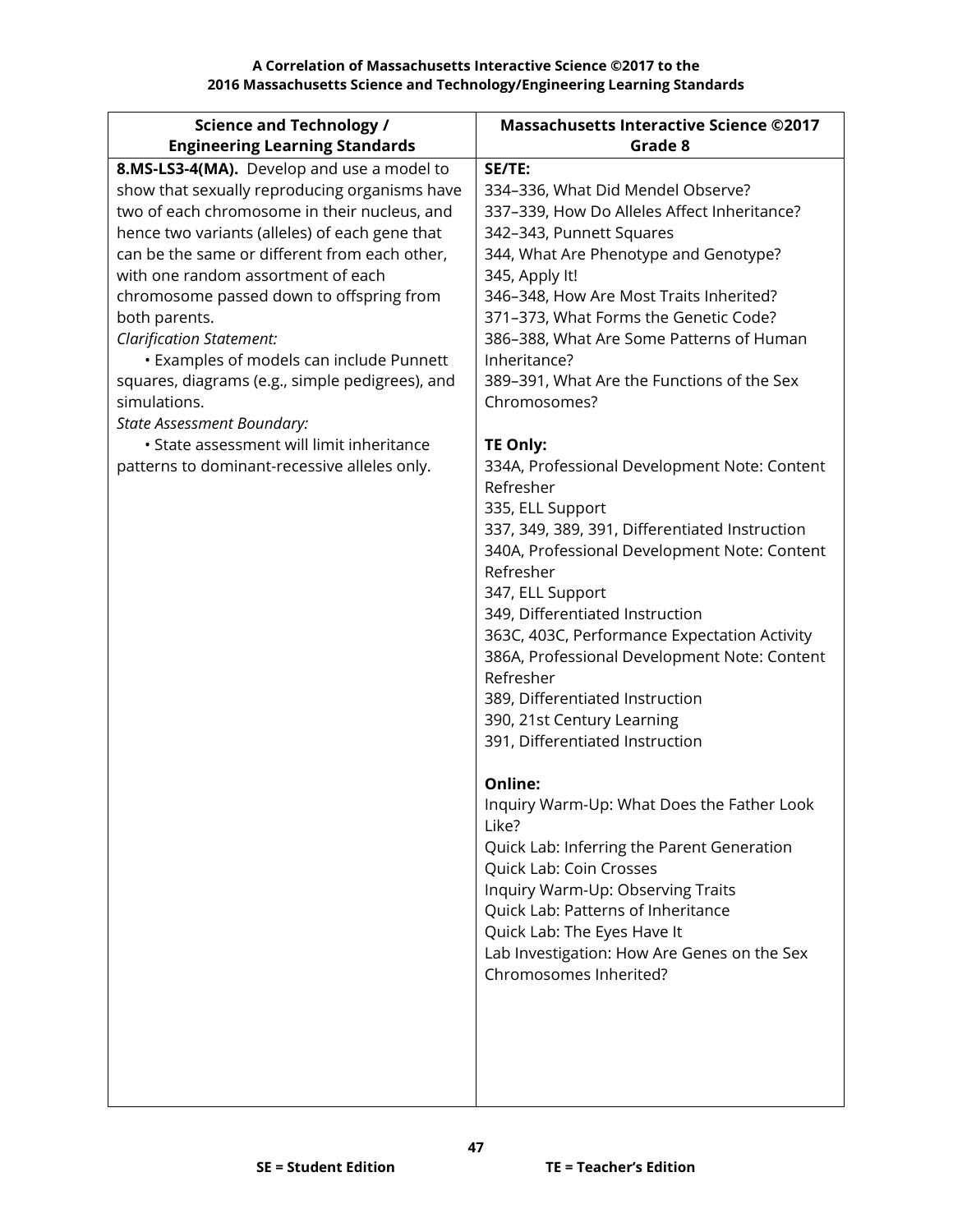**A Correlation of Massachusetts Interactive Science ©2017 to the 2016 Massachusetts Science and Technology/Engineering Learning Standards**

| Science and Technology / Engineering Learning Standards | Massachusetts Interactive Science ©2017 Grade 8 |
|---|---|
| **8.MS-LS3-4(MA).** Develop and use a model to show that sexually reproducing organisms have two of each chromosome in their nucleus, and hence two variants (alleles) of each gene that can be the same or different from each other, with one random assortment of each chromosome passed down to offspring from both parents.<br>*Clarification Statement:*<br>• Examples of models can include Punnett squares, diagrams (e.g., simple pedigrees), and simulations.<br>*State Assessment Boundary:*<br>• State assessment will limit inheritance patterns to dominant-recessive alleles only. | **SE/TE:**<br>334–336, What Did Mendel Observe?<br>337–339, How Do Alleles Affect Inheritance?<br>342–343, Punnett Squares<br>344, What Are Phenotype and Genotype?<br>345, Apply It!<br>346–348, How Are Most Traits Inherited?<br>371–373, What Forms the Genetic Code?<br>386–388, What Are Some Patterns of Human Inheritance?<br>389–391, What Are the Functions of the Sex Chromosomes?<br><br>**TE Only:**<br>334A, Professional Development Note: Content Refresher<br>335, ELL Support<br>337, 349, 389, 391, Differentiated Instruction<br>340A, Professional Development Note: Content Refresher<br>347, ELL Support<br>349, Differentiated Instruction<br>363C, 403C, Performance Expectation Activity<br>386A, Professional Development Note: Content Refresher<br>389, Differentiated Instruction<br>390, 21st Century Learning<br>391, Differentiated Instruction<br><br>**Online:**<br>Inquiry Warm-Up: What Does the Father Look Like?<br>Quick Lab: Inferring the Parent Generation<br>Quick Lab: Coin Crosses<br>Inquiry Warm-Up: Observing Traits<br>Quick Lab: Patterns of Inheritance<br>Quick Lab: The Eyes Have It<br>Lab Investigation: How Are Genes on the Sex Chromosomes Inherited? |

**SE = Student Edition** **TE = Teacher's Edition**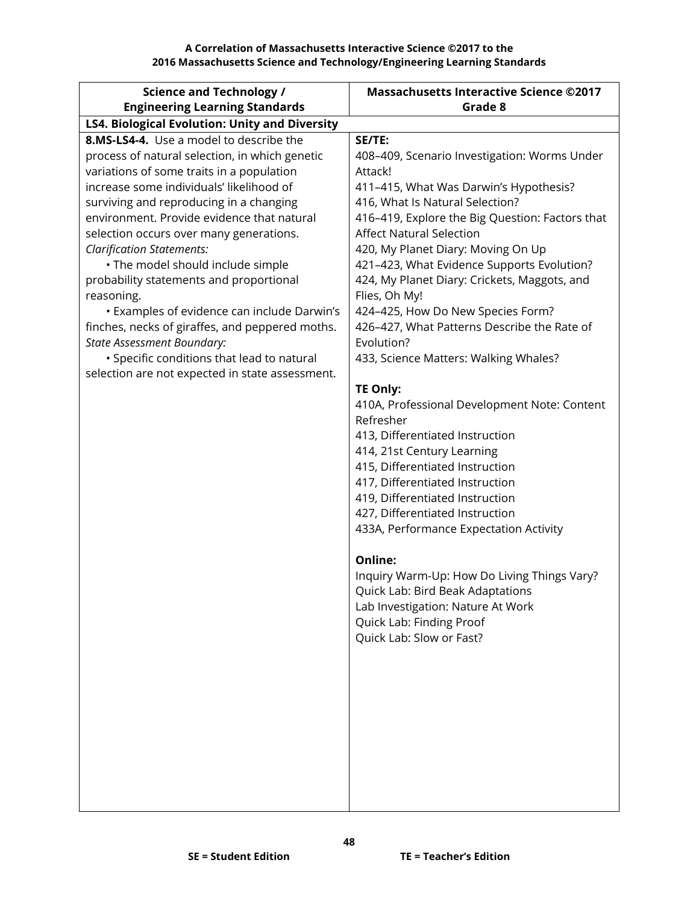**A Correlation of Massachusetts Interactive Science ©2017 to the 2016 Massachusetts Science and Technology/Engineering Learning Standards**

| Science and Technology / Engineering Learning Standards | Massachusetts Interactive Science ©2017 Grade 8 |
|---|---|
| **LS4. Biological Evolution: Unity and Diversity** | |
| **8.MS-LS4-4.** Use a model to describe the process of natural selection, in which genetic variations of some traits in a population increase some individuals' likelihood of surviving and reproducing in a changing environment. Provide evidence that natural selection occurs over many generations.<br>*Clarification Statements:*<br>• The model should include simple probability statements and proportional reasoning.<br>• Examples of evidence can include Darwin's finches, necks of giraffes, and peppered moths.<br>*State Assessment Boundary:*<br>• Specific conditions that lead to natural selection are not expected in state assessment. | **SE/TE:**<br>408–409, Scenario Investigation: Worms Under Attack!<br>411–415, What Was Darwin's Hypothesis?<br>416, What Is Natural Selection?<br>416–419, Explore the Big Question: Factors that Affect Natural Selection<br>420, My Planet Diary: Moving On Up<br>421–423, What Evidence Supports Evolution?<br>424, My Planet Diary: Crickets, Maggots, and Flies, Oh My!<br>424–425, How Do New Species Form?<br>426–427, What Patterns Describe the Rate of Evolution?<br>433, Science Matters: Walking Whales?<br><br>**TE Only:**<br>410A, Professional Development Note: Content Refresher<br>413, Differentiated Instruction<br>414, 21st Century Learning<br>415, Differentiated Instruction<br>417, Differentiated Instruction<br>419, Differentiated Instruction<br>427, Differentiated Instruction<br>433A, Performance Expectation Activity<br><br>**Online:**<br>Inquiry Warm-Up: How Do Living Things Vary?<br>Quick Lab: Bird Beak Adaptations<br>Lab Investigation: Nature At Work<br>Quick Lab: Finding Proof<br>Quick Lab: Slow or Fast? |

**SE = Student Edition** **TE = Teacher's Edition**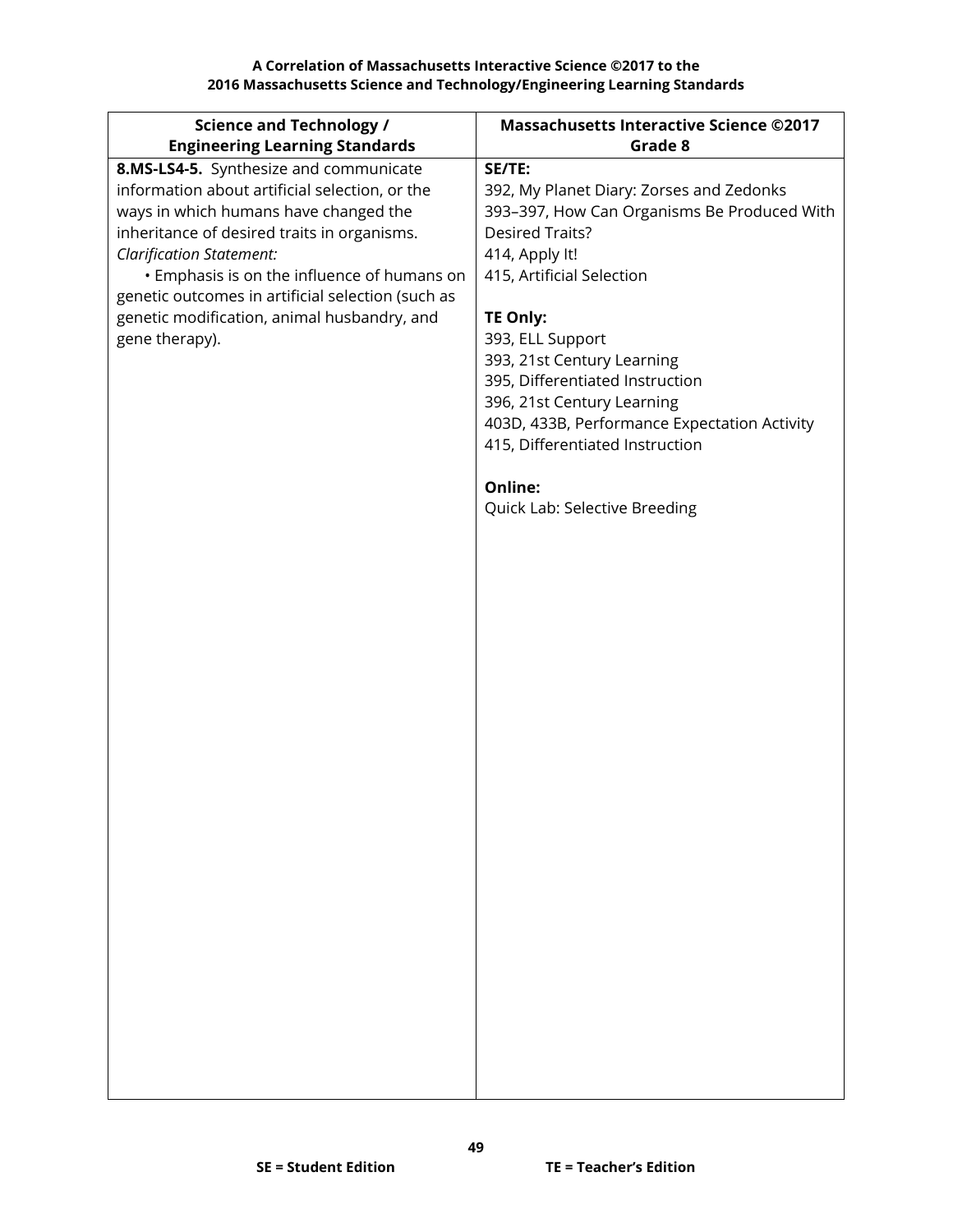| Science and Technology / Engineering Learning Standards | Massachusetts Interactive Science ©2017 Grade 8 |
|---|---|
| **8.MS-LS4-5.** Synthesize and communicate information about artificial selection, or the ways in which humans have changed the inheritance of desired traits in organisms.<br>*Clarification Statement:*<br>• Emphasis is on the influence of humans on genetic outcomes in artificial selection (such as genetic modification, animal husbandry, and gene therapy). | **SE/TE:**<br>392, My Planet Diary: Zorses and Zedonks<br>393–397, How Can Organisms Be Produced With Desired Traits?<br>414, Apply It!<br>415, Artificial Selection<br><br>**TE Only:**<br>393, ELL Support<br>393, 21st Century Learning<br>395, Differentiated Instruction<br>396, 21st Century Learning<br>403D, 433B, Performance Expectation Activity<br>415, Differentiated Instruction<br><br>**Online:**<br>Quick Lab: Selective Breeding |

**SE = Student Edition** **TE = Teacher's Edition**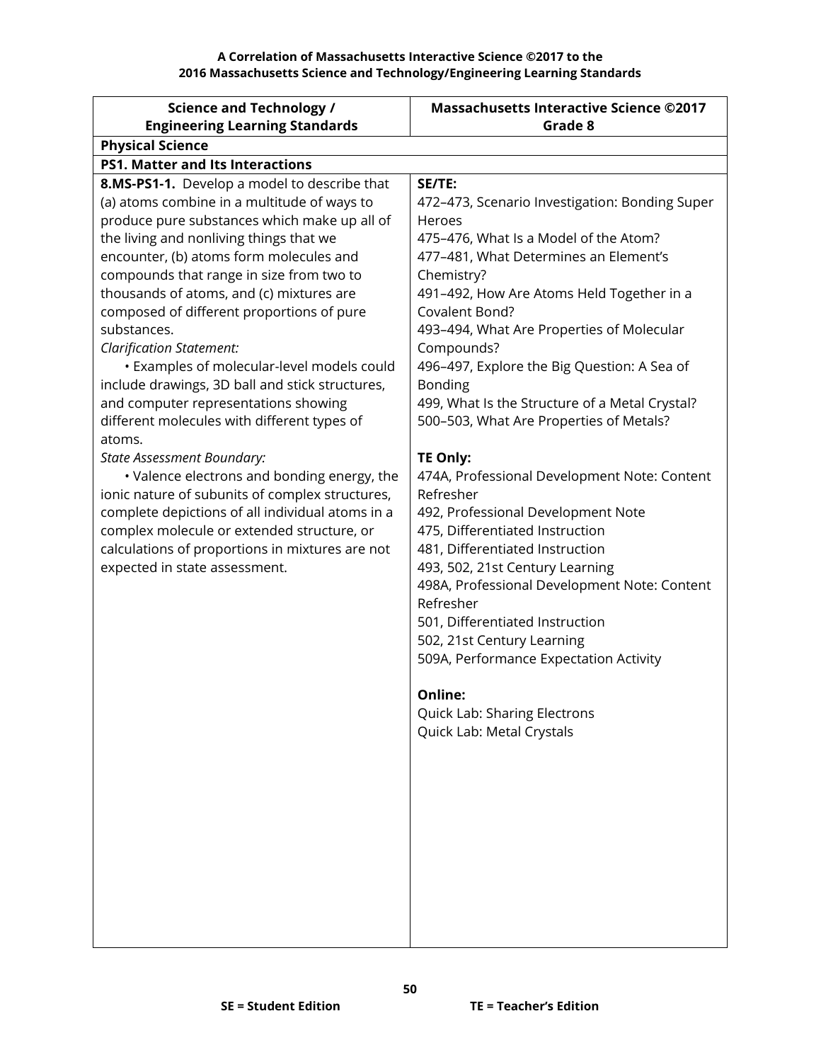**A Correlation of Massachusetts Interactive Science ©2017 to the 2016 Massachusetts Science and Technology/Engineering Learning Standards**

| Science and Technology / Engineering Learning Standards | Massachusetts Interactive Science ©2017 Grade 8 |
|---|---|
| **Physical Science** | |
| **PS1. Matter and Its Interactions** | |
| **8.MS-PS1-1.** Develop a model to describe that (a) atoms combine in a multitude of ways to produce pure substances which make up all of the living and nonliving things that we encounter, (b) atoms form molecules and compounds that range in size from two to thousands of atoms, and (c) mixtures are composed of different proportions of pure substances.<br>*Clarification Statement:*<br>• Examples of molecular-level models could include drawings, 3D ball and stick structures, and computer representations showing different molecules with different types of atoms.<br>*State Assessment Boundary:*<br>• Valence electrons and bonding energy, the ionic nature of subunits of complex structures, complete depictions of all individual atoms in a complex molecule or extended structure, or calculations of proportions in mixtures are not expected in state assessment. | **SE/TE:**<br>472–473, Scenario Investigation: Bonding Super Heroes<br>475–476, What Is a Model of the Atom?<br>477–481, What Determines an Element's Chemistry?<br>491–492, How Are Atoms Held Together in a Covalent Bond?<br>493–494, What Are Properties of Molecular Compounds?<br>496–497, Explore the Big Question: A Sea of Bonding<br>499, What Is the Structure of a Metal Crystal?<br>500–503, What Are Properties of Metals?<br><br>**TE Only:**<br>474A, Professional Development Note: Content Refresher<br>492, Professional Development Note<br>475, Differentiated Instruction<br>481, Differentiated Instruction<br>493, 502, 21st Century Learning<br>498A, Professional Development Note: Content Refresher<br>501, Differentiated Instruction<br>502, 21st Century Learning<br>509A, Performance Expectation Activity<br><br>**Online:**<br>Quick Lab: Sharing Electrons<br>Quick Lab: Metal Crystals |

**SE = Student Edition** **TE = Teacher's Edition**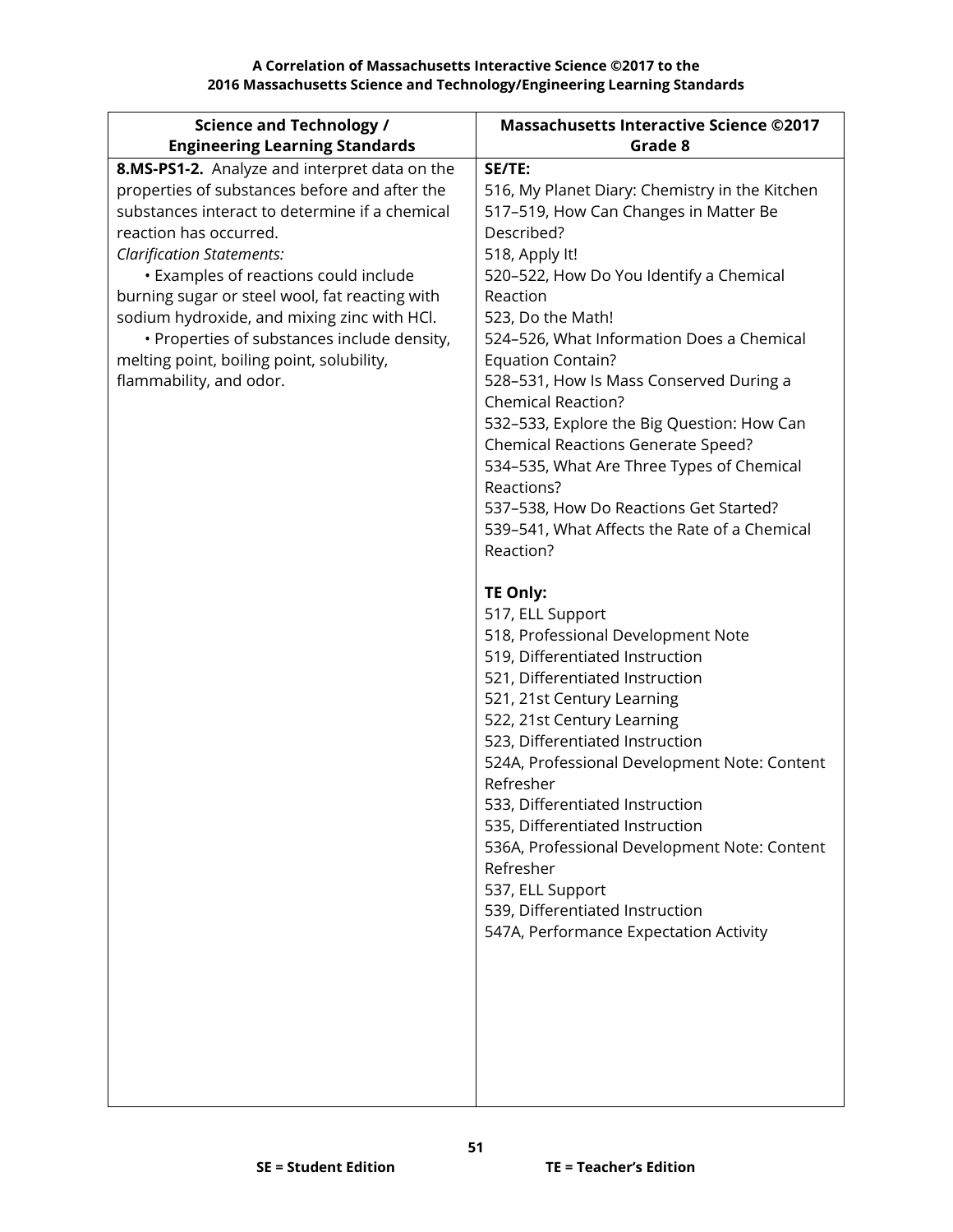**A Correlation of Massachusetts Interactive Science ©2017 to the 2016 Massachusetts Science and Technology/Engineering Learning Standards**

| Science and Technology / Engineering Learning Standards | Massachusetts Interactive Science ©2017 Grade 8 |
|---|---|
| **8.MS-PS1-2.** Analyze and interpret data on the properties of substances before and after the substances interact to determine if a chemical reaction has occurred.<br>*Clarification Statements:*<br>• Examples of reactions could include burning sugar or steel wool, fat reacting with sodium hydroxide, and mixing zinc with HCl.<br>• Properties of substances include density, melting point, boiling point, solubility, flammability, and odor. | **SE/TE:**<br>516, My Planet Diary: Chemistry in the Kitchen<br>517–519, How Can Changes in Matter Be Described?<br>518, Apply It!<br>520–522, How Do You Identify a Chemical Reaction<br>523, Do the Math!<br>524–526, What Information Does a Chemical Equation Contain?<br>528–531, How Is Mass Conserved During a Chemical Reaction?<br>532–533, Explore the Big Question: How Can Chemical Reactions Generate Speed?<br>534–535, What Are Three Types of Chemical Reactions?<br>537–538, How Do Reactions Get Started?<br>539–541, What Affects the Rate of a Chemical Reaction?<br><br>**TE Only:**<br>517, ELL Support<br>518, Professional Development Note<br>519, Differentiated Instruction<br>521, Differentiated Instruction<br>521, 21st Century Learning<br>522, 21st Century Learning<br>523, Differentiated Instruction<br>524A, Professional Development Note: Content Refresher<br>533, Differentiated Instruction<br>535, Differentiated Instruction<br>536A, Professional Development Note: Content Refresher<br>537, ELL Support<br>539, Differentiated Instruction<br>547A, Performance Expectation Activity |

SE = Student Edition TE = Teacher's Edition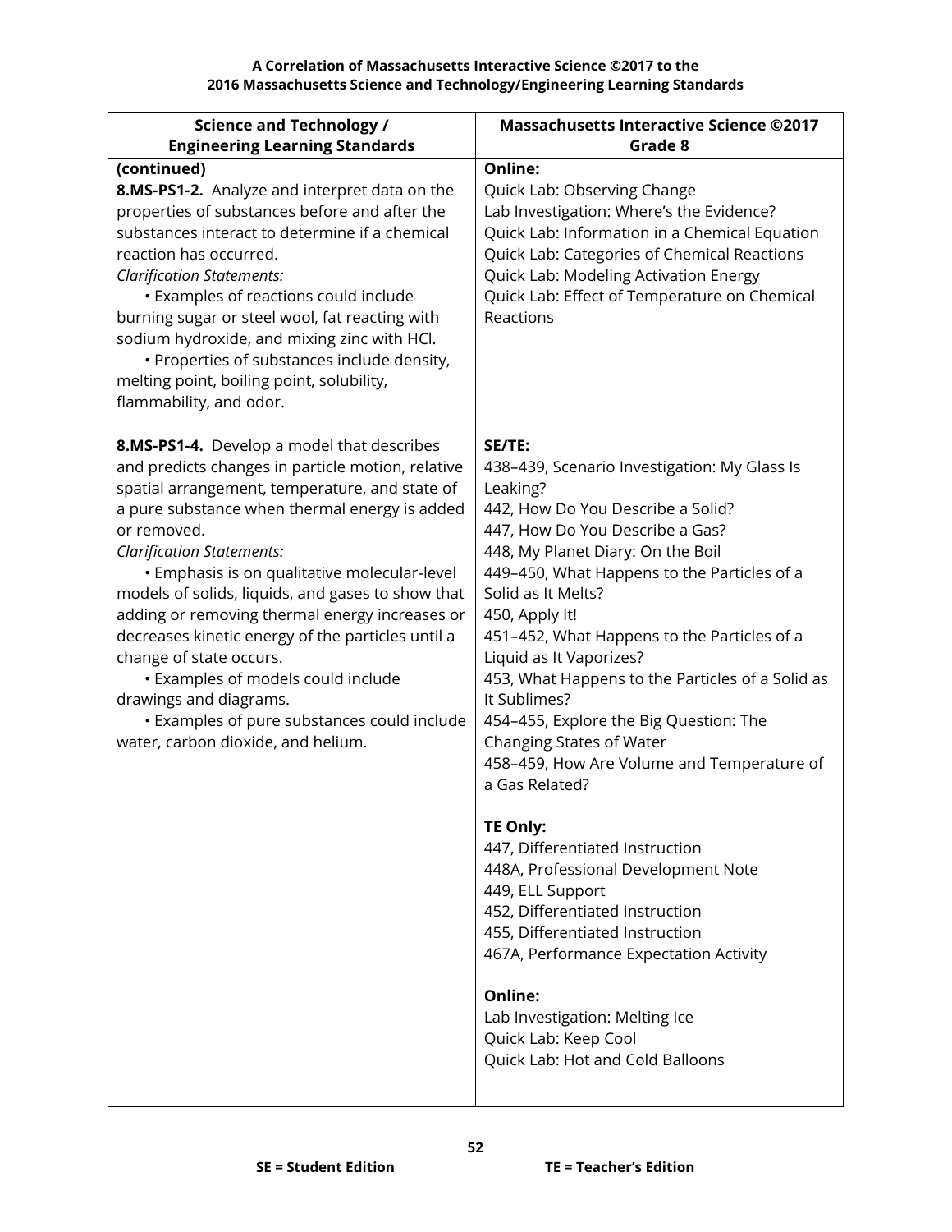| Science and Technology / Engineering Learning Standards | Massachusetts Interactive Science ©2017 Grade 8 |
|---|---|
| **(continued)**<br>**8.MS-PS1-2.** Analyze and interpret data on the properties of substances before and after the substances interact to determine if a chemical reaction has occurred.<br>*Clarification Statements:*<br>• Examples of reactions could include burning sugar or steel wool, fat reacting with sodium hydroxide, and mixing zinc with HCl.<br>• Properties of substances include density, melting point, boiling point, solubility, flammability, and odor. | **Online:**<br>Quick Lab: Observing Change<br>Lab Investigation: Where's the Evidence?<br>Quick Lab: Information in a Chemical Equation<br>Quick Lab: Categories of Chemical Reactions<br>Quick Lab: Modeling Activation Energy<br>Quick Lab: Effect of Temperature on Chemical Reactions |
| **8.MS-PS1-4.** Develop a model that describes and predicts changes in particle motion, relative spatial arrangement, temperature, and state of a pure substance when thermal energy is added or removed.<br>*Clarification Statements:*<br>• Emphasis is on qualitative molecular-level models of solids, liquids, and gases to show that adding or removing thermal energy increases or decreases kinetic energy of the particles until a change of state occurs.<br>• Examples of models could include drawings and diagrams.<br>• Examples of pure substances could include water, carbon dioxide, and helium. | **SE/TE:**<br>438–439, Scenario Investigation: My Glass Is Leaking?<br>442, How Do You Describe a Solid?<br>447, How Do You Describe a Gas?<br>448, My Planet Diary: On the Boil<br>449–450, What Happens to the Particles of a Solid as It Melts?<br>450, Apply It!<br>451–452, What Happens to the Particles of a Liquid as It Vaporizes?<br>453, What Happens to the Particles of a Solid as It Sublimes?<br>454–455, Explore the Big Question: The Changing States of Water<br>458–459, How Are Volume and Temperature of a Gas Related?<br><br>**TE Only:**<br>447, Differentiated Instruction<br>448A, Professional Development Note<br>449, ELL Support<br>452, Differentiated Instruction<br>455, Differentiated Instruction<br>467A, Performance Expectation Activity<br><br>**Online:**<br>Lab Investigation: Melting Ice<br>Quick Lab: Keep Cool<br>Quick Lab: Hot and Cold Balloons |

SE = Student Edition TE = Teacher's Edition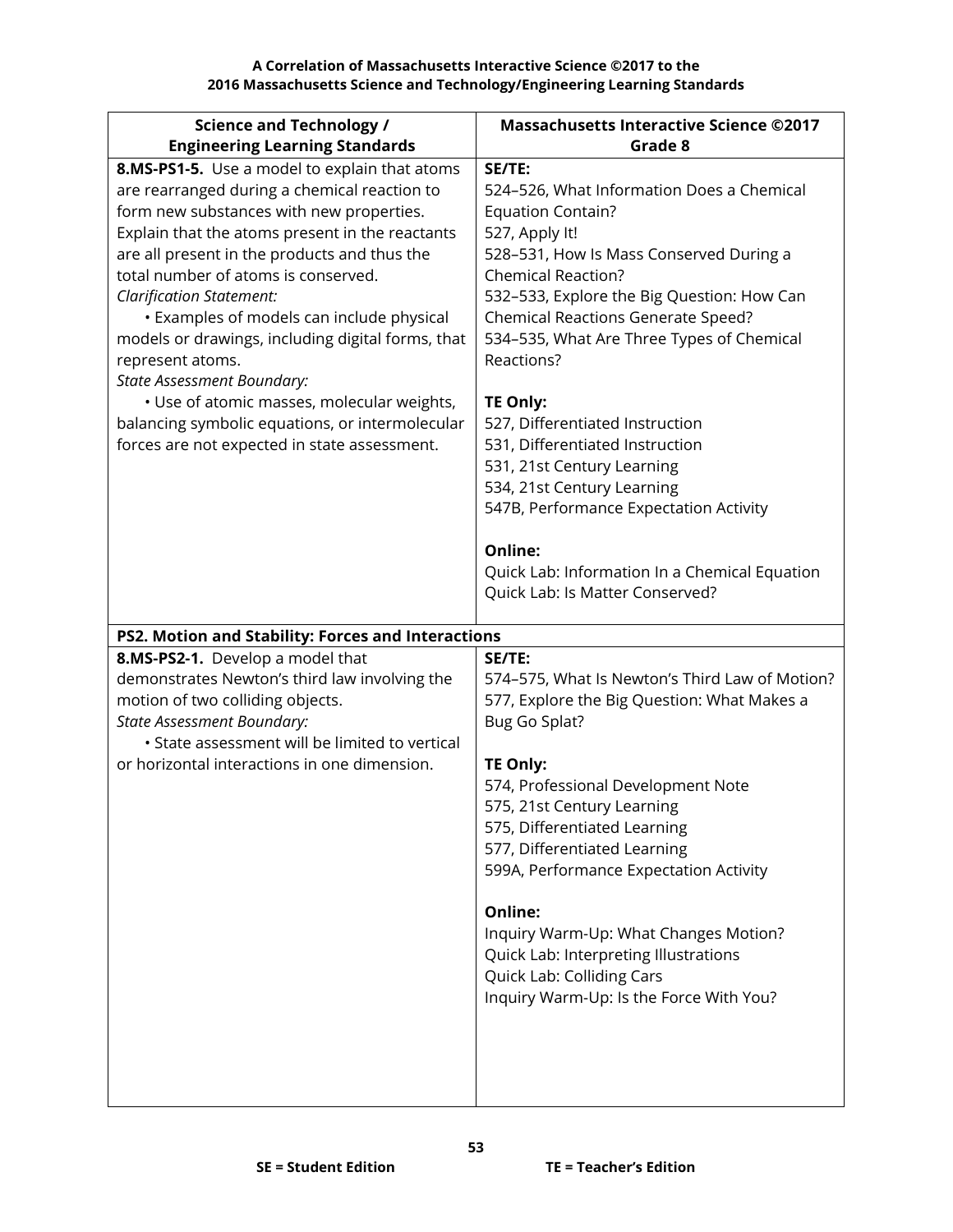**A Correlation of Massachusetts Interactive Science ©2017 to the 2016 Massachusetts Science and Technology/Engineering Learning Standards**

| Science and Technology / Engineering Learning Standards | Massachusetts Interactive Science ©2017 Grade 8 |
|---|---|
| **8.MS-PS1-5.** Use a model to explain that atoms are rearranged during a chemical reaction to form new substances with new properties. Explain that the atoms present in the reactants are all present in the products and thus the total number of atoms is conserved.<br>*Clarification Statement:*<br>• Examples of models can include physical models or drawings, including digital forms, that represent atoms.<br>*State Assessment Boundary:*<br>• Use of atomic masses, molecular weights, balancing symbolic equations, or intermolecular forces are not expected in state assessment. | **SE/TE:**<br>524–526, What Information Does a Chemical Equation Contain?<br>527, Apply It!<br>528–531, How Is Mass Conserved During a Chemical Reaction?<br>532–533, Explore the Big Question: How Can Chemical Reactions Generate Speed?<br>534–535, What Are Three Types of Chemical Reactions?<br><br>**TE Only:**<br>527, Differentiated Instruction<br>531, Differentiated Instruction<br>531, 21st Century Learning<br>534, 21st Century Learning<br>547B, Performance Expectation Activity<br><br>**Online:**<br>Quick Lab: Information In a Chemical Equation<br>Quick Lab: Is Matter Conserved? |
| **PS2. Motion and Stability: Forces and Interactions** | |
| **8.MS-PS2-1.** Develop a model that demonstrates Newton's third law involving the motion of two colliding objects.<br>*State Assessment Boundary:*<br>• State assessment will be limited to vertical or horizontal interactions in one dimension. | **SE/TE:**<br>574–575, What Is Newton's Third Law of Motion?<br>577, Explore the Big Question: What Makes a Bug Go Splat?<br><br>**TE Only:**<br>574, Professional Development Note<br>575, 21st Century Learning<br>575, Differentiated Learning<br>577, Differentiated Learning<br>599A, Performance Expectation Activity<br><br>**Online:**<br>Inquiry Warm-Up: What Changes Motion?<br>Quick Lab: Interpreting Illustrations<br>Quick Lab: Colliding Cars<br>Inquiry Warm-Up: Is the Force With You? |

**SE = Student Edition** **TE = Teacher's Edition**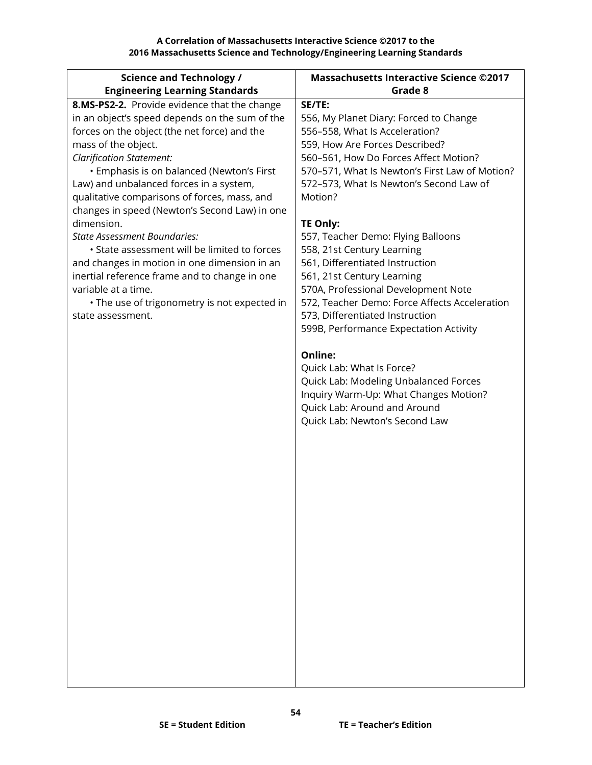| Science and Technology / Engineering Learning Standards | Massachusetts Interactive Science ©2017 Grade 8 |
|---|---|
| **8.MS-PS2-2.** Provide evidence that the change in an object's speed depends on the sum of the forces on the object (the net force) and the mass of the object.<br>*Clarification Statement:*<br>• Emphasis is on balanced (Newton's First Law) and unbalanced forces in a system, qualitative comparisons of forces, mass, and changes in speed (Newton's Second Law) in one dimension.<br>*State Assessment Boundaries:*<br>• State assessment will be limited to forces and changes in motion in one dimension in an inertial reference frame and to change in one variable at a time.<br>• The use of trigonometry is not expected in state assessment. | **SE/TE:**<br>556, My Planet Diary: Forced to Change<br>556–558, What Is Acceleration?<br>559, How Are Forces Described?<br>560–561, How Do Forces Affect Motion?<br>570–571, What Is Newton's First Law of Motion?<br>572–573, What Is Newton's Second Law of Motion?<br><br>**TE Only:**<br>557, Teacher Demo: Flying Balloons<br>558, 21st Century Learning<br>561, Differentiated Instruction<br>561, 21st Century Learning<br>570A, Professional Development Note<br>572, Teacher Demo: Force Affects Acceleration<br>573, Differentiated Instruction<br>599B, Performance Expectation Activity<br><br>**Online:**<br>Quick Lab: What Is Force?<br>Quick Lab: Modeling Unbalanced Forces<br>Inquiry Warm-Up: What Changes Motion?<br>Quick Lab: Around and Around<br>Quick Lab: Newton's Second Law |

**SE = Student Edition** **TE = Teacher's Edition**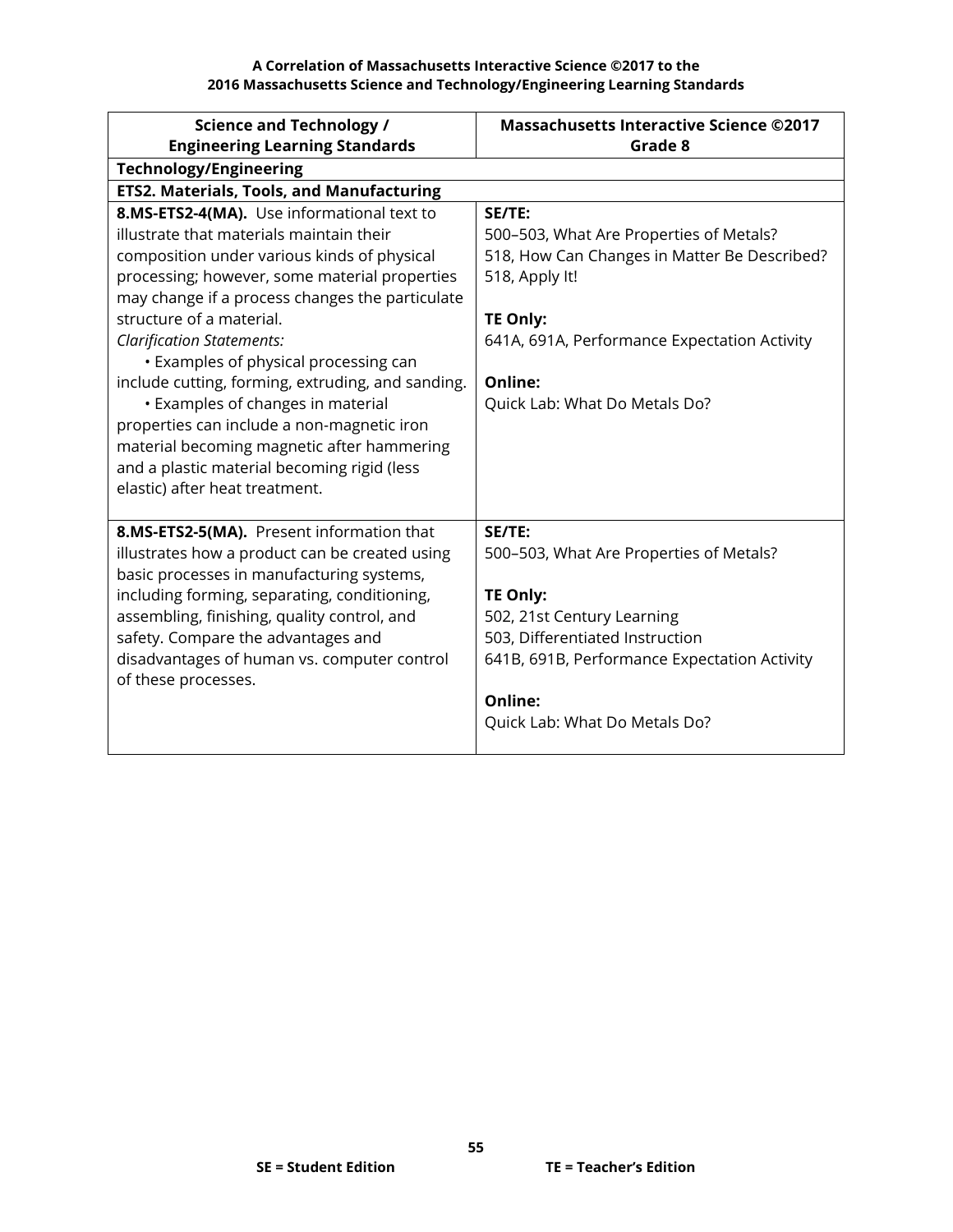**A Correlation of Massachusetts Interactive Science ©2017 to the 2016 Massachusetts Science and Technology/Engineering Learning Standards**

| Science and Technology / Engineering Learning Standards | Massachusetts Interactive Science ©2017 Grade 8 |
|---|---|
| **Technology/Engineering** | |
| **ETS2. Materials, Tools, and Manufacturing** | |
| **8.MS-ETS2-4(MA).** Use informational text to illustrate that materials maintain their composition under various kinds of physical processing; however, some material properties may change if a process changes the particulate structure of a material.<br>*Clarification Statements:*<br>• Examples of physical processing can include cutting, forming, extruding, and sanding.<br>• Examples of changes in material properties can include a non-magnetic iron material becoming magnetic after hammering and a plastic material becoming rigid (less elastic) after heat treatment. | **SE/TE:**<br>500–503, What Are Properties of Metals?<br>518, How Can Changes in Matter Be Described?<br>518, Apply It!<br><br>**TE Only:**<br>641A, 691A, Performance Expectation Activity<br><br>**Online:**<br>Quick Lab: What Do Metals Do? |
| **8.MS-ETS2-5(MA).** Present information that illustrates how a product can be created using basic processes in manufacturing systems, including forming, separating, conditioning, assembling, finishing, quality control, and safety. Compare the advantages and disadvantages of human vs. computer control of these processes. | **SE/TE:**<br>500–503, What Are Properties of Metals?<br><br>**TE Only:**<br>502, 21st Century Learning<br>503, Differentiated Instruction<br>641B, 691B, Performance Expectation Activity<br><br>**Online:**<br>Quick Lab: What Do Metals Do? |

**SE = Student Edition** **TE = Teacher's Edition**